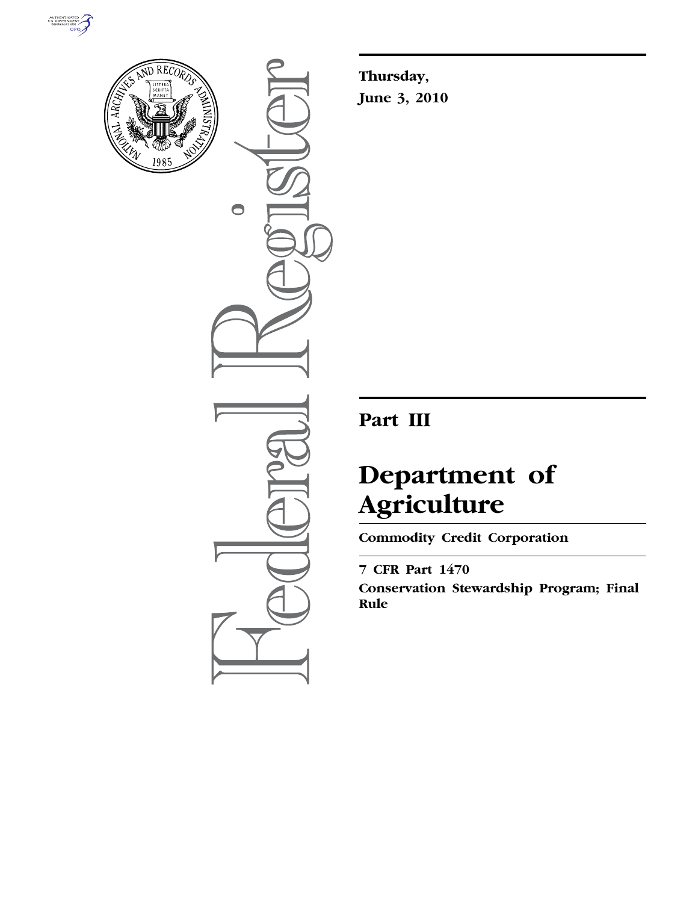Thursday,

June 3, 2010

# Part III

# Department of Agriculture

## Commodity Credit Corporation

7 CFR Part 1470

Conservation Stewardship Program; Final Rule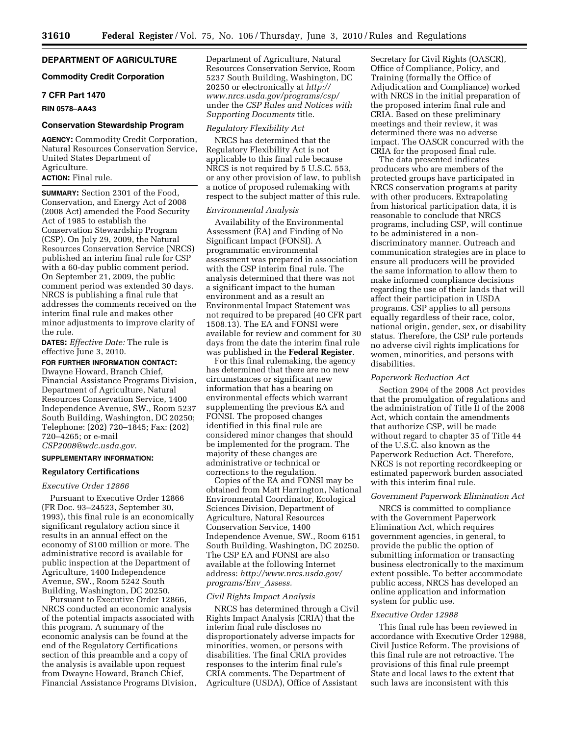**DEPARTMENT OF AGRICULTURE**

**Commodity Credit Corporation**

**7 CFR Part 1470**

**RIN 0578–AA43**

## Conservation Stewardship Program

**AGENCY:** Commodity Credit Corporation, Natural Resources Conservation Service, United States Department of Agriculture.

**ACTION:** Final rule.

**SUMMARY:** Section 2301 of the Food, Conservation, and Energy Act of 2008 (2008 Act) amended the Food Security Act of 1985 to establish the Conservation Stewardship Program (CSP). On July 29, 2009, the Natural Resources Conservation Service (NRCS) published an interim final rule for CSP with a 60-day public comment period. On September 21, 2009, the public comment period was extended 30 days. NRCS is publishing a final rule that addresses the comments received on the interim final rule and makes other minor adjustments to improve clarity of the rule.

**DATES:** *Effective Date:* The rule is effective June 3, 2010.

**FOR FURTHER INFORMATION CONTACT:** Dwayne Howard, Branch Chief, Financial Assistance Programs Division, Department of Agriculture, Natural Resources Conservation Service, 1400 Independence Avenue, SW., Room 5237 South Building, Washington, DC 20250; Telephone: (202) 720–1845; Fax: (202) 720–4265; or e-mail *CSP2008@wdc.usda.gov.*

**SUPPLEMENTARY INFORMATION:**

### Regulatory Certifications

*Executive Order 12866*

Pursuant to Executive Order 12866 (FR Doc. 93–24523, September 30, 1993), this final rule is an economically significant regulatory action since it results in an annual effect on the economy of $100 million or more. The administrative record is available for public inspection at the Department of Agriculture, 1400 Independence Avenue, SW., Room 5242 South Building, Washington, DC 20250.

Pursuant to Executive Order 12866, NRCS conducted an economic analysis of the potential impacts associated with this program. A summary of the economic analysis can be found at the end of the Regulatory Certifications section of this preamble and a copy of the analysis is available upon request from Dwayne Howard, Branch Chief, Financial Assistance Programs Division, Department of Agriculture, Natural Resources Conservation Service, Room 5237 South Building, Washington, DC 20250 or electronically at *http://www.nrcs.usda.gov/programs/csp/* under the *CSP Rules and Notices with Supporting Documents* title.

*Regulatory Flexibility Act*

NRCS has determined that the Regulatory Flexibility Act is not applicable to this final rule because NRCS is not required by 5 U.S.C. 553, or any other provision of law, to publish a notice of proposed rulemaking with respect to the subject matter of this rule.

*Environmental Analysis*

Availability of the Environmental Assessment (EA) and Finding of No Significant Impact (FONSI). A programmatic environmental assessment was prepared in association with the CSP interim final rule. The analysis determined that there was not a significant impact to the human environment and as a result an Environmental Impact Statement was not required to be prepared (40 CFR part 1508.13). The EA and FONSI were available for review and comment for 30 days from the date the interim final rule was published in the **Federal Register**.

For this final rulemaking, the agency has determined that there are no new circumstances or significant new information that has a bearing on environmental effects which warrant supplementing the previous EA and FONSI. The proposed changes identified in this final rule are considered minor changes that should be implemented for the program. The majority of these changes are administrative or technical or corrections to the regulation.

Copies of the EA and FONSI may be obtained from Matt Harrington, National Environmental Coordinator, Ecological Sciences Division, Department of Agriculture, Natural Resources Conservation Service, 1400 Independence Avenue, SW., Room 6151 South Building, Washington, DC 20250. The CSP EA and FONSI are also available at the following Internet address: *http://www.nrcs.usda.gov/programs/Env_Assess.*

*Civil Rights Impact Analysis*

NRCS has determined through a Civil Rights Impact Analysis (CRIA) that the interim final rule discloses no disproportionately adverse impacts for minorities, women, or persons with disabilities. The final CRIA provides responses to the interim final rule's CRIA comments. The Department of Agriculture (USDA), Office of Assistant Secretary for Civil Rights (OASCR), Office of Compliance, Policy, and Training (formally the Office of Adjudication and Compliance) worked with NRCS in the initial preparation of the proposed interim final rule and CRIA. Based on these preliminary meetings and their review, it was determined there was no adverse impact. The OASCR concurred with the CRIA for the proposed final rule.

The data presented indicates producers who are members of the protected groups have participated in NRCS conservation programs at parity with other producers. Extrapolating from historical participation data, it is reasonable to conclude that NRCS programs, including CSP, will continue to be administered in a non-discriminatory manner. Outreach and communication strategies are in place to ensure all producers will be provided the same information to allow them to make informed compliance decisions regarding the use of their lands that will affect their participation in USDA programs. CSP applies to all persons equally regardless of their race, color, national origin, gender, sex, or disability status. Therefore, the CSP rule portends no adverse civil rights implications for women, minorities, and persons with disabilities.

*Paperwork Reduction Act*

Section 2904 of the 2008 Act provides that the promulgation of regulations and the administration of Title II of the 2008 Act, which contain the amendments that authorize CSP, will be made without regard to chapter 35 of Title 44 of the U.S.C. also known as the Paperwork Reduction Act. Therefore, NRCS is not reporting recordkeeping or estimated paperwork burden associated with this interim final rule.

*Government Paperwork Elimination Act*

NRCS is committed to compliance with the Government Paperwork Elimination Act, which requires government agencies, in general, to provide the public the option of submitting information or transacting business electronically to the maximum extent possible. To better accommodate public access, NRCS has developed an online application and information system for public use.

*Executive Order 12988*

This final rule has been reviewed in accordance with Executive Order 12988, Civil Justice Reform. The provisions of this final rule are not retroactive. The provisions of this final rule preempt State and local laws to the extent that such laws are inconsistent with this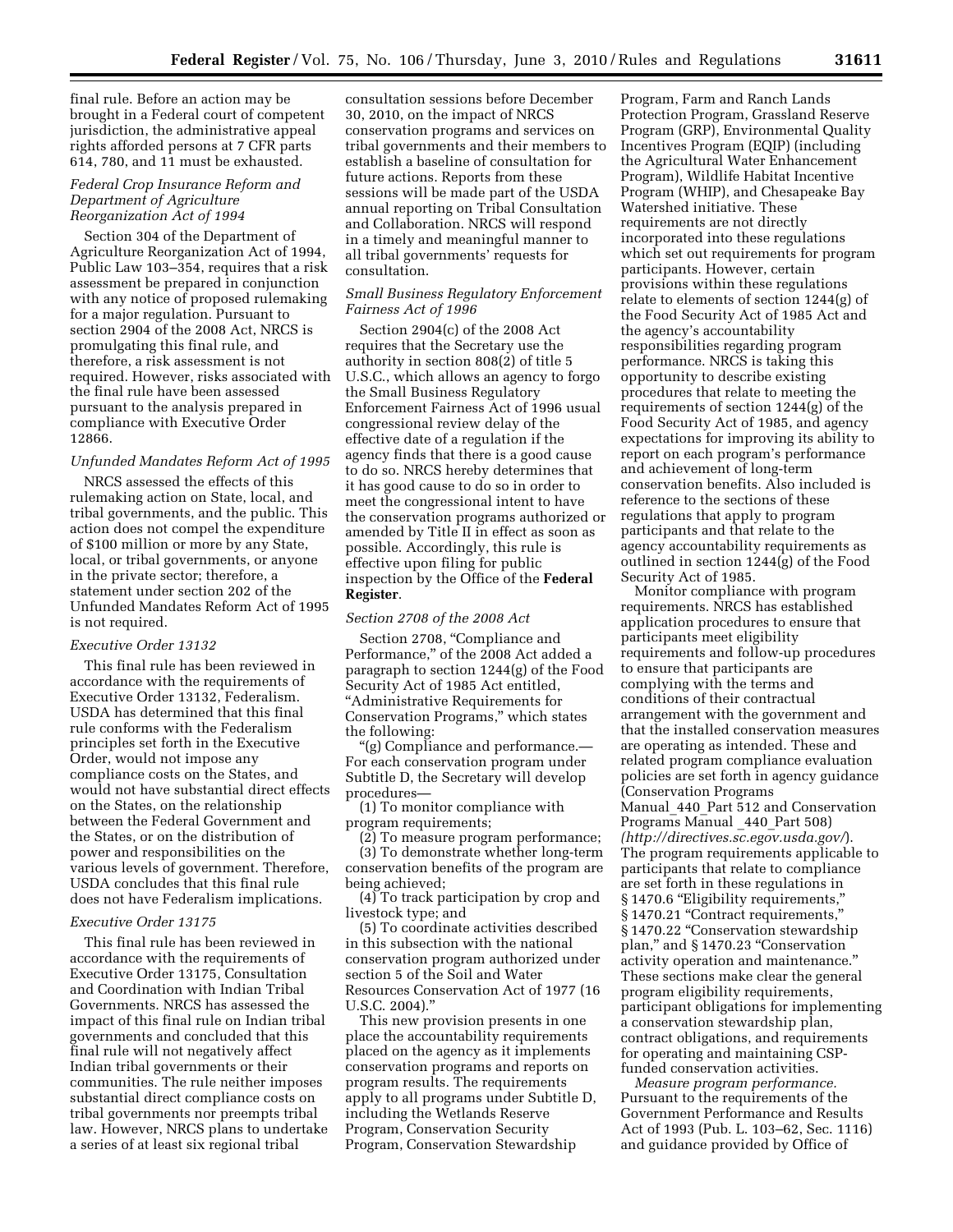final rule. Before an action may be brought in a Federal court of competent jurisdiction, the administrative appeal rights afforded persons at 7 CFR parts 614, 780, and 11 must be exhausted.

*Federal Crop Insurance Reform and Department of Agriculture Reorganization Act of 1994*

Section 304 of the Department of Agriculture Reorganization Act of 1994, Public Law 103–354, requires that a risk assessment be prepared in conjunction with any notice of proposed rulemaking for a major regulation. Pursuant to section 2904 of the 2008 Act, NRCS is promulgating this final rule, and therefore, a risk assessment is not required. However, risks associated with the final rule have been assessed pursuant to the analysis prepared in compliance with Executive Order 12866.

*Unfunded Mandates Reform Act of 1995*

NRCS assessed the effects of this rulemaking action on State, local, and tribal governments, and the public. This action does not compel the expenditure of $100 million or more by any State, local, or tribal governments, or anyone in the private sector; therefore, a statement under section 202 of the Unfunded Mandates Reform Act of 1995 is not required.

*Executive Order 13132*

This final rule has been reviewed in accordance with the requirements of Executive Order 13132, Federalism. USDA has determined that this final rule conforms with the Federalism principles set forth in the Executive Order, would not impose any compliance costs on the States, and would not have substantial direct effects on the States, on the relationship between the Federal Government and the States, or on the distribution of power and responsibilities on the various levels of government. Therefore, USDA concludes that this final rule does not have Federalism implications.

*Executive Order 13175*

This final rule has been reviewed in accordance with the requirements of Executive Order 13175, Consultation and Coordination with Indian Tribal Governments. NRCS has assessed the impact of this final rule on Indian tribal governments and concluded that this final rule will not negatively affect Indian tribal governments or their communities. The rule neither imposes substantial direct compliance costs on tribal governments nor preempts tribal law. However, NRCS plans to undertake a series of at least six regional tribal consultation sessions before December 30, 2010, on the impact of NRCS conservation programs and services on tribal governments and their members to establish a baseline of consultation for future actions. Reports from these sessions will be made part of the USDA annual reporting on Tribal Consultation and Collaboration. NRCS will respond in a timely and meaningful manner to all tribal governments' requests for consultation.

*Small Business Regulatory Enforcement Fairness Act of 1996*

Section 2904(c) of the 2008 Act requires that the Secretary use the authority in section 808(2) of title 5 U.S.C., which allows an agency to forgo the Small Business Regulatory Enforcement Fairness Act of 1996 usual congressional review delay of the effective date of a regulation if the agency finds that there is a good cause to do so. NRCS hereby determines that it has good cause to do so in order to meet the congressional intent to have the conservation programs authorized or amended by Title II in effect as soon as possible. Accordingly, this rule is effective upon filing for public inspection by the Office of the **Federal Register**.

*Section 2708 of the 2008 Act*

Section 2708, "Compliance and Performance," of the 2008 Act added a paragraph to section 1244(g) of the Food Security Act of 1985 Act entitled, "Administrative Requirements for Conservation Programs," which states the following:

"(g) Compliance and performance.—For each conservation program under Subtitle D, the Secretary will develop procedures—

(1) To monitor compliance with program requirements;

(2) To measure program performance;

(3) To demonstrate whether long-term conservation benefits of the program are being achieved;

(4) To track participation by crop and livestock type; and

(5) To coordinate activities described in this subsection with the national conservation program authorized under section 5 of the Soil and Water Resources Conservation Act of 1977 (16 U.S.C. 2004)."

This new provision presents in one place the accountability requirements placed on the agency as it implements conservation programs and reports on program results. The requirements apply to all programs under Subtitle D, including the Wetlands Reserve Program, Conservation Security Program, Conservation Stewardship Program, Farm and Ranch Lands Protection Program, Grassland Reserve Program (GRP), Environmental Quality Incentives Program (EQIP) (including the Agricultural Water Enhancement Program), Wildlife Habitat Incentive Program (WHIP), and Chesapeake Bay Watershed initiative. These requirements are not directly incorporated into these regulations which set out requirements for program participants. However, certain provisions within these regulations relate to elements of section 1244(g) of the Food Security Act of 1985 Act and the agency's accountability responsibilities regarding program performance. NRCS is taking this opportunity to describe existing procedures that relate to meeting the requirements of section 1244(g) of the Food Security Act of 1985, and agency expectations for improving its ability to report on each program's performance and achievement of long-term conservation benefits. Also included is reference to the sections of these regulations that apply to program participants and that relate to the agency accountability requirements as outlined in section 1244(g) of the Food Security Act of 1985.

Monitor compliance with program requirements. NRCS has established application procedures to ensure that participants meet eligibility requirements and follow-up procedures to ensure that participants are complying with the terms and conditions of their contractual arrangement with the government and that the installed conservation measures are operating as intended. These and related program compliance evaluation policies are set forth in agency guidance (Conservation Programs Manual_440_Part 512 and Conservation Programs Manual _440_Part 508) (*http://directives.sc.egov.usda.gov/*). The program requirements applicable to participants that relate to compliance are set forth in these regulations in § 1470.6 "Eligibility requirements," § 1470.21 "Contract requirements," § 1470.22 "Conservation stewardship plan," and § 1470.23 "Conservation activity operation and maintenance." These sections make clear the general program eligibility requirements, participant obligations for implementing a conservation stewardship plan, contract obligations, and requirements for operating and maintaining CSP-funded conservation activities.

*Measure program performance.* Pursuant to the requirements of the Government Performance and Results Act of 1993 (Pub. L. 103–62, Sec. 1116) and guidance provided by Office of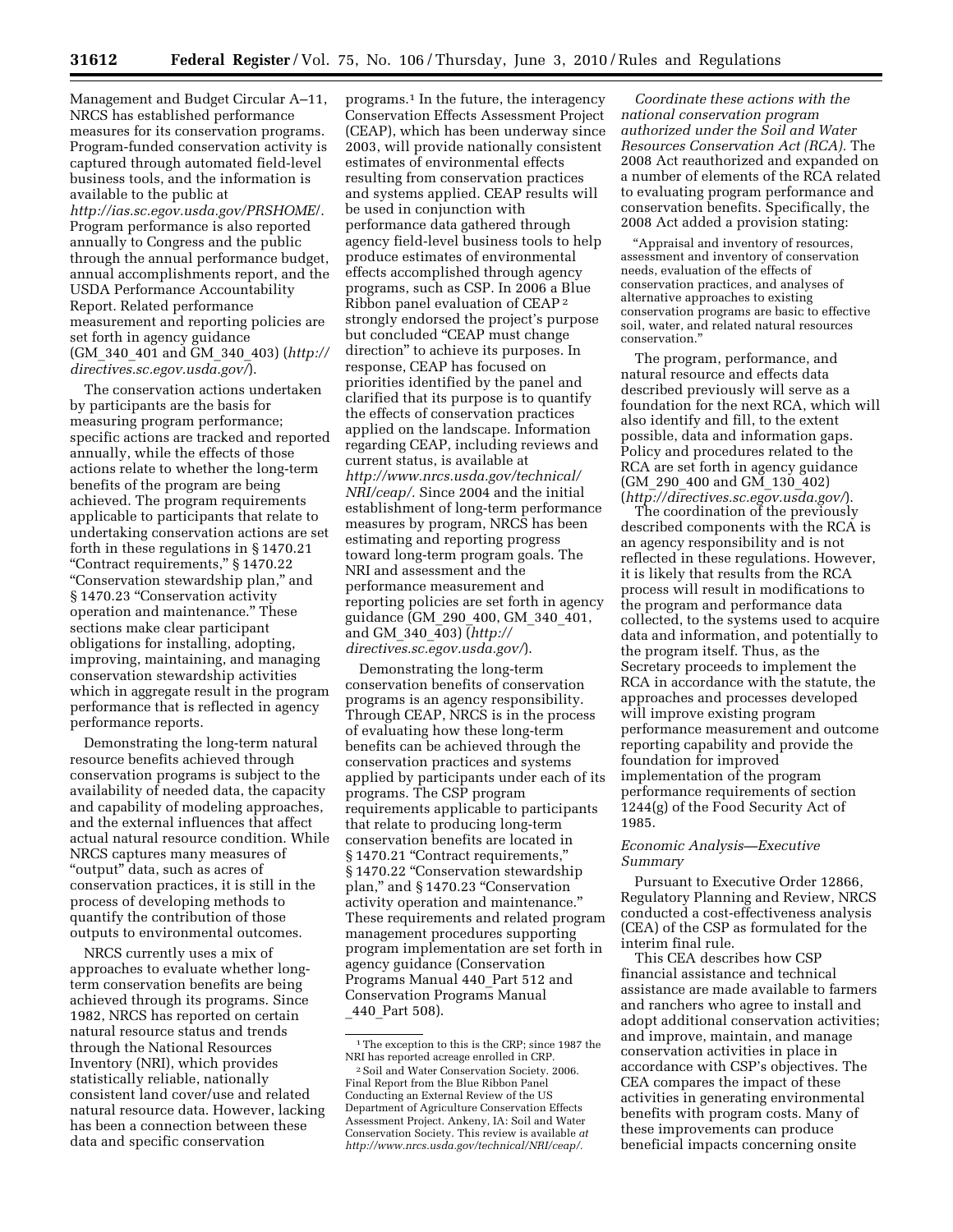Management and Budget Circular A–11, NRCS has established performance measures for its conservation programs. Program-funded conservation activity is captured through automated field-level business tools, and the information is available to the public at *http://ias.sc.egov.usda.gov/PRSHOME/*. Program performance is also reported annually to Congress and the public through the annual performance budget, annual accomplishments report, and the USDA Performance Accountability Report. Related performance measurement and reporting policies are set forth in agency guidance (GM_340_401 and GM_340_403) (*http://directives.sc.egov.usda.gov/*).

The conservation actions undertaken by participants are the basis for measuring program performance; specific actions are tracked and reported annually, while the effects of those actions relate to whether the long-term benefits of the program are being achieved. The program requirements applicable to participants that relate to undertaking conservation actions are set forth in these regulations in § 1470.21 "Contract requirements," § 1470.22 "Conservation stewardship plan," and § 1470.23 "Conservation activity operation and maintenance." These sections make clear participant obligations for installing, adopting, improving, maintaining, and managing conservation stewardship activities which in aggregate result in the program performance that is reflected in agency performance reports.

Demonstrating the long-term natural resource benefits achieved through conservation programs is subject to the availability of needed data, the capacity and capability of modeling approaches, and the external influences that affect actual natural resource condition. While NRCS captures many measures of "output" data, such as acres of conservation practices, it is still in the process of developing methods to quantify the contribution of those outputs to environmental outcomes.

NRCS currently uses a mix of approaches to evaluate whether long-term conservation benefits are being achieved through its programs. Since 1982, NRCS has reported on certain natural resource status and trends through the National Resources Inventory (NRI), which provides statistically reliable, nationally consistent land cover/use and related natural resource data. However, lacking has been a connection between these data and specific conservation programs.[1] In the future, the interagency Conservation Effects Assessment Project (CEAP), which has been underway since 2003, will provide nationally consistent estimates of environmental effects resulting from conservation practices and systems applied. CEAP results will be used in conjunction with performance data gathered through agency field-level business tools to help produce estimates of environmental effects accomplished through agency programs, such as CSP. In 2006 a Blue Ribbon panel evaluation of CEAP[2] strongly endorsed the project's purpose but concluded "CEAP must change direction" to achieve its purposes. In response, CEAP has focused on priorities identified by the panel and clarified that its purpose is to quantify the effects of conservation practices applied on the landscape. Information regarding CEAP, including reviews and current status, is available at *http://www.nrcs.usda.gov/technical/NRI/ceap/*. Since 2004 and the initial establishment of long-term performance measures by program, NRCS has been estimating and reporting progress toward long-term program goals. The NRI and assessment and the performance measurement and reporting policies are set forth in agency guidance (GM_290_400, GM_340_401, and GM_340_403) (*http://directives.sc.egov.usda.gov/*).

Demonstrating the long-term conservation benefits of conservation programs is an agency responsibility. Through CEAP, NRCS is in the process of evaluating how these long-term benefits can be achieved through the conservation practices and systems applied by participants under each of its programs. The CSP program requirements applicable to participants that relate to producing long-term conservation benefits are located in § 1470.21 "Contract requirements," § 1470.22 "Conservation stewardship plan," and § 1470.23 "Conservation activity operation and maintenance." These requirements and related program management procedures supporting program implementation are set forth in agency guidance (Conservation Programs Manual 440_Part 512 and Conservation Programs Manual _440_Part 508).

*Coordinate these actions with the national conservation program authorized under the Soil and Water Resources Conservation Act (RCA).* The 2008 Act reauthorized and expanded on a number of elements of the RCA related to evaluating program performance and conservation benefits. Specifically, the 2008 Act added a provision stating:

> "Appraisal and inventory of resources, assessment and inventory of conservation needs, evaluation of the effects of conservation practices, and analyses of alternative approaches to existing conservation programs are basic to effective soil, water, and related natural resources conservation."

The program, performance, and natural resource and effects data described previously will serve as a foundation for the next RCA, which will also identify and fill, to the extent possible, data and information gaps. Policy and procedures related to the RCA are set forth in agency guidance (GM_290_400 and GM_130_402) (*http://directives.sc.egov.usda.gov/*).

The coordination of the previously described components with the RCA is an agency responsibility and is not reflected in these regulations. However, it is likely that results from the RCA process will result in modifications to the program and performance data collected, to the systems used to acquire data and information, and potentially to the program itself. Thus, as the Secretary proceeds to implement the RCA in accordance with the statute, the approaches and processes developed will improve existing program performance measurement and outcome reporting capability and provide the foundation for improved implementation of the program performance requirements of section 1244(g) of the Food Security Act of 1985.

*Economic Analysis—Executive Summary*

Pursuant to Executive Order 12866, Regulatory Planning and Review, NRCS conducted a cost-effectiveness analysis (CEA) of the CSP as formulated for the interim final rule.

This CEA describes how CSP financial assistance and technical assistance are made available to farmers and ranchers who agree to install and adopt additional conservation activities; and improve, maintain, and manage conservation activities in place in accordance with CSP's objectives. The CEA compares the impact of these activities in generating environmental benefits with program costs. Many of these improvements can produce beneficial impacts concerning onsite

---

[1] The exception to this is the CRP; since 1987 the NRI has reported acreage enrolled in CRP.

[2] Soil and Water Conservation Society. 2006. Final Report from the Blue Ribbon Panel Conducting an External Review of the US Department of Agriculture Conservation Effects Assessment Project. Ankeny, IA: Soil and Water Conservation Society. This review is available *at http://www.nrcs.usda.gov/technical/NRI/ceap/*.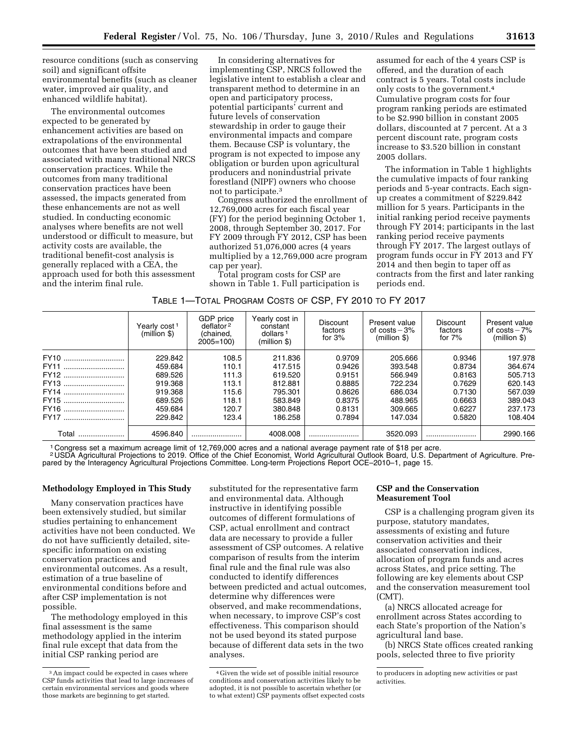resource conditions (such as conserving soil) and significant offsite environmental benefits (such as cleaner water, improved air quality, and enhanced wildlife habitat).

The environmental outcomes expected to be generated by enhancement activities are based on extrapolations of the environmental outcomes that have been studied and associated with many traditional NRCS conservation practices. While the outcomes from many traditional conservation practices have been assessed, the impacts generated from these enhancements are not as well studied. In conducting economic analyses where benefits are not well understood or difficult to measure, but activity costs are available, the traditional benefit-cost analysis is generally replaced with a CEA, the approach used for both this assessment and the interim final rule.

In considering alternatives for implementing CSP, NRCS followed the legislative intent to establish a clear and transparent method to determine in an open and participatory process, potential participants' current and future levels of conservation stewardship in order to gauge their environmental impacts and compare them. Because CSP is voluntary, the program is not expected to impose any obligation or burden upon agricultural producers and nonindustrial private forestland (NIPF) owners who choose not to participate.[3]

Congress authorized the enrollment of 12,769,000 acres for each fiscal year (FY) for the period beginning October 1, 2008, through September 30, 2017. For FY 2009 through FY 2012, CSP has been authorized 51,076,000 acres (4 years multiplied by a 12,769,000 acre program cap per year).

Total program costs for CSP are shown in Table 1. Full participation is assumed for each of the 4 years CSP is offered, and the duration of each contract is 5 years. Total costs include only costs to the government.[4] Cumulative program costs for four program ranking periods are estimated to be $2.990 billion in constant 2005 dollars, discounted at 7 percent. At a 3 percent discount rate, program costs increase to $3.520 billion in constant 2005 dollars.

The information in Table 1 highlights the cumulative impacts of four ranking periods and 5-year contracts. Each sign-up creates a commitment of $229.842 million for 5 years. Participants in the initial ranking period receive payments through FY 2014; participants in the last ranking period receive payments through FY 2017. The largest outlays of program funds occur in FY 2013 and FY 2014 and then begin to taper off as contracts from the first and later ranking periods end.

TABLE 1—TOTAL PROGRAM COSTS OF CSP, FY 2010 TO FY 2017

| | Yearly cost[1] (million $) | GDP price deflator[2] (chained, 2005=100) | Yearly cost in constant dollars[1] (million $) | Discount factors for 3% | Present value of costs − 3% (million $) | Discount factors for 7% | Present value of costs − 7% (million $) |
|---|---|---|---|---|---|---|---|
| FY10 | 229.842 | 108.5 | 211.836 | 0.9709 | 205.666 | 0.9346 | 197.978 |
| FY11 | 459.684 | 110.1 | 417.515 | 0.9426 | 393.548 | 0.8734 | 364.674 |
| FY12 | 689.526 | 111.3 | 619.520 | 0.9151 | 566.949 | 0.8163 | 505.713 |
| FY13 | 919.368 | 113.1 | 812.881 | 0.8885 | 722.234 | 0.7629 | 620.143 |
| FY14 | 919.368 | 115.6 | 795.301 | 0.8626 | 686.034 | 0.7130 | 567.039 |
| FY15 | 689.526 | 118.1 | 583.849 | 0.8375 | 488.965 | 0.6663 | 389.043 |
| FY16 | 459.684 | 120.7 | 380.848 | 0.8131 | 309.665 | 0.6227 | 237.173 |
| FY17 | 229.842 | 123.4 | 186.258 | 0.7894 | 147.034 | 0.5820 | 108.404 |
| Total | 4596.840 | | 4008.008 | | 3520.093 | | 2990.166 |

[1] Congress set a maximum acreage limit of 12,769,000 acres and a national average payment rate of $18 per acre.
[2] USDA Agricultural Projections to 2019. Office of the Chief Economist, World Agricultural Outlook Board, U.S. Department of Agriculture. Prepared by the Interagency Agricultural Projections Committee. Long-term Projections Report OCE–2010–1, page 15.

**Methodology Employed in This Study**

Many conservation practices have been extensively studied, but similar studies pertaining to enhancement activities have not been conducted. We do not have sufficiently detailed, site-specific information on existing conservation practices and environmental outcomes. As a result, estimation of a true baseline of environmental conditions before and after CSP implementation is not possible.

The methodology employed in this final assessment is the same methodology applied in the interim final rule except that data from the initial CSP ranking period are substituted for the representative farm and environmental data. Although instructive in identifying possible outcomes of different formulations of CSP, actual enrollment and contract data are necessary to provide a fuller assessment of CSP outcomes. A relative comparison of results from the interim final rule and the final rule was also conducted to identify differences between predicted and actual outcomes, determine why differences were observed, and make recommendations, when necessary, to improve CSP's cost effectiveness. This comparison should not be used beyond its stated purpose because of different data sets in the two analyses.

**CSP and the Conservation Measurement Tool**

CSP is a challenging program given its purpose, statutory mandates, assessments of existing and future conservation activities and their associated conservation indices, allocation of program funds and acres across States, and price setting. The following are key elements about CSP and the conservation measurement tool (CMT).

(a) NRCS allocated acreage for enrollment across States according to each State's proportion of the Nation's agricultural land base.

(b) NRCS State offices created ranking pools, selected three to five priority

[3] An impact could be expected in cases where CSP funds activities that lead to large increases of certain environmental services and goods where those markets are beginning to get started.

[4] Given the wide set of possible initial resource conditions and conservation activities likely to be adopted, it is not possible to ascertain whether (or to what extent) CSP payments offset expected costs to producers in adopting new activities or past activities.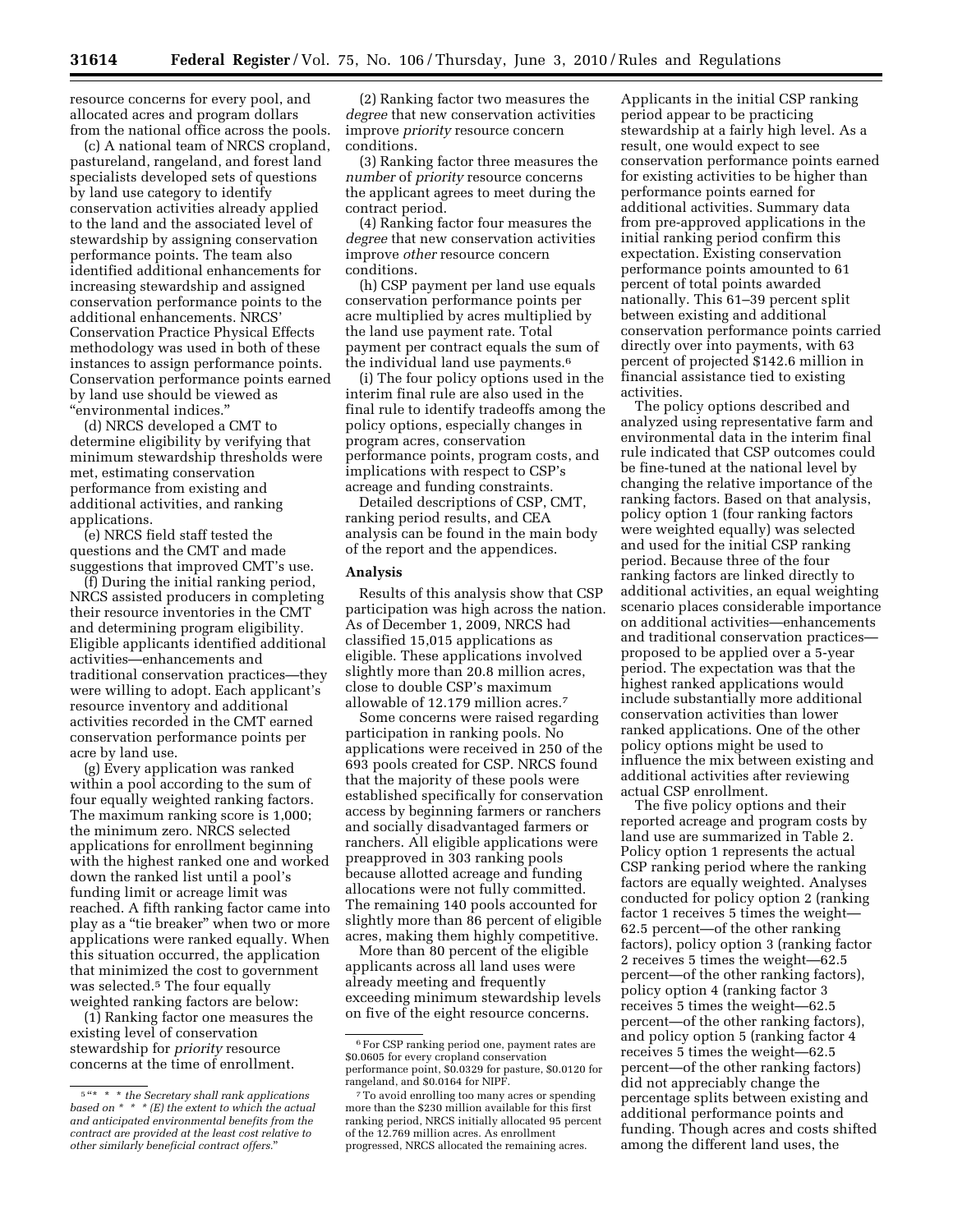resource concerns for every pool, and allocated acres and program dollars from the national office across the pools.

(c) A national team of NRCS cropland, pastureland, rangeland, and forest land specialists developed sets of questions by land use category to identify conservation activities already applied to the land and the associated level of stewardship by assigning conservation performance points. The team also identified additional enhancements for increasing stewardship and assigned conservation performance points to the additional enhancements. NRCS' Conservation Practice Physical Effects methodology was used in both of these instances to assign performance points. Conservation performance points earned by land use should be viewed as "environmental indices."

(d) NRCS developed a CMT to determine eligibility by verifying that minimum stewardship thresholds were met, estimating conservation performance from existing and additional activities, and ranking applications.

(e) NRCS field staff tested the questions and the CMT and made suggestions that improved CMT's use.

(f) During the initial ranking period, NRCS assisted producers in completing their resource inventories in the CMT and determining program eligibility. Eligible applicants identified additional activities—enhancements and traditional conservation practices—they were willing to adopt. Each applicant's resource inventory and additional activities recorded in the CMT earned conservation performance points per acre by land use.

(g) Every application was ranked within a pool according to the sum of four equally weighted ranking factors. The maximum ranking score is 1,000; the minimum zero. NRCS selected applications for enrollment beginning with the highest ranked one and worked down the ranked list until a pool's funding limit or acreage limit was reached. A fifth ranking factor came into play as a "tie breaker" when two or more applications were ranked equally. When this situation occurred, the application that minimized the cost to government was selected.[5] The four equally weighted ranking factors are below:

(1) Ranking factor one measures the existing level of conservation stewardship for *priority* resource concerns at the time of enrollment.

(2) Ranking factor two measures the *degree* that new conservation activities improve *priority* resource concern conditions.

(3) Ranking factor three measures the *number* of *priority* resource concerns the applicant agrees to meet during the contract period.

(4) Ranking factor four measures the *degree* that new conservation activities improve *other* resource concern conditions.

(h) CSP payment per land use equals conservation performance points per acre multiplied by acres multiplied by the land use payment rate. Total payment per contract equals the sum of the individual land use payments.[6]

(i) The four policy options used in the interim final rule are also used in the final rule to identify tradeoffs among the policy options, especially changes in program acres, conservation performance points, program costs, and implications with respect to CSP's acreage and funding constraints.

Detailed descriptions of CSP, CMT, ranking period results, and CEA analysis can be found in the main body of the report and the appendices.

### Analysis

Results of this analysis show that CSP participation was high across the nation. As of December 1, 2009, NRCS had classified 15,015 applications as eligible. These applications involved slightly more than 20.8 million acres, close to double CSP's maximum allowable of 12.179 million acres.[7]

Some concerns were raised regarding participation in ranking pools. No applications were received in 250 of the 693 pools created for CSP. NRCS found that the majority of these pools were established specifically for conservation access by beginning farmers or ranchers and socially disadvantaged farmers or ranchers. All eligible applications were preapproved in 303 ranking pools because allotted acreage and funding allocations were not fully committed. The remaining 140 pools accounted for slightly more than 86 percent of eligible acres, making them highly competitive.

More than 80 percent of the eligible applicants across all land uses were already meeting and frequently exceeding minimum stewardship levels on five of the eight resource concerns. Applicants in the initial CSP ranking period appear to be practicing stewardship at a fairly high level. As a result, one would expect to see conservation performance points earned for existing activities to be higher than performance points earned for additional activities. Summary data from pre-approved applications in the initial ranking period confirm this expectation. Existing conservation performance points amounted to 61 percent of total points awarded nationally. This 61–39 percent split between existing and additional conservation performance points carried directly over into payments, with 63 percent of projected $142.6 million in financial assistance tied to existing activities.

The policy options described and analyzed using representative farm and environmental data in the interim final rule indicated that CSP outcomes could be fine-tuned at the national level by changing the relative importance of the ranking factors. Based on that analysis, policy option 1 (four ranking factors were weighted equally) was selected and used for the initial CSP ranking period. Because three of the four ranking factors are linked directly to additional activities, an equal weighting scenario places considerable importance on additional activities—enhancements and traditional conservation practices—proposed to be applied over a 5-year period. The expectation was that the highest ranked applications would include substantially more additional conservation activities than lower ranked applications. One of the other policy options might be used to influence the mix between existing and additional activities after reviewing actual CSP enrollment.

The five policy options and their reported acreage and program costs by land use are summarized in Table 2. Policy option 1 represents the actual CSP ranking period where the ranking factors are equally weighted. Analyses conducted for policy option 2 (ranking factor 1 receives 5 times the weight—62.5 percent—of the other ranking factors), policy option 3 (ranking factor 2 receives 5 times the weight—62.5 percent—of the other ranking factors), policy option 4 (ranking factor 3 receives 5 times the weight—62.5 percent—of the other ranking factors), and policy option 5 (ranking factor 4 receives 5 times the weight—62.5 percent—of the other ranking factors) did not appreciably change the percentage splits between existing and additional performance points and funding. Though acres and costs shifted among the different land uses, the

---

[5] "* * * the Secretary shall rank applications based on * * * (E) the extent to which the actual and anticipated environmental benefits from the contract are provided at the least cost relative to other similarly beneficial contract offers."

[6] For CSP ranking period one, payment rates are $0.0605 for every cropland conservation performance point, $0.0329 for pasture, $0.0120 for rangeland, and $0.0164 for NIPF.

[7] To avoid enrolling too many acres or spending more than the $230 million available for this first ranking period, NRCS initially allocated 95 percent of the 12.769 million acres. As enrollment progressed, NRCS allocated the remaining acres.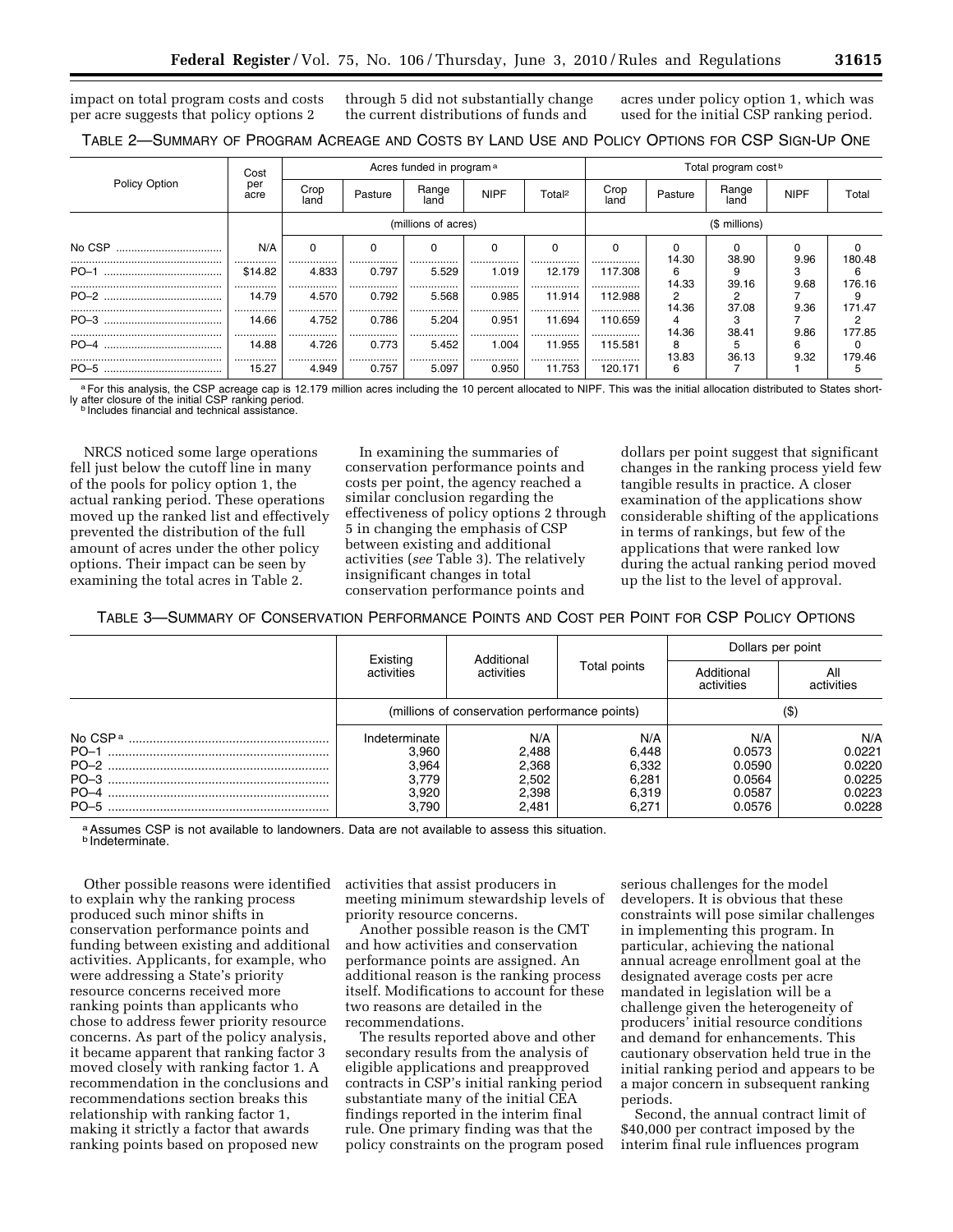impact on total program costs and costs per acre suggests that policy options 2 through 5 did not substantially change the current distributions of funds and acres under policy option 1, which was used for the initial CSP ranking period.

TABLE 2—SUMMARY OF PROGRAM ACREAGE AND COSTS BY LAND USE AND POLICY OPTIONS FOR CSP SIGN-UP ONE

| Policy Option | Cost per acre | Acres funded in program [a] | | | | | Total program cost [b] | | | | |
|---|---|---|---|---|---|---|---|---|---|---|---|
| | | Crop land | Pasture | Range land | NIPF | Total[2] | Crop land | Pasture | Range land | NIPF | Total |
| | | (millions of acres) | | | | | ($ millions) | | | | |
| No CSP | N/A | 0 | 0 | 0 | 0 | 0 | 0 | 0 | 0 | 0 | 0 |
| PO–1 | $14.82 | 4.833 | 0.797 | 5.529 | 1.019 | 12.179 | 117.308 | 14.306 | 38.909 | 9.963 | 180.486 |
| PO–2 | 14.79 | 4.570 | 0.792 | 5.568 | 0.985 | 11.914 | 112.988 | 14.332 | 39.162 | 9.687 | 176.169 |
| PO–3 | 14.66 | 4.752 | 0.786 | 5.204 | 0.951 | 11.694 | 110.659 | 14.364 | 37.083 | 9.367 | 171.472 |
| PO–4 | 14.88 | 4.726 | 0.773 | 5.452 | 1.004 | 11.955 | 115.581 | 14.368 | 38.415 | 9.866 | 177.850 |
| PO–5 | 15.27 | 4.949 | 0.757 | 5.097 | 0.950 | 11.753 | 120.171 | 13.836 | 36.137 | 9.321 | 179.465 |

[a] For this analysis, the CSP acreage cap is 12.179 million acres including the 10 percent allocated to NIPF. This was the initial allocation distributed to States shortly after closure of the initial CSP ranking period.
[b] Includes financial and technical assistance.

NRCS noticed some large operations fell just below the cutoff line in many of the pools for policy option 1, the actual ranking period. These operations moved up the ranked list and effectively prevented the distribution of the full amount of acres under the other policy options. Their impact can be seen by examining the total acres in Table 2.

In examining the summaries of conservation performance points and costs per point, the agency reached a similar conclusion regarding the effectiveness of policy options 2 through 5 in changing the emphasis of CSP between existing and additional activities (*see* Table 3). The relatively insignificant changes in total conservation performance points and dollars per point suggest that significant changes in the ranking process yield few tangible results in practice. A closer examination of the applications show considerable shifting of the applications in terms of rankings, but few of the applications that were ranked low during the actual ranking period moved up the list to the level of approval.

TABLE 3—SUMMARY OF CONSERVATION PERFORMANCE POINTS AND COST PER POINT FOR CSP POLICY OPTIONS

| | Existing activities | Additional activities | Total points | Dollars per point | |
|---|---|---|---|---|---|
| | | | | Additional activities | All activities |
| | (millions of conservation performance points) | | | ($) | |
| No CSP [a] | Indeterminate | N/A | N/A | N/A | N/A |
| PO–1 | 3,960 | 2,488 | 6,448 | 0.0573 | 0.0221 |
| PO–2 | 3,964 | 2,368 | 6,332 | 0.0590 | 0.0220 |
| PO–3 | 3,779 | 2,502 | 6,281 | 0.0564 | 0.0225 |
| PO–4 | 3,920 | 2,398 | 6,319 | 0.0587 | 0.0223 |
| PO–5 | 3,790 | 2,481 | 6,271 | 0.0576 | 0.0228 |

[a] Assumes CSP is not available to landowners. Data are not available to assess this situation.
[b] Indeterminate.

Other possible reasons were identified to explain why the ranking process produced such minor shifts in conservation performance points and funding between existing and additional activities. Applicants, for example, who were addressing a State's priority resource concerns received more ranking points than applicants who chose to address fewer priority resource concerns. As part of the policy analysis, it became apparent that ranking factor 3 moved closely with ranking factor 1. A recommendation in the conclusions and recommendations section breaks this relationship with ranking factor 1, making it strictly a factor that awards ranking points based on proposed new activities that assist producers in meeting minimum stewardship levels of priority resource concerns.

Another possible reason is the CMT and how activities and conservation performance points are assigned. An additional reason is the ranking process itself. Modifications to account for these two reasons are detailed in the recommendations.

The results reported above and other secondary results from the analysis of eligible applications and preapproved contracts in CSP's initial ranking period substantiate many of the initial CEA findings reported in the interim final rule. One primary finding was that the policy constraints on the program posed serious challenges for the model developers. It is obvious that these constraints will pose similar challenges in implementing this program. In particular, achieving the national annual acreage enrollment goal at the designated average costs per acre mandated in legislation will be a challenge given the heterogeneity of producers' initial resource conditions and demand for enhancements. This cautionary observation held true in the initial ranking period and appears to be a major concern in subsequent ranking periods.

Second, the annual contract limit of $40,000 per contract imposed by the interim final rule influences program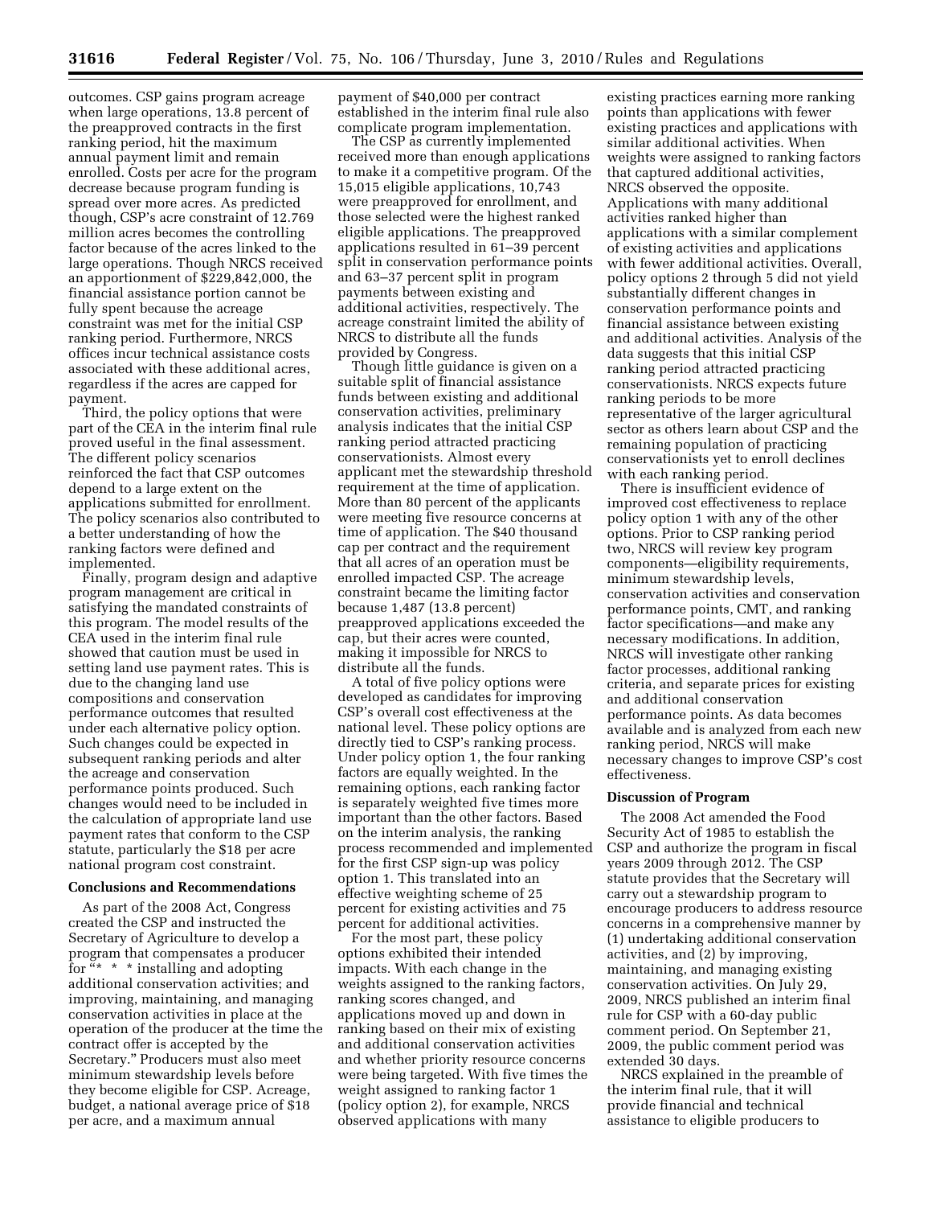outcomes. CSP gains program acreage when large operations, 13.8 percent of the preapproved contracts in the first ranking period, hit the maximum annual payment limit and remain enrolled. Costs per acre for the program decrease because program funding is spread over more acres. As predicted though, CSP's acre constraint of 12.769 million acres becomes the controlling factor because of the acres linked to the large operations. Though NRCS received an apportionment of $229,842,000, the financial assistance portion cannot be fully spent because the acreage constraint was met for the initial CSP ranking period. Furthermore, NRCS offices incur technical assistance costs associated with these additional acres, regardless if the acres are capped for payment.

Third, the policy options that were part of the CEA in the interim final rule proved useful in the final assessment. The different policy scenarios reinforced the fact that CSP outcomes depend to a large extent on the applications submitted for enrollment. The policy scenarios also contributed to a better understanding of how the ranking factors were defined and implemented.

Finally, program design and adaptive program management are critical in satisfying the mandated constraints of this program. The model results of the CEA used in the interim final rule showed that caution must be used in setting land use payment rates. This is due to the changing land use compositions and conservation performance outcomes that resulted under each alternative policy option. Such changes could be expected in subsequent ranking periods and alter the acreage and conservation performance points produced. Such changes would need to be included in the calculation of appropriate land use payment rates that conform to the CSP statute, particularly the $18 per acre national program cost constraint.

## Conclusions and Recommendations

As part of the 2008 Act, Congress created the CSP and instructed the Secretary of Agriculture to develop a program that compensates a producer for "* * * installing and adopting additional conservation activities; and improving, maintaining, and managing conservation activities in place at the operation of the producer at the time the contract offer is accepted by the Secretary." Producers must also meet minimum stewardship levels before they become eligible for CSP. Acreage, budget, a national average price of $18 per acre, and a maximum annual payment of $40,000 per contract established in the interim final rule also complicate program implementation.

The CSP as currently implemented received more than enough applications to make it a competitive program. Of the 15,015 eligible applications, 10,743 were preapproved for enrollment, and those selected were the highest ranked eligible applications. The preapproved applications resulted in 61–39 percent split in conservation performance points and 63–37 percent split in program payments between existing and additional activities, respectively. The acreage constraint limited the ability of NRCS to distribute all the funds provided by Congress.

Though little guidance is given on a suitable split of financial assistance funds between existing and additional conservation activities, preliminary analysis indicates that the initial CSP ranking period attracted practicing conservationists. Almost every applicant met the stewardship threshold requirement at the time of application. More than 80 percent of the applicants were meeting five resource concerns at time of application. The $40 thousand cap per contract and the requirement that all acres of an operation must be enrolled impacted CSP. The acreage constraint became the limiting factor because 1,487 (13.8 percent) preapproved applications exceeded the cap, but their acres were counted, making it impossible for NRCS to distribute all the funds.

A total of five policy options were developed as candidates for improving CSP's overall cost effectiveness at the national level. These policy options are directly tied to CSP's ranking process. Under policy option 1, the four ranking factors are equally weighted. In the remaining options, each ranking factor is separately weighted five times more important than the other factors. Based on the interim analysis, the ranking process recommended and implemented for the first CSP sign-up was policy option 1. This translated into an effective weighting scheme of 25 percent for existing activities and 75 percent for additional activities.

For the most part, these policy options exhibited their intended impacts. With each change in the weights assigned to the ranking factors, ranking scores changed, and applications moved up and down in ranking based on their mix of existing and additional conservation activities and whether priority resource concerns were being targeted. With five times the weight assigned to ranking factor 1 (policy option 2), for example, NRCS observed applications with many existing practices earning more ranking points than applications with fewer existing practices and applications with similar additional activities. When weights were assigned to ranking factors that captured additional activities, NRCS observed the opposite. Applications with many additional activities ranked higher than applications with a similar complement of existing activities and applications with fewer additional activities. Overall, policy options 2 through 5 did not yield substantially different changes in conservation performance points and financial assistance between existing and additional activities. Analysis of the data suggests that this initial CSP ranking period attracted practicing conservationists. NRCS expects future ranking periods to be more representative of the larger agricultural sector as others learn about CSP and the remaining population of practicing conservationists yet to enroll declines with each ranking period.

There is insufficient evidence of improved cost effectiveness to replace policy option 1 with any of the other options. Prior to CSP ranking period two, NRCS will review key program components—eligibility requirements, minimum stewardship levels, conservation activities and conservation performance points, CMT, and ranking factor specifications—and make any necessary modifications. In addition, NRCS will investigate other ranking factor processes, additional ranking criteria, and separate prices for existing and additional conservation performance points. As data becomes available and is analyzed from each new ranking period, NRCS will make necessary changes to improve CSP's cost effectiveness.

## Discussion of Program

The 2008 Act amended the Food Security Act of 1985 to establish the CSP and authorize the program in fiscal years 2009 through 2012. The CSP statute provides that the Secretary will carry out a stewardship program to encourage producers to address resource concerns in a comprehensive manner by (1) undertaking additional conservation activities, and (2) by improving, maintaining, and managing existing conservation activities. On July 29, 2009, NRCS published an interim final rule for CSP with a 60-day public comment period. On September 21, 2009, the public comment period was extended 30 days.

NRCS explained in the preamble of the interim final rule, that it will provide financial and technical assistance to eligible producers to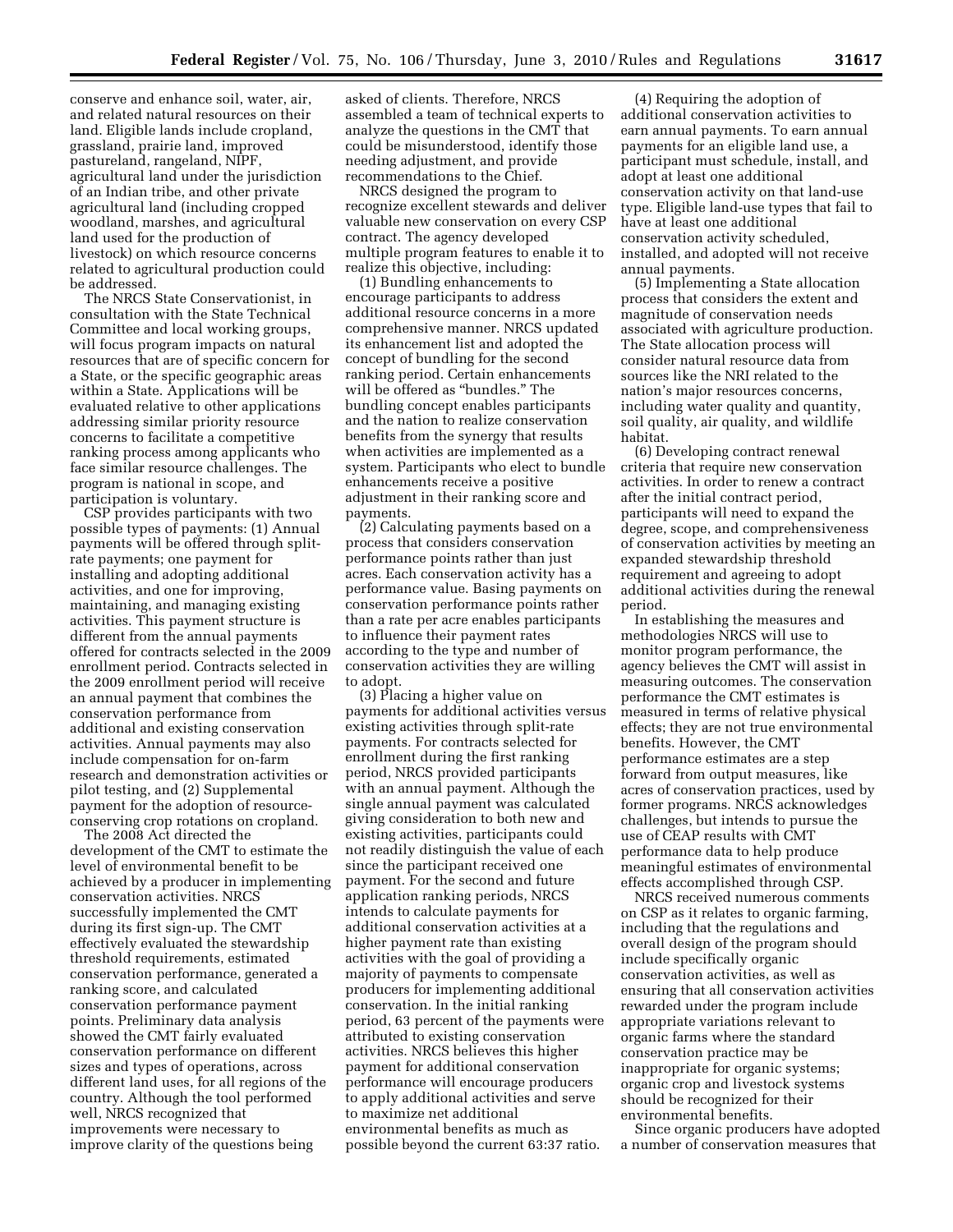conserve and enhance soil, water, air, and related natural resources on their land. Eligible lands include cropland, grassland, prairie land, improved pastureland, rangeland, NIPF, agricultural land under the jurisdiction of an Indian tribe, and other private agricultural land (including cropped woodland, marshes, and agricultural land used for the production of livestock) on which resource concerns related to agricultural production could be addressed.

The NRCS State Conservationist, in consultation with the State Technical Committee and local working groups, will focus program impacts on natural resources that are of specific concern for a State, or the specific geographic areas within a State. Applications will be evaluated relative to other applications addressing similar priority resource concerns to facilitate a competitive ranking process among applicants who face similar resource challenges. The program is national in scope, and participation is voluntary.

CSP provides participants with two possible types of payments: (1) Annual payments will be offered through split-rate payments; one payment for installing and adopting additional activities, and one for improving, maintaining, and managing existing activities. This payment structure is different from the annual payments offered for contracts selected in the 2009 enrollment period. Contracts selected in the 2009 enrollment period will receive an annual payment that combines the conservation performance from additional and existing conservation activities. Annual payments may also include compensation for on-farm research and demonstration activities or pilot testing, and (2) Supplemental payment for the adoption of resource-conserving crop rotations on cropland.

The 2008 Act directed the development of the CMT to estimate the level of environmental benefit to be achieved by a producer in implementing conservation activities. NRCS successfully implemented the CMT during its first sign-up. The CMT effectively evaluated the stewardship threshold requirements, estimated conservation performance, generated a ranking score, and calculated conservation performance payment points. Preliminary data analysis showed the CMT fairly evaluated conservation performance on different sizes and types of operations, across different land uses, for all regions of the country. Although the tool performed well, NRCS recognized that improvements were necessary to improve clarity of the questions being asked of clients. Therefore, NRCS assembled a team of technical experts to analyze the questions in the CMT that could be misunderstood, identify those needing adjustment, and provide recommendations to the Chief.

NRCS designed the program to recognize excellent stewards and deliver valuable new conservation on every CSP contract. The agency developed multiple program features to enable it to realize this objective, including:

(1) Bundling enhancements to encourage participants to address additional resource concerns in a more comprehensive manner. NRCS updated its enhancement list and adopted the concept of bundling for the second ranking period. Certain enhancements will be offered as "bundles." The bundling concept enables participants and the nation to realize conservation benefits from the synergy that results when activities are implemented as a system. Participants who elect to bundle enhancements receive a positive adjustment in their ranking score and payments.

(2) Calculating payments based on a process that considers conservation performance points rather than just acres. Each conservation activity has a performance value. Basing payments on conservation performance points rather than a rate per acre enables participants to influence their payment rates according to the type and number of conservation activities they are willing to adopt.

(3) Placing a higher value on payments for additional activities versus existing activities through split-rate payments. For contracts selected for enrollment during the first ranking period, NRCS provided participants with an annual payment. Although the single annual payment was calculated giving consideration to both new and existing activities, participants could not readily distinguish the value of each since the participant received one payment. For the second and future application ranking periods, NRCS intends to calculate payments for additional conservation activities at a higher payment rate than existing activities with the goal of providing a majority of payments to compensate producers for implementing additional conservation. In the initial ranking period, 63 percent of the payments were attributed to existing conservation activities. NRCS believes this higher payment for additional conservation performance will encourage producers to apply additional activities and serve to maximize net additional environmental benefits as much as possible beyond the current 63:37 ratio.

(4) Requiring the adoption of additional conservation activities to earn annual payments. To earn annual payments for an eligible land use, a participant must schedule, install, and adopt at least one additional conservation activity on that land-use type. Eligible land-use types that fail to have at least one additional conservation activity scheduled, installed, and adopted will not receive annual payments.

(5) Implementing a State allocation process that considers the extent and magnitude of conservation needs associated with agriculture production. The State allocation process will consider natural resource data from sources like the NRI related to the nation's major resources concerns, including water quality and quantity, soil quality, air quality, and wildlife habitat.

(6) Developing contract renewal criteria that require new conservation activities. In order to renew a contract after the initial contract period, participants will need to expand the degree, scope, and comprehensiveness of conservation activities by meeting an expanded stewardship threshold requirement and agreeing to adopt additional activities during the renewal period.

In establishing the measures and methodologies NRCS will use to monitor program performance, the agency believes the CMT will assist in measuring outcomes. The conservation performance the CMT estimates is measured in terms of relative physical effects; they are not true environmental benefits. However, the CMT performance estimates are a step forward from output measures, like acres of conservation practices, used by former programs. NRCS acknowledges challenges, but intends to pursue the use of CEAP results with CMT performance data to help produce meaningful estimates of environmental effects accomplished through CSP.

NRCS received numerous comments on CSP as it relates to organic farming, including that the regulations and overall design of the program should include specifically organic conservation activities, as well as ensuring that all conservation activities rewarded under the program include appropriate variations relevant to organic farms where the standard conservation practice may be inappropriate for organic systems; organic crop and livestock systems should be recognized for their environmental benefits.

Since organic producers have adopted a number of conservation measures that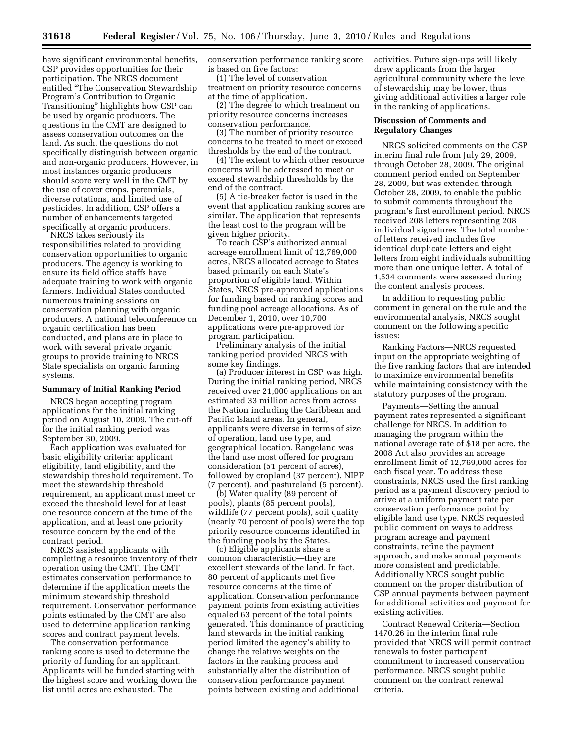have significant environmental benefits, CSP provides opportunities for their participation. The NRCS document entitled "The Conservation Stewardship Program's Contribution to Organic Transitioning" highlights how CSP can be used by organic producers. The questions in the CMT are designed to assess conservation outcomes on the land. As such, the questions do not specifically distinguish between organic and non-organic producers. However, in most instances organic producers should score very well in the CMT by the use of cover crops, perennials, diverse rotations, and limited use of pesticides. In addition, CSP offers a number of enhancements targeted specifically at organic producers.

NRCS takes seriously its responsibilities related to providing conservation opportunities to organic producers. The agency is working to ensure its field office staffs have adequate training to work with organic farmers. Individual States conducted numerous training sessions on conservation planning with organic producers. A national teleconference on organic certification has been conducted, and plans are in place to work with several private organic groups to provide training to NRCS State specialists on organic farming systems.

**Summary of Initial Ranking Period**

NRCS began accepting program applications for the initial ranking period on August 10, 2009. The cut-off for the initial ranking period was September 30, 2009.

Each application was evaluated for basic eligibility criteria: applicant eligibility, land eligibility, and the stewardship threshold requirement. To meet the stewardship threshold requirement, an applicant must meet or exceed the threshold level for at least one resource concern at the time of the application, and at least one priority resource concern by the end of the contract period.

NRCS assisted applicants with completing a resource inventory of their operation using the CMT. The CMT estimates conservation performance to determine if the application meets the minimum stewardship threshold requirement. Conservation performance points estimated by the CMT are also used to determine application ranking scores and contract payment levels.

The conservation performance ranking score is used to determine the priority of funding for an applicant. Applicants will be funded starting with the highest score and working down the list until acres are exhausted. The conservation performance ranking score is based on five factors:

(1) The level of conservation treatment on priority resource concerns at the time of application.

(2) The degree to which treatment on priority resource concerns increases conservation performance.

(3) The number of priority resource concerns to be treated to meet or exceed thresholds by the end of the contract.

(4) The extent to which other resource concerns will be addressed to meet or exceed stewardship thresholds by the end of the contract.

(5) A tie-breaker factor is used in the event that application ranking scores are similar. The application that represents the least cost to the program will be given higher priority.

To reach CSP's authorized annual acreage enrollment limit of 12,769,000 acres, NRCS allocated acreage to States based primarily on each State's proportion of eligible land. Within States, NRCS pre-approved applications for funding based on ranking scores and funding pool acreage allocations. As of December 1, 2010, over 10,700 applications were pre-approved for program participation.

Preliminary analysis of the initial ranking period provided NRCS with some key findings.

(a) Producer interest in CSP was high. During the initial ranking period, NRCS received over 21,000 applications on an estimated 33 million acres from across the Nation including the Caribbean and Pacific Island areas. In general, applicants were diverse in terms of size of operation, land use type, and geographical location. Rangeland was the land use most offered for program consideration (51 percent of acres), followed by cropland (37 percent), NIPF (7 percent), and pastureland (5 percent).

(b) Water quality (89 percent of pools), plants (85 percent pools), wildlife (77 percent pools), soil quality (nearly 70 percent of pools) were the top priority resource concerns identified in the funding pools by the States.

(c) Eligible applicants share a common characteristic—they are excellent stewards of the land. In fact, 80 percent of applicants met five resource concerns at the time of application. Conservation performance payment points from existing activities equaled 63 percent of the total points generated. This dominance of practicing land stewards in the initial ranking period limited the agency's ability to change the relative weights on the factors in the ranking process and substantially alter the distribution of conservation performance payment points between existing and additional activities. Future sign-ups will likely draw applicants from the larger agricultural community where the level of stewardship may be lower, thus giving additional activities a larger role in the ranking of applications.

**Discussion of Comments and Regulatory Changes**

NRCS solicited comments on the CSP interim final rule from July 29, 2009, through October 28, 2009. The original comment period ended on September 28, 2009, but was extended through October 28, 2009, to enable the public to submit comments throughout the program's first enrollment period. NRCS received 208 letters representing 208 individual signatures. The total number of letters received includes five identical duplicate letters and eight letters from eight individuals submitting more than one unique letter. A total of 1,534 comments were assessed during the content analysis process.

In addition to requesting public comment in general on the rule and the environmental analysis, NRCS sought comment on the following specific issues:

Ranking Factors—NRCS requested input on the appropriate weighting of the five ranking factors that are intended to maximize environmental benefits while maintaining consistency with the statutory purposes of the program.

Payments—Setting the annual payment rates represented a significant challenge for NRCS. In addition to managing the program within the national average rate of $18 per acre, the 2008 Act also provides an acreage enrollment limit of 12,769,000 acres for each fiscal year. To address these constraints, NRCS used the first ranking period as a payment discovery period to arrive at a uniform payment rate per conservation performance point by eligible land use type. NRCS requested public comment on ways to address program acreage and payment constraints, refine the payment approach, and make annual payments more consistent and predictable. Additionally NRCS sought public comment on the proper distribution of CSP annual payments between payment for additional activities and payment for existing activities.

Contract Renewal Criteria—Section 1470.26 in the interim final rule provided that NRCS will permit contract renewals to foster participant commitment to increased conservation performance. NRCS sought public comment on the contract renewal criteria.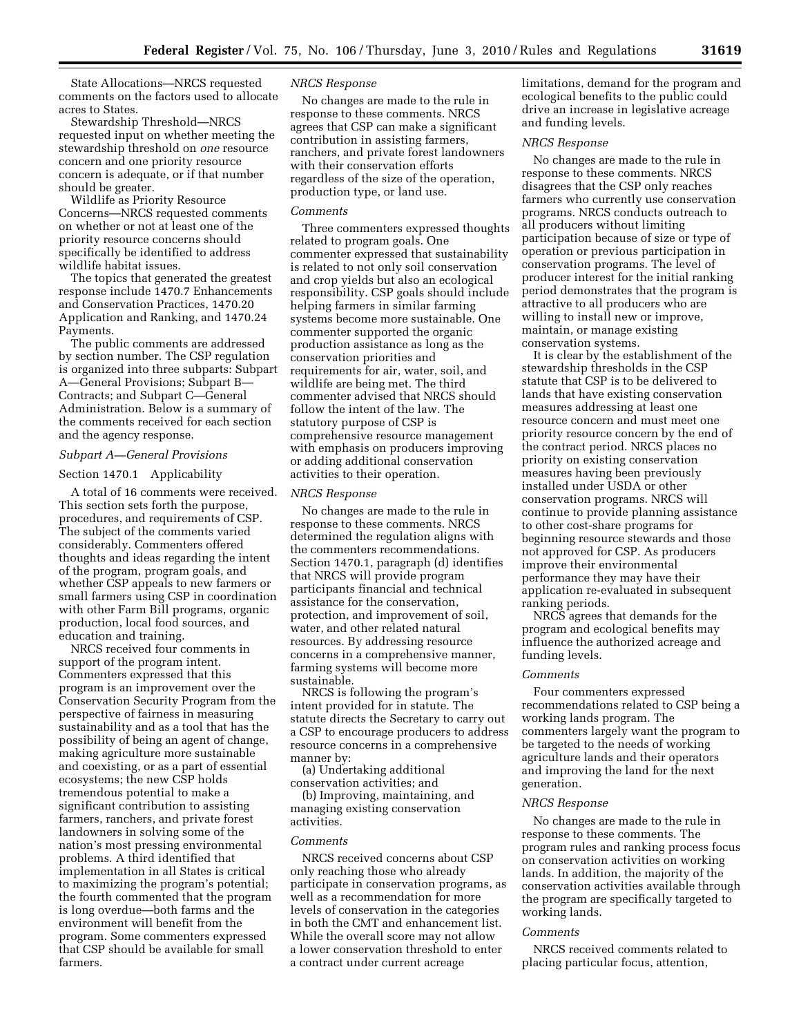State Allocations—NRCS requested comments on the factors used to allocate acres to States.

Stewardship Threshold—NRCS requested input on whether meeting the stewardship threshold on *one* resource concern and one priority resource concern is adequate, or if that number should be greater.

Wildlife as Priority Resource Concerns—NRCS requested comments on whether or not at least one of the priority resource concerns should specifically be identified to address wildlife habitat issues.

The topics that generated the greatest response include 1470.7 Enhancements and Conservation Practices, 1470.20 Application and Ranking, and 1470.24 Payments.

The public comments are addressed by section number. The CSP regulation is organized into three subparts: Subpart A—General Provisions; Subpart B—Contracts; and Subpart C—General Administration. Below is a summary of the comments received for each section and the agency response.

### *Subpart A—General Provisions*

#### Section 1470.1 Applicability

A total of 16 comments were received. This section sets forth the purpose, procedures, and requirements of CSP. The subject of the comments varied considerably. Commenters offered thoughts and ideas regarding the intent of the program, program goals, and whether CSP appeals to new farmers or small farmers using CSP in coordination with other Farm Bill programs, organic production, local food sources, and education and training.

NRCS received four comments in support of the program intent. Commenters expressed that this program is an improvement over the Conservation Security Program from the perspective of fairness in measuring sustainability and as a tool that has the possibility of being an agent of change, making agriculture more sustainable and coexisting, or as a part of essential ecosystems; the new CSP holds tremendous potential to make a significant contribution to assisting farmers, ranchers, and private forest landowners in solving some of the nation's most pressing environmental problems. A third identified that implementation in all States is critical to maximizing the program's potential; the fourth commented that the program is long overdue—both farms and the environment will benefit from the program. Some commenters expressed that CSP should be available for small farmers.

*NRCS Response*

No changes are made to the rule in response to these comments. NRCS agrees that CSP can make a significant contribution in assisting farmers, ranchers, and private forest landowners with their conservation efforts regardless of the size of the operation, production type, or land use.

*Comments*

Three commenters expressed thoughts related to program goals. One commenter expressed that sustainability is related to not only soil conservation and crop yields but also an ecological responsibility. CSP goals should include helping farmers in similar farming systems become more sustainable. One commenter supported the organic production assistance as long as the conservation priorities and requirements for air, water, soil, and wildlife are being met. The third commenter advised that NRCS should follow the intent of the law. The statutory purpose of CSP is comprehensive resource management with emphasis on producers improving or adding additional conservation activities to their operation.

*NRCS Response*

No changes are made to the rule in response to these comments. NRCS determined the regulation aligns with the commenters recommendations. Section 1470.1, paragraph (d) identifies that NRCS will provide program participants financial and technical assistance for the conservation, protection, and improvement of soil, water, and other related natural resources. By addressing resource concerns in a comprehensive manner, farming systems will become more sustainable.

NRCS is following the program's intent provided for in statute. The statute directs the Secretary to carry out a CSP to encourage producers to address resource concerns in a comprehensive manner by:

(a) Undertaking additional conservation activities; and

(b) Improving, maintaining, and managing existing conservation activities.

*Comments*

NRCS received concerns about CSP only reaching those who already participate in conservation programs, as well as a recommendation for more levels of conservation in the categories in both the CMT and enhancement list. While the overall score may not allow a lower conservation threshold to enter a contract under current acreage limitations, demand for the program and ecological benefits to the public could drive an increase in legislative acreage and funding levels.

*NRCS Response*

No changes are made to the rule in response to these comments. NRCS disagrees that the CSP only reaches farmers who currently use conservation programs. NRCS conducts outreach to all producers without limiting participation because of size or type of operation or previous participation in conservation programs. The level of producer interest for the initial ranking period demonstrates that the program is attractive to all producers who are willing to install new or improve, maintain, or manage existing conservation systems.

It is clear by the establishment of the stewardship thresholds in the CSP statute that CSP is to be delivered to lands that have existing conservation measures addressing at least one resource concern and must meet one priority resource concern by the end of the contract period. NRCS places no priority on existing conservation measures having been previously installed under USDA or other conservation programs. NRCS will continue to provide planning assistance to other cost-share programs for beginning resource stewards and those not approved for CSP. As producers improve their environmental performance they may have their application re-evaluated in subsequent ranking periods.

NRCS agrees that demands for the program and ecological benefits may influence the authorized acreage and funding levels.

*Comments*

Four commenters expressed recommendations related to CSP being a working lands program. The commenters largely want the program to be targeted to the needs of working agriculture lands and their operators and improving the land for the next generation.

*NRCS Response*

No changes are made to the rule in response to these comments. The program rules and ranking process focus on conservation activities on working lands. In addition, the majority of the conservation activities available through the program are specifically targeted to working lands.

*Comments*

NRCS received comments related to placing particular focus, attention,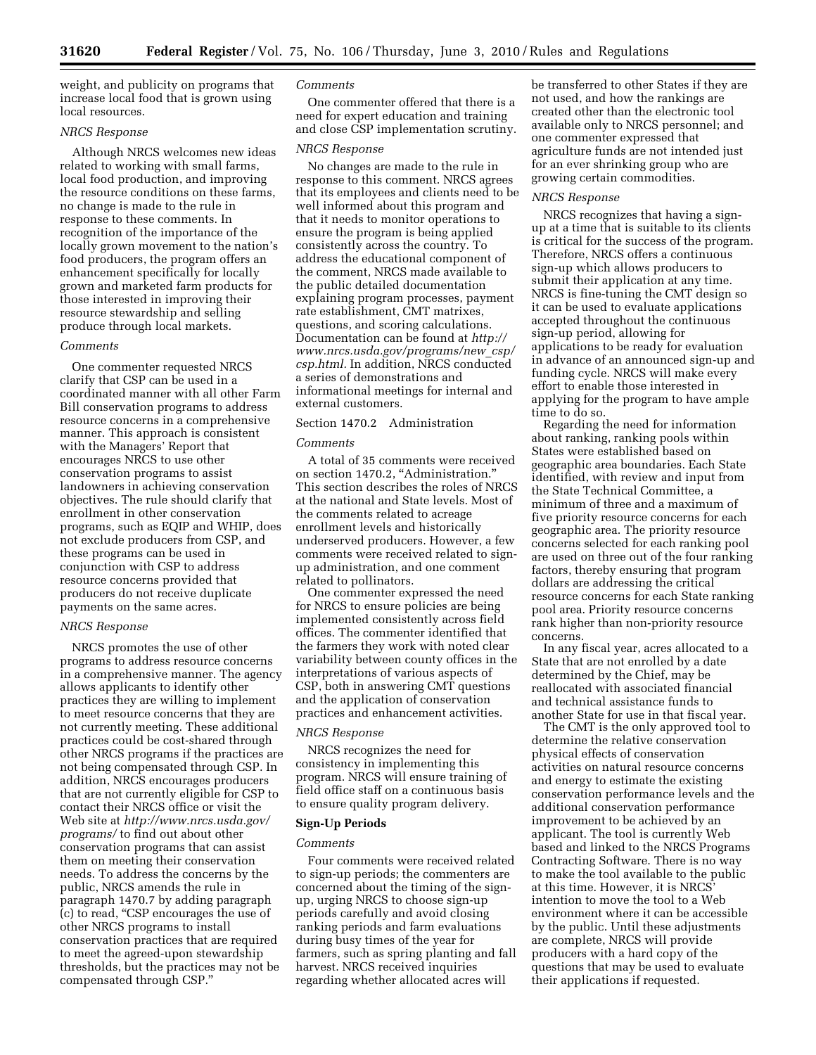weight, and publicity on programs that increase local food that is grown using local resources.

*NRCS Response*

Although NRCS welcomes new ideas related to working with small farms, local food production, and improving the resource conditions on these farms, no change is made to the rule in response to these comments. In recognition of the importance of the locally grown movement to the nation's food producers, the program offers an enhancement specifically for locally grown and marketed farm products for those interested in improving their resource stewardship and selling produce through local markets.

*Comments*

One commenter requested NRCS clarify that CSP can be used in a coordinated manner with all other Farm Bill conservation programs to address resource concerns in a comprehensive manner. This approach is consistent with the Managers' Report that encourages NRCS to use other conservation programs to assist landowners in achieving conservation objectives. The rule should clarify that enrollment in other conservation programs, such as EQIP and WHIP, does not exclude producers from CSP, and these programs can be used in conjunction with CSP to address resource concerns provided that producers do not receive duplicate payments on the same acres.

*NRCS Response*

NRCS promotes the use of other programs to address resource concerns in a comprehensive manner. The agency allows applicants to identify other practices they are willing to implement to meet resource concerns that they are not currently meeting. These additional practices could be cost-shared through other NRCS programs if the practices are not being compensated through CSP. In addition, NRCS encourages producers that are not currently eligible for CSP to contact their NRCS office or visit the Web site at *http://www.nrcs.usda.gov/programs/* to find out about other conservation programs that can assist them on meeting their conservation needs. To address the concerns by the public, NRCS amends the rule in paragraph 1470.7 by adding paragraph (c) to read, "CSP encourages the use of other NRCS programs to install conservation practices that are required to meet the agreed-upon stewardship thresholds, but the practices may not be compensated through CSP."

*Comments*

One commenter offered that there is a need for expert education and training and close CSP implementation scrutiny.

*NRCS Response*

No changes are made to the rule in response to this comment. NRCS agrees that its employees and clients need to be well informed about this program and that it needs to monitor operations to ensure the program is being applied consistently across the country. To address the educational component of the comment, NRCS made available to the public detailed documentation explaining program processes, payment rate establishment, CMT matrixes, questions, and scoring calculations. Documentation can be found at *http://www.nrcs.usda.gov/programs/new_csp/csp.html.* In addition, NRCS conducted a series of demonstrations and informational meetings for internal and external customers.

Section 1470.2 Administration

*Comments*

A total of 35 comments were received on section 1470.2, "Administration." This section describes the roles of NRCS at the national and State levels. Most of the comments related to acreage enrollment levels and historically underserved producers. However, a few comments were received related to sign-up administration, and one comment related to pollinators.

One commenter expressed the need for NRCS to ensure policies are being implemented consistently across field offices. The commenter identified that the farmers they work with noted clear variability between county offices in the interpretations of various aspects of CSP, both in answering CMT questions and the application of conservation practices and enhancement activities.

*NRCS Response*

NRCS recognizes the need for consistency in implementing this program. NRCS will ensure training of field office staff on a continuous basis to ensure quality program delivery.

**Sign-Up Periods**

*Comments*

Four comments were received related to sign-up periods; the commenters are concerned about the timing of the sign-up, urging NRCS to choose sign-up periods carefully and avoid closing ranking periods and farm evaluations during busy times of the year for farmers, such as spring planting and fall harvest. NRCS received inquiries regarding whether allocated acres will be transferred to other States if they are not used, and how the rankings are created other than the electronic tool available only to NRCS personnel; and one commenter expressed that agriculture funds are not intended just for an ever shrinking group who are growing certain commodities.

*NRCS Response*

NRCS recognizes that having a sign-up at a time that is suitable to its clients is critical for the success of the program. Therefore, NRCS offers a continuous sign-up which allows producers to submit their application at any time. NRCS is fine-tuning the CMT design so it can be used to evaluate applications accepted throughout the continuous sign-up period, allowing for applications to be ready for evaluation in advance of an announced sign-up and funding cycle. NRCS will make every effort to enable those interested in applying for the program to have ample time to do so.

Regarding the need for information about ranking, ranking pools within States were established based on geographic area boundaries. Each State identified, with review and input from the State Technical Committee, a minimum of three and a maximum of five priority resource concerns for each geographic area. The priority resource concerns selected for each ranking pool are used on three out of the four ranking factors, thereby ensuring that program dollars are addressing the critical resource concerns for each State ranking pool area. Priority resource concerns rank higher than non-priority resource concerns.

In any fiscal year, acres allocated to a State that are not enrolled by a date determined by the Chief, may be reallocated with associated financial and technical assistance funds to another State for use in that fiscal year.

The CMT is the only approved tool to determine the relative conservation physical effects of conservation activities on natural resource concerns and energy to estimate the existing conservation performance levels and the additional conservation performance improvement to be achieved by an applicant. The tool is currently Web based and linked to the NRCS Programs Contracting Software. There is no way to make the tool available to the public at this time. However, it is NRCS' intention to move the tool to a Web environment where it can be accessible by the public. Until these adjustments are complete, NRCS will provide producers with a hard copy of the questions that may be used to evaluate their applications if requested.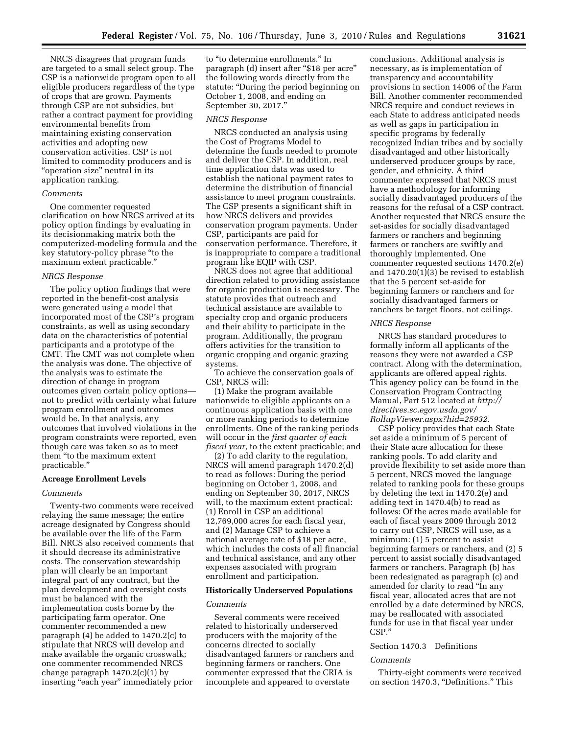NRCS disagrees that program funds are targeted to a small select group. The CSP is a nationwide program open to all eligible producers regardless of the type of crops that are grown. Payments through CSP are not subsidies, but rather a contract payment for providing environmental benefits from maintaining existing conservation activities and adopting new conservation activities. CSP is not limited to commodity producers and is "operation size" neutral in its application ranking.

*Comments*

One commenter requested clarification on how NRCS arrived at its policy option findings by evaluating in its decisionmaking matrix both the computerized-modeling formula and the key statutory-policy phrase "to the maximum extent practicable."

*NRCS Response*

The policy option findings that were reported in the benefit-cost analysis were generated using a model that incorporated most of the CSP's program constraints, as well as using secondary data on the characteristics of potential participants and a prototype of the CMT. The CMT was not complete when the analysis was done. The objective of the analysis was to estimate the direction of change in program outcomes given certain policy options—not to predict with certainty what future program enrollment and outcomes would be. In that analysis, any outcomes that involved violations in the program constraints were reported, even though care was taken so as to meet them "to the maximum extent practicable."

**Acreage Enrollment Levels**

*Comments*

Twenty-two comments were received relaying the same message; the entire acreage designated by Congress should be available over the life of the Farm Bill. NRCS also received comments that it should decrease its administrative costs. The conservation stewardship plan will clearly be an important integral part of any contract, but the plan development and oversight costs must be balanced with the implementation costs borne by the participating farm operator. One commenter recommended a new paragraph (4) be added to 1470.2(c) to stipulate that NRCS will develop and make available the organic crosswalk; one commenter recommended NRCS change paragraph 1470.2(c)(1) by inserting "each year" immediately prior to "to determine enrollments." In paragraph (d) insert after "$18 per acre" the following words directly from the statute: "During the period beginning on October 1, 2008, and ending on September 30, 2017."

*NRCS Response*

NRCS conducted an analysis using the Cost of Programs Model to determine the funds needed to promote and deliver the CSP. In addition, real time application data was used to establish the national payment rates to determine the distribution of financial assistance to meet program constraints. The CSP presents a significant shift in how NRCS delivers and provides conservation program payments. Under CSP, participants are paid for conservation performance. Therefore, it is inappropriate to compare a traditional program like EQIP with CSP.

NRCS does not agree that additional direction related to providing assistance for organic production is necessary. The statute provides that outreach and technical assistance are available to specialty crop and organic producers and their ability to participate in the program. Additionally, the program offers activities for the transition to organic cropping and organic grazing systems.

To achieve the conservation goals of CSP, NRCS will:

(1) Make the program available nationwide to eligible applicants on a continuous application basis with one or more ranking periods to determine enrollments. One of the ranking periods will occur in the *first quarter of each fiscal year,* to the extent practicable; and

(2) To add clarity to the regulation, NRCS will amend paragraph 1470.2(d) to read as follows: During the period beginning on October 1, 2008, and ending on September 30, 2017, NRCS will, to the maximum extent practical: (1) Enroll in CSP an additional 12,769,000 acres for each fiscal year, and (2) Manage CSP to achieve a national average rate of $18 per acre, which includes the costs of all financial and technical assistance, and any other expenses associated with program enrollment and participation.

**Historically Underserved Populations**

*Comments*

Several comments were received related to historically underserved producers with the majority of the concerns directed to socially disadvantaged farmers or ranchers and beginning farmers or ranchers. One commenter expressed that the CRIA is incomplete and appeared to overstate conclusions. Additional analysis is necessary, as is implementation of transparency and accountability provisions in section 14006 of the Farm Bill. Another commenter recommended NRCS require and conduct reviews in each State to address anticipated needs as well as gaps in participation in specific programs by federally recognized Indian tribes and by socially disadvantaged and other historically underserved producer groups by race, gender, and ethnicity. A third commenter expressed that NRCS must have a methodology for informing socially disadvantaged producers of the reasons for the refusal of a CSP contract. Another requested that NRCS ensure the set-asides for socially disadvantaged farmers or ranchers and beginning farmers or ranchers are swiftly and thoroughly implemented. One commenter requested sections 1470.2(e) and 1470.20(1)(3) be revised to establish that the 5 percent set-aside for beginning farmers or ranchers and for socially disadvantaged farmers or ranchers be target floors, not ceilings.

*NRCS Response*

NRCS has standard procedures to formally inform all applicants of the reasons they were not awarded a CSP contract. Along with the determination, applicants are offered appeal rights. This agency policy can be found in the Conservation Program Contracting Manual, Part 512 located at *http://directives.sc.egov.usda.gov/RollupViewer.aspx?hid=25932.*

CSP policy provides that each State set aside a minimum of 5 percent of their State acre allocation for these ranking pools. To add clarity and provide flexibility to set aside more than 5 percent, NRCS moved the language related to ranking pools for these groups by deleting the text in 1470.2(e) and adding text in 1470.4(b) to read as follows: Of the acres made available for each of fiscal years 2009 through 2012 to carry out CSP, NRCS will use, as a minimum: (1) 5 percent to assist beginning farmers or ranchers, and (2) 5 percent to assist socially disadvantaged farmers or ranchers. Paragraph (b) has been redesignated as paragraph (c) and amended for clarity to read "In any fiscal year, allocated acres that are not enrolled by a date determined by NRCS, may be reallocated with associated funds for use in that fiscal year under CSP."

Section 1470.3 Definitions

*Comments*

Thirty-eight comments were received on section 1470.3, "Definitions." This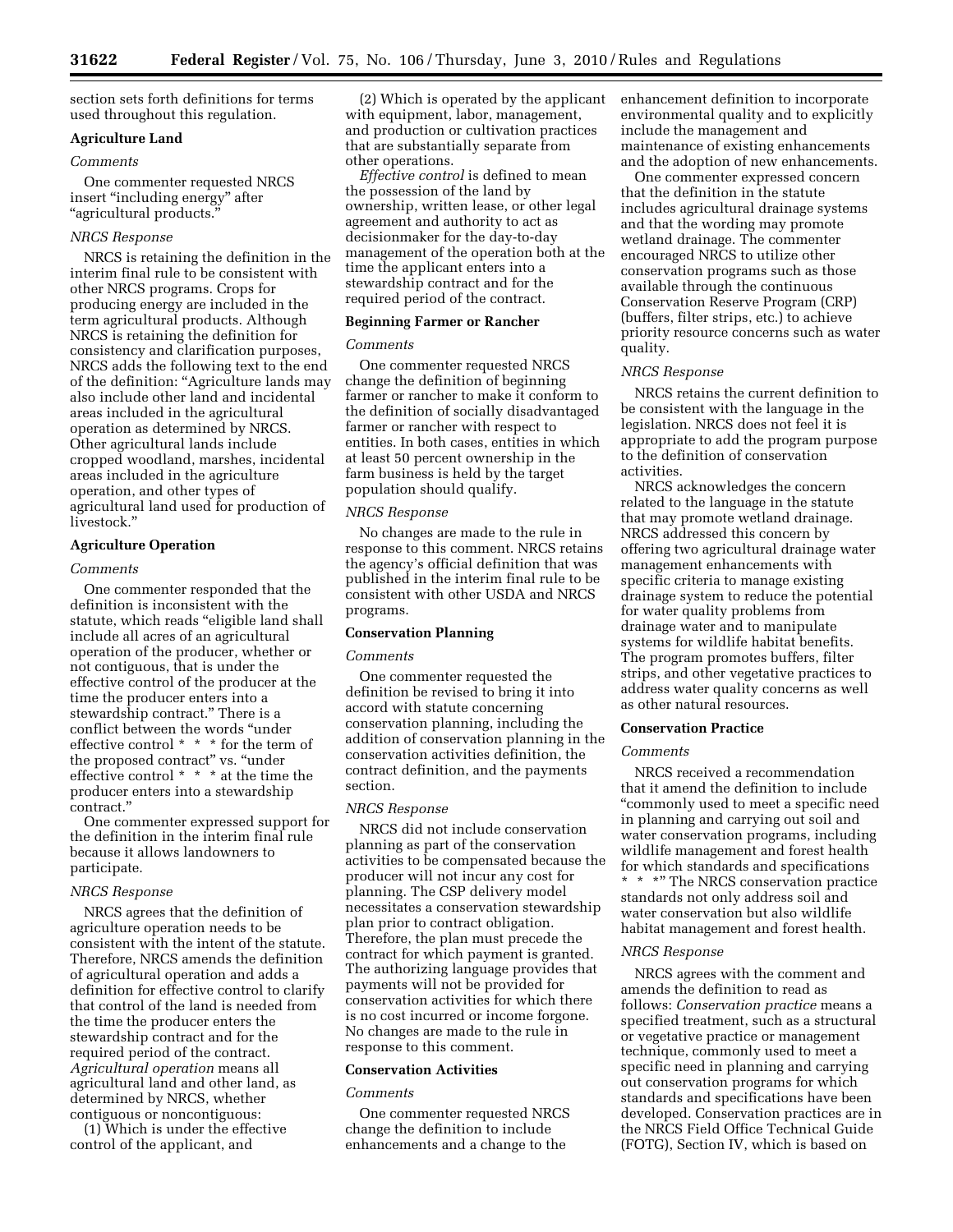section sets forth definitions for terms used throughout this regulation.

**Agriculture Land**

*Comments*

One commenter requested NRCS insert "including energy" after "agricultural products."

*NRCS Response*

NRCS is retaining the definition in the interim final rule to be consistent with other NRCS programs. Crops for producing energy are included in the term agricultural products. Although NRCS is retaining the definition for consistency and clarification purposes, NRCS adds the following text to the end of the definition: "Agriculture lands may also include other land and incidental areas included in the agricultural operation as determined by NRCS. Other agricultural lands include cropped woodland, marshes, incidental areas included in the agriculture operation, and other types of agricultural land used for production of livestock."

**Agriculture Operation**

*Comments*

One commenter responded that the definition is inconsistent with the statute, which reads "eligible land shall include all acres of an agricultural operation of the producer, whether or not contiguous, that is under the effective control of the producer at the time the producer enters into a stewardship contract." There is a conflict between the words "under effective control * * * for the term of the proposed contract" vs. "under effective control * * * at the time the producer enters into a stewardship contract."

One commenter expressed support for the definition in the interim final rule because it allows landowners to participate.

*NRCS Response*

NRCS agrees that the definition of agriculture operation needs to be consistent with the intent of the statute. Therefore, NRCS amends the definition of agricultural operation and adds a definition for effective control to clarify that control of the land is needed from the time the producer enters the stewardship contract and for the required period of the contract. *Agricultural operation* means all agricultural land and other land, as determined by NRCS, whether contiguous or noncontiguous:

(1) Which is under the effective control of the applicant, and

(2) Which is operated by the applicant with equipment, labor, management, and production or cultivation practices that are substantially separate from other operations.

*Effective control* is defined to mean the possession of the land by ownership, written lease, or other legal agreement and authority to act as decisionmaker for the day-to-day management of the operation both at the time the applicant enters into a stewardship contract and for the required period of the contract.

**Beginning Farmer or Rancher**

*Comments*

One commenter requested NRCS change the definition of beginning farmer or rancher to make it conform to the definition of socially disadvantaged farmer or rancher with respect to entities. In both cases, entities in which at least 50 percent ownership in the farm business is held by the target population should qualify.

*NRCS Response*

No changes are made to the rule in response to this comment. NRCS retains the agency's official definition that was published in the interim final rule to be consistent with other USDA and NRCS programs.

**Conservation Planning**

*Comments*

One commenter requested the definition be revised to bring it into accord with statute concerning conservation planning, including the addition of conservation planning in the conservation activities definition, the contract definition, and the payments section.

*NRCS Response*

NRCS did not include conservation planning as part of the conservation activities to be compensated because the producer will not incur any cost for planning. The CSP delivery model necessitates a conservation stewardship plan prior to contract obligation. Therefore, the plan must precede the contract for which payment is granted. The authorizing language provides that payments will not be provided for conservation activities for which there is no cost incurred or income forgone. No changes are made to the rule in response to this comment.

**Conservation Activities**

*Comments*

One commenter requested NRCS change the definition to include enhancements and a change to the enhancement definition to incorporate environmental quality and to explicitly include the management and maintenance of existing enhancements and the adoption of new enhancements.

One commenter expressed concern that the definition in the statute includes agricultural drainage systems and that the wording may promote wetland drainage. The commenter encouraged NRCS to utilize other conservation programs such as those available through the continuous Conservation Reserve Program (CRP) (buffers, filter strips, etc.) to achieve priority resource concerns such as water quality.

*NRCS Response*

NRCS retains the current definition to be consistent with the language in the legislation. NRCS does not feel it is appropriate to add the program purpose to the definition of conservation activities.

NRCS acknowledges the concern related to the language in the statute that may promote wetland drainage. NRCS addressed this concern by offering two agricultural drainage water management enhancements with specific criteria to manage existing drainage system to reduce the potential for water quality problems from drainage water and to manipulate systems for wildlife habitat benefits. The program promotes buffers, filter strips, and other vegetative practices to address water quality concerns as well as other natural resources.

**Conservation Practice**

*Comments*

NRCS received a recommendation that it amend the definition to include "commonly used to meet a specific need in planning and carrying out soil and water conservation programs, including wildlife management and forest health for which standards and specifications * * *" The NRCS conservation practice standards not only address soil and water conservation but also wildlife habitat management and forest health.

*NRCS Response*

NRCS agrees with the comment and amends the definition to read as follows: *Conservation practice* means a specified treatment, such as a structural or vegetative practice or management technique, commonly used to meet a specific need in planning and carrying out conservation programs for which standards and specifications have been developed. Conservation practices are in the NRCS Field Office Technical Guide (FOTG), Section IV, which is based on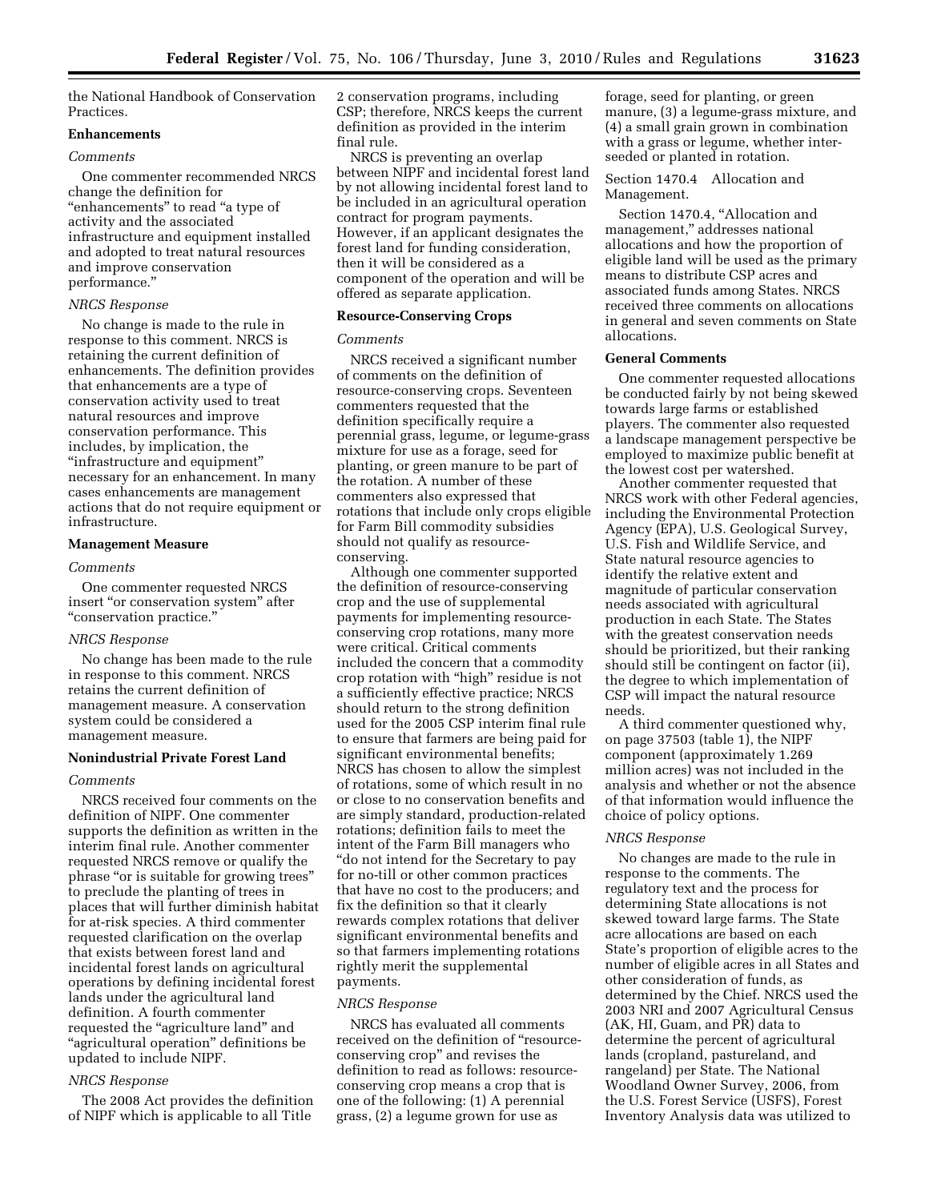the National Handbook of Conservation Practices.

**Enhancements**

*Comments*

One commenter recommended NRCS change the definition for "enhancements" to read "a type of activity and the associated infrastructure and equipment installed and adopted to treat natural resources and improve conservation performance."

*NRCS Response*

No change is made to the rule in response to this comment. NRCS is retaining the current definition of enhancements. The definition provides that enhancements are a type of conservation activity used to treat natural resources and improve conservation performance. This includes, by implication, the "infrastructure and equipment" necessary for an enhancement. In many cases enhancements are management actions that do not require equipment or infrastructure.

**Management Measure**

*Comments*

One commenter requested NRCS insert "or conservation system" after "conservation practice."

*NRCS Response*

No change has been made to the rule in response to this comment. NRCS retains the current definition of management measure. A conservation system could be considered a management measure.

**Nonindustrial Private Forest Land**

*Comments*

NRCS received four comments on the definition of NIPF. One commenter supports the definition as written in the interim final rule. Another commenter requested NRCS remove or qualify the phrase "or is suitable for growing trees" to preclude the planting of trees in places that will further diminish habitat for at-risk species. A third commenter requested clarification on the overlap that exists between forest land and incidental forest lands on agricultural operations by defining incidental forest lands under the agricultural land definition. A fourth commenter requested the "agriculture land" and "agricultural operation" definitions be updated to include NIPF.

*NRCS Response*

The 2008 Act provides the definition of NIPF which is applicable to all Title 2 conservation programs, including CSP; therefore, NRCS keeps the current definition as provided in the interim final rule.

NRCS is preventing an overlap between NIPF and incidental forest land by not allowing incidental forest land to be included in an agricultural operation contract for program payments. However, if an applicant designates the forest land for funding consideration, then it will be considered as a component of the operation and will be offered as separate application.

**Resource-Conserving Crops**

*Comments*

NRCS received a significant number of comments on the definition of resource-conserving crops. Seventeen commenters requested that the definition specifically require a perennial grass, legume, or legume-grass mixture for use as a forage, seed for planting, or green manure to be part of the rotation. A number of these commenters also expressed that rotations that include only crops eligible for Farm Bill commodity subsidies should not qualify as resource-conserving.

Although one commenter supported the definition of resource-conserving crop and the use of supplemental payments for implementing resource-conserving crop rotations, many more were critical. Critical comments included the concern that a commodity crop rotation with "high" residue is not a sufficiently effective practice; NRCS should return to the strong definition used for the 2005 CSP interim final rule to ensure that farmers are being paid for significant environmental benefits; NRCS has chosen to allow the simplest of rotations, some of which result in no or close to no conservation benefits and are simply standard, production-related rotations; definition fails to meet the intent of the Farm Bill managers who "do not intend for the Secretary to pay for no-till or other common practices that have no cost to the producers; and fix the definition so that it clearly rewards complex rotations that deliver significant environmental benefits and so that farmers implementing rotations rightly merit the supplemental payments.

*NRCS Response*

NRCS has evaluated all comments received on the definition of "resource-conserving crop" and revises the definition to read as follows: resource-conserving crop means a crop that is one of the following: (1) A perennial grass, (2) a legume grown for use as forage, seed for planting, or green manure, (3) a legume-grass mixture, and (4) a small grain grown in combination with a grass or legume, whether inter-seeded or planted in rotation.

Section 1470.4 Allocation and Management.

Section 1470.4, "Allocation and management," addresses national allocations and how the proportion of eligible land will be used as the primary means to distribute CSP acres and associated funds among States. NRCS received three comments on allocations in general and seven comments on State allocations.

**General Comments**

One commenter requested allocations be conducted fairly by not being skewed towards large farms or established players. The commenter also requested a landscape management perspective be employed to maximize public benefit at the lowest cost per watershed.

Another commenter requested that NRCS work with other Federal agencies, including the Environmental Protection Agency (EPA), U.S. Geological Survey, U.S. Fish and Wildlife Service, and State natural resource agencies to identify the relative extent and magnitude of particular conservation needs associated with agricultural production in each State. The States with the greatest conservation needs should be prioritized, but their ranking should still be contingent on factor (ii), the degree to which implementation of CSP will impact the natural resource needs.

A third commenter questioned why, on page 37503 (table 1), the NIPF component (approximately 1.269 million acres) was not included in the analysis and whether or not the absence of that information would influence the choice of policy options.

*NRCS Response*

No changes are made to the rule in response to the comments. The regulatory text and the process for determining State allocations is not skewed toward large farms. The State acre allocations are based on each State's proportion of eligible acres to the number of eligible acres in all States and other consideration of funds, as determined by the Chief. NRCS used the 2003 NRI and 2007 Agricultural Census (AK, HI, Guam, and PR) data to determine the percent of agricultural lands (cropland, pastureland, and rangeland) per State. The National Woodland Owner Survey, 2006, from the U.S. Forest Service (USFS), Forest Inventory Analysis data was utilized to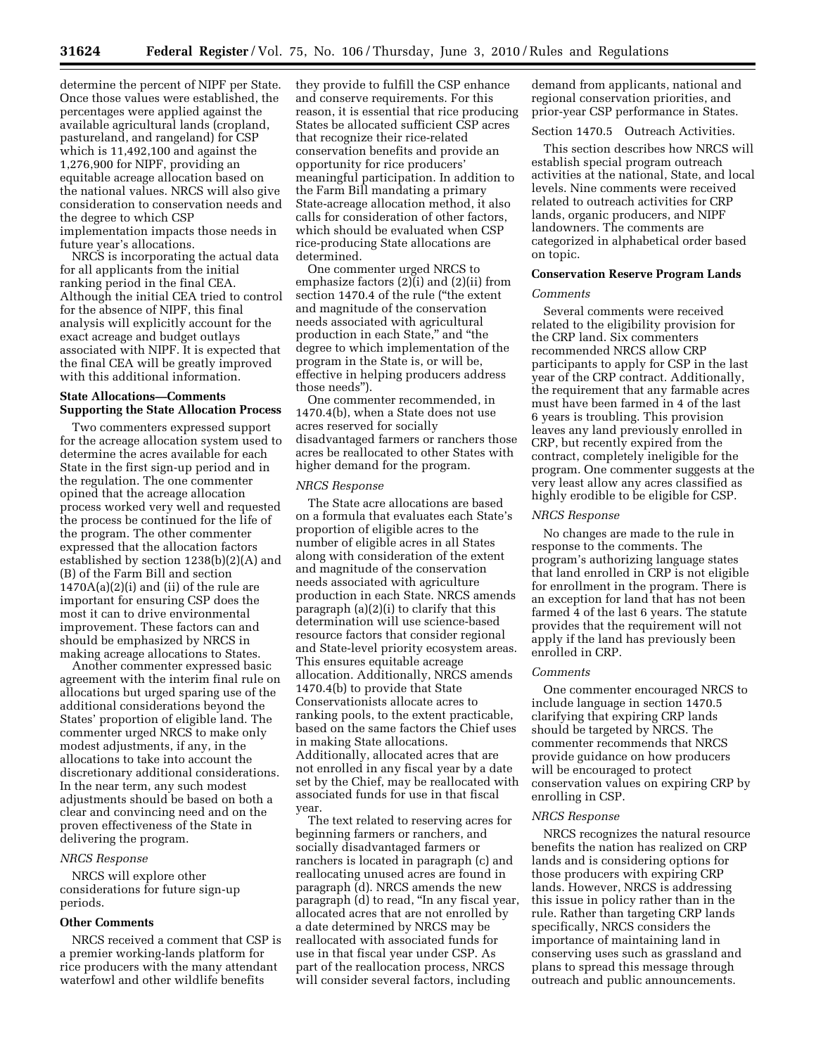determine the percent of NIPF per State. Once those values were established, the percentages were applied against the available agricultural lands (cropland, pastureland, and rangeland) for CSP which is 11,492,100 and against the 1,276,900 for NIPF, providing an equitable acreage allocation based on the national values. NRCS will also give consideration to conservation needs and the degree to which CSP implementation impacts those needs in future year's allocations.

NRCS is incorporating the actual data for all applicants from the initial ranking period in the final CEA. Although the initial CEA tried to control for the absence of NIPF, this final analysis will explicitly account for the exact acreage and budget outlays associated with NIPF. It is expected that the final CEA will be greatly improved with this additional information.

**State Allocations—Comments Supporting the State Allocation Process**

Two commenters expressed support for the acreage allocation system used to determine the acres available for each State in the first sign-up period and in the regulation. The one commenter opined that the acreage allocation process worked very well and requested the process be continued for the life of the program. The other commenter expressed that the allocation factors established by section 1238(b)(2)(A) and (B) of the Farm Bill and section 1470A(a)(2)(i) and (ii) of the rule are important for ensuring CSP does the most it can to drive environmental improvement. These factors can and should be emphasized by NRCS in making acreage allocations to States.

Another commenter expressed basic agreement with the interim final rule on allocations but urged sparing use of the additional considerations beyond the States' proportion of eligible land. The commenter urged NRCS to make only modest adjustments, if any, in the allocations to take into account the discretionary additional considerations. In the near term, any such modest adjustments should be based on both a clear and convincing need and on the proven effectiveness of the State in delivering the program.

*NRCS Response*

NRCS will explore other considerations for future sign-up periods.

**Other Comments**

NRCS received a comment that CSP is a premier working-lands platform for rice producers with the many attendant waterfowl and other wildlife benefits they provide to fulfill the CSP enhance and conserve requirements. For this reason, it is essential that rice producing States be allocated sufficient CSP acres that recognize their rice-related conservation benefits and provide an opportunity for rice producers' meaningful participation. In addition to the Farm Bill mandating a primary State-acreage allocation method, it also calls for consideration of other factors, which should be evaluated when CSP rice-producing State allocations are determined.

One commenter urged NRCS to emphasize factors (2)(i) and (2)(ii) from section 1470.4 of the rule ("the extent and magnitude of the conservation needs associated with agricultural production in each State," and "the degree to which implementation of the program in the State is, or will be, effective in helping producers address those needs").

One commenter recommended, in 1470.4(b), when a State does not use acres reserved for socially disadvantaged farmers or ranchers those acres be reallocated to other States with higher demand for the program.

*NRCS Response*

The State acre allocations are based on a formula that evaluates each State's proportion of eligible acres to the number of eligible acres in all States along with consideration of the extent and magnitude of the conservation needs associated with agriculture production in each State. NRCS amends paragraph (a)(2)(i) to clarify that this determination will use science-based resource factors that consider regional and State-level priority ecosystem areas. This ensures equitable acreage allocation. Additionally, NRCS amends 1470.4(b) to provide that State Conservationists allocate acres to ranking pools, to the extent practicable, based on the same factors the Chief uses in making State allocations. Additionally, allocated acres that are not enrolled in any fiscal year by a date set by the Chief, may be reallocated with associated funds for use in that fiscal year.

The text related to reserving acres for beginning farmers or ranchers, and socially disadvantaged farmers or ranchers is located in paragraph (c) and reallocating unused acres are found in paragraph (d). NRCS amends the new paragraph (d) to read, "In any fiscal year, allocated acres that are not enrolled by a date determined by NRCS may be reallocated with associated funds for use in that fiscal year under CSP. As part of the reallocation process, NRCS will consider several factors, including demand from applicants, national and regional conservation priorities, and prior-year CSP performance in States.

Section 1470.5 Outreach Activities.

This section describes how NRCS will establish special program outreach activities at the national, State, and local levels. Nine comments were received related to outreach activities for CRP lands, organic producers, and NIPF landowners. The comments are categorized in alphabetical order based on topic.

**Conservation Reserve Program Lands**

*Comments*

Several comments were received related to the eligibility provision for the CRP land. Six commenters recommended NRCS allow CRP participants to apply for CSP in the last year of the CRP contract. Additionally, the requirement that any farmable acres must have been farmed in 4 of the last 6 years is troubling. This provision leaves any land previously enrolled in CRP, but recently expired from the contract, completely ineligible for the program. One commenter suggests at the very least allow any acres classified as highly erodible to be eligible for CSP.

*NRCS Response*

No changes are made to the rule in response to the comments. The program's authorizing language states that land enrolled in CRP is not eligible for enrollment in the program. There is an exception for land that has not been farmed 4 of the last 6 years. The statute provides that the requirement will not apply if the land has previously been enrolled in CRP.

*Comments*

One commenter encouraged NRCS to include language in section 1470.5 clarifying that expiring CRP lands should be targeted by NRCS. The commenter recommends that NRCS provide guidance on how producers will be encouraged to protect conservation values on expiring CRP by enrolling in CSP.

*NRCS Response*

NRCS recognizes the natural resource benefits the nation has realized on CRP lands and is considering options for those producers with expiring CRP lands. However, NRCS is addressing this issue in policy rather than in the rule. Rather than targeting CRP lands specifically, NRCS considers the importance of maintaining land in conserving uses such as grassland and plans to spread this message through outreach and public announcements.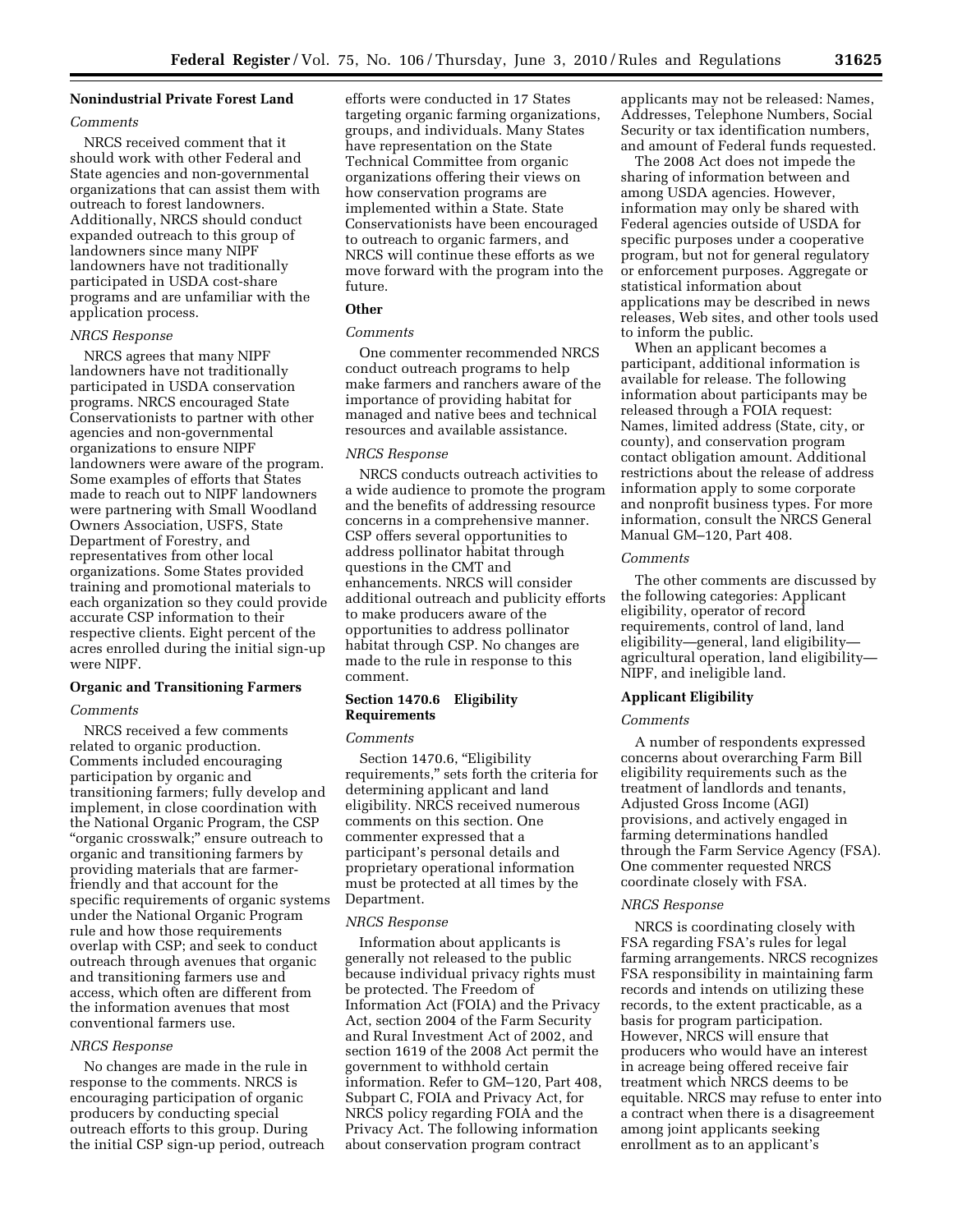### Nonindustrial Private Forest Land

*Comments*

NRCS received comment that it should work with other Federal and State agencies and non-governmental organizations that can assist them with outreach to forest landowners. Additionally, NRCS should conduct expanded outreach to this group of landowners since many NIPF landowners have not traditionally participated in USDA cost-share programs and are unfamiliar with the application process.

*NRCS Response*

NRCS agrees that many NIPF landowners have not traditionally participated in USDA conservation programs. NRCS encouraged State Conservationists to partner with other agencies and non-governmental organizations to ensure NIPF landowners were aware of the program. Some examples of efforts that States made to reach out to NIPF landowners were partnering with Small Woodland Owners Association, USFS, State Department of Forestry, and representatives from other local organizations. Some States provided training and promotional materials to each organization so they could provide accurate CSP information to their respective clients. Eight percent of the acres enrolled during the initial sign-up were NIPF.

### Organic and Transitioning Farmers

*Comments*

NRCS received a few comments related to organic production. Comments included encouraging participation by organic and transitioning farmers; fully develop and implement, in close coordination with the National Organic Program, the CSP "organic crosswalk;" ensure outreach to organic and transitioning farmers by providing materials that are farmer-friendly and that account for the specific requirements of organic systems under the National Organic Program rule and how those requirements overlap with CSP; and seek to conduct outreach through avenues that organic and transitioning farmers use and access, which often are different from the information avenues that most conventional farmers use.

*NRCS Response*

No changes are made in the rule in response to the comments. NRCS is encouraging participation of organic producers by conducting special outreach efforts to this group. During the initial CSP sign-up period, outreach efforts were conducted in 17 States targeting organic farming organizations, groups, and individuals. Many States have representation on the State Technical Committee from organic organizations offering their views on how conservation programs are implemented within a State. State Conservationists have been encouraged to outreach to organic farmers, and NRCS will continue these efforts as we move forward with the program into the future.

### Other

*Comments*

One commenter recommended NRCS conduct outreach programs to help make farmers and ranchers aware of the importance of providing habitat for managed and native bees and technical resources and available assistance.

*NRCS Response*

NRCS conducts outreach activities to a wide audience to promote the program and the benefits of addressing resource concerns in a comprehensive manner. CSP offers several opportunities to address pollinator habitat through questions in the CMT and enhancements. NRCS will consider additional outreach and publicity efforts to make producers aware of the opportunities to address pollinator habitat through CSP. No changes are made to the rule in response to this comment.

### Section 1470.6 Eligibility Requirements

*Comments*

Section 1470.6, "Eligibility requirements," sets forth the criteria for determining applicant and land eligibility. NRCS received numerous comments on this section. One commenter expressed that a participant's personal details and proprietary operational information must be protected at all times by the Department.

*NRCS Response*

Information about applicants is generally not released to the public because individual privacy rights must be protected. The Freedom of Information Act (FOIA) and the Privacy Act, section 2004 of the Farm Security and Rural Investment Act of 2002, and section 1619 of the 2008 Act permit the government to withhold certain information. Refer to GM–120, Part 408, Subpart C, FOIA and Privacy Act, for NRCS policy regarding FOIA and the Privacy Act. The following information about conservation program contract applicants may not be released: Names, Addresses, Telephone Numbers, Social Security or tax identification numbers, and amount of Federal funds requested.

The 2008 Act does not impede the sharing of information between and among USDA agencies. However, information may only be shared with Federal agencies outside of USDA for specific purposes under a cooperative program, but not for general regulatory or enforcement purposes. Aggregate or statistical information about applications may be described in news releases, Web sites, and other tools used to inform the public.

When an applicant becomes a participant, additional information is available for release. The following information about participants may be released through a FOIA request: Names, limited address (State, city, or county), and conservation program contact obligation amount. Additional restrictions about the release of address information apply to some corporate and nonprofit business types. For more information, consult the NRCS General Manual GM–120, Part 408.

*Comments*

The other comments are discussed by the following categories: Applicant eligibility, operator of record requirements, control of land, land eligibility—general, land eligibility—agricultural operation, land eligibility—NIPF, and ineligible land.

### Applicant Eligibility

*Comments*

A number of respondents expressed concerns about overarching Farm Bill eligibility requirements such as the treatment of landlords and tenants, Adjusted Gross Income (AGI) provisions, and actively engaged in farming determinations handled through the Farm Service Agency (FSA). One commenter requested NRCS coordinate closely with FSA.

*NRCS Response*

NRCS is coordinating closely with FSA regarding FSA's rules for legal farming arrangements. NRCS recognizes FSA responsibility in maintaining farm records and intends on utilizing these records, to the extent practicable, as a basis for program participation. However, NRCS will ensure that producers who would have an interest in acreage being offered receive fair treatment which NRCS deems to be equitable. NRCS may refuse to enter into a contract when there is a disagreement among joint applicants seeking enrollment as to an applicant's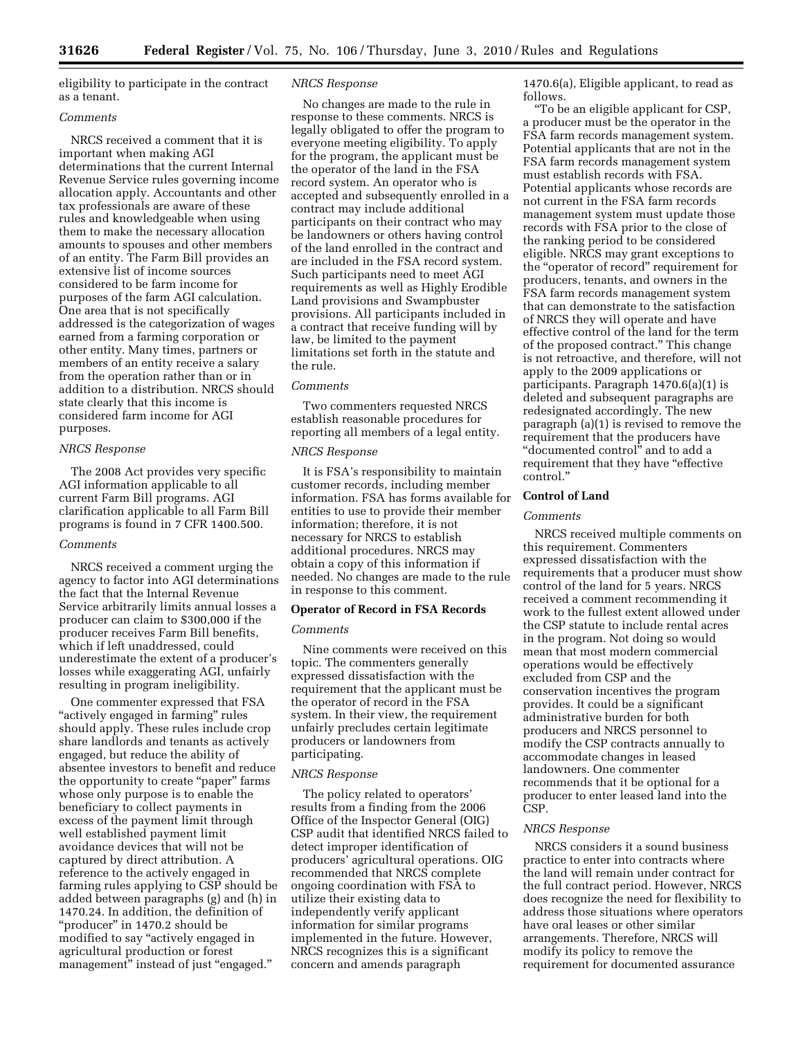eligibility to participate in the contract as a tenant.

*Comments*

NRCS received a comment that it is important when making AGI determinations that the current Internal Revenue Service rules governing income allocation apply. Accountants and other tax professionals are aware of these rules and knowledgeable when using them to make the necessary allocation amounts to spouses and other members of an entity. The Farm Bill provides an extensive list of income sources considered to be farm income for purposes of the farm AGI calculation. One area that is not specifically addressed is the categorization of wages earned from a farming corporation or other entity. Many times, partners or members of an entity receive a salary from the operation rather than or in addition to a distribution. NRCS should state clearly that this income is considered farm income for AGI purposes.

*NRCS Response*

The 2008 Act provides very specific AGI information applicable to all current Farm Bill programs. AGI clarification applicable to all Farm Bill programs is found in 7 CFR 1400.500.

*Comments*

NRCS received a comment urging the agency to factor into AGI determinations the fact that the Internal Revenue Service arbitrarily limits annual losses a producer can claim to $300,000 if the producer receives Farm Bill benefits, which if left unaddressed, could underestimate the extent of a producer's losses while exaggerating AGI, unfairly resulting in program ineligibility.

One commenter expressed that FSA "actively engaged in farming" rules should apply. These rules include crop share landlords and tenants as actively engaged, but reduce the ability of absentee investors to benefit and reduce the opportunity to create "paper" farms whose only purpose is to enable the beneficiary to collect payments in excess of the payment limit through well established payment limit avoidance devices that will not be captured by direct attribution. A reference to the actively engaged in farming rules applying to CSP should be added between paragraphs (g) and (h) in 1470.24. In addition, the definition of "producer" in 1470.2 should be modified to say "actively engaged in agricultural production or forest management" instead of just "engaged."

*NRCS Response*

No changes are made to the rule in response to these comments. NRCS is legally obligated to offer the program to everyone meeting eligibility. To apply for the program, the applicant must be the operator of the land in the FSA record system. An operator who is accepted and subsequently enrolled in a contract may include additional participants on their contract who may be landowners or others having control of the land enrolled in the contract and are included in the FSA record system. Such participants need to meet AGI requirements as well as Highly Erodible Land provisions and Swampbuster provisions. All participants included in a contract that receive funding will by law, be limited to the payment limitations set forth in the statute and the rule.

*Comments*

Two commenters requested NRCS establish reasonable procedures for reporting all members of a legal entity.

*NRCS Response*

It is FSA's responsibility to maintain customer records, including member information. FSA has forms available for entities to use to provide their member information; therefore, it is not necessary for NRCS to establish additional procedures. NRCS may obtain a copy of this information if needed. No changes are made to the rule in response to this comment.

**Operator of Record in FSA Records**

*Comments*

Nine comments were received on this topic. The commenters generally expressed dissatisfaction with the requirement that the applicant must be the operator of record in the FSA system. In their view, the requirement unfairly precludes certain legitimate producers or landowners from participating.

*NRCS Response*

The policy related to operators' results from a finding from the 2006 Office of the Inspector General (OIG) CSP audit that identified NRCS failed to detect improper identification of producers' agricultural operations. OIG recommended that NRCS complete ongoing coordination with FSA to utilize their existing data to independently verify applicant information for similar programs implemented in the future. However, NRCS recognizes this is a significant concern and amends paragraph 1470.6(a), Eligible applicant, to read as follows.

"To be an eligible applicant for CSP, a producer must be the operator in the FSA farm records management system. Potential applicants that are not in the FSA farm records management system must establish records with FSA. Potential applicants whose records are not current in the FSA farm records management system must update those records with FSA prior to the close of the ranking period to be considered eligible. NRCS may grant exceptions to the "operator of record" requirement for producers, tenants, and owners in the FSA farm records management system that can demonstrate to the satisfaction of NRCS they will operate and have effective control of the land for the term of the proposed contract." This change is not retroactive, and therefore, will not apply to the 2009 applications or participants. Paragraph 1470.6(a)(1) is deleted and subsequent paragraphs are redesignated accordingly. The new paragraph (a)(1) is revised to remove the requirement that the producers have "documented control" and to add a requirement that they have "effective control."

**Control of Land**

*Comments*

NRCS received multiple comments on this requirement. Commenters expressed dissatisfaction with the requirements that a producer must show control of the land for 5 years. NRCS received a comment recommending it work to the fullest extent allowed under the CSP statute to include rental acres in the program. Not doing so would mean that most modern commercial operations would be effectively excluded from CSP and the conservation incentives the program provides. It could be a significant administrative burden for both producers and NRCS personnel to modify the CSP contracts annually to accommodate changes in leased landowners. One commenter recommends that it be optional for a producer to enter leased land into the CSP.

*NRCS Response*

NRCS considers it a sound business practice to enter into contracts where the land will remain under contract for the full contract period. However, NRCS does recognize the need for flexibility to address those situations where operators have oral leases or other similar arrangements. Therefore, NRCS will modify its policy to remove the requirement for documented assurance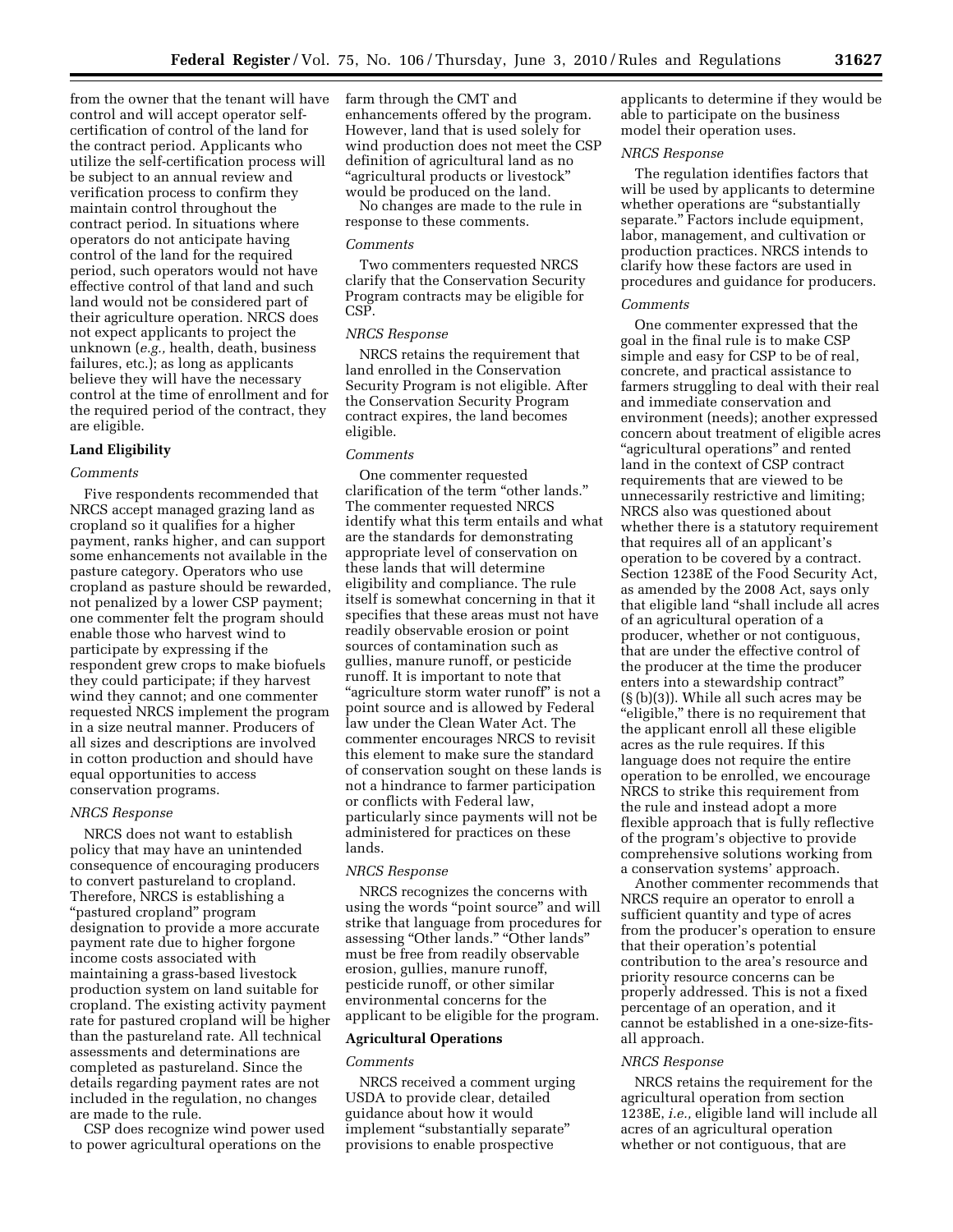from the owner that the tenant will have control and will accept operator self-certification of control of the land for the contract period. Applicants who utilize the self-certification process will be subject to an annual review and verification process to confirm they maintain control throughout the contract period. In situations where operators do not anticipate having control of the land for the required period, such operators would not have effective control of that land and such land would not be considered part of their agriculture operation. NRCS does not expect applicants to project the unknown (*e.g.,* health, death, business failures, etc.); as long as applicants believe they will have the necessary control at the time of enrollment and for the required period of the contract, they are eligible.

**Land Eligibility**

*Comments*

Five respondents recommended that NRCS accept managed grazing land as cropland so it qualifies for a higher payment, ranks higher, and can support some enhancements not available in the pasture category. Operators who use cropland as pasture should be rewarded, not penalized by a lower CSP payment; one commenter felt the program should enable those who harvest wind to participate by expressing if the respondent grew crops to make biofuels they could participate; if they harvest wind they cannot; and one commenter requested NRCS implement the program in a size neutral manner. Producers of all sizes and descriptions are involved in cotton production and should have equal opportunities to access conservation programs.

*NRCS Response*

NRCS does not want to establish policy that may have an unintended consequence of encouraging producers to convert pastureland to cropland. Therefore, NRCS is establishing a "pastured cropland" program designation to provide a more accurate payment rate due to higher forgone income costs associated with maintaining a grass-based livestock production system on land suitable for cropland. The existing activity payment rate for pastured cropland will be higher than the pastureland rate. All technical assessments and determinations are completed as pastureland. Since the details regarding payment rates are not included in the regulation, no changes are made to the rule.

CSP does recognize wind power used to power agricultural operations on the farm through the CMT and enhancements offered by the program. However, land that is used solely for wind production does not meet the CSP definition of agricultural land as no "agricultural products or livestock" would be produced on the land.

No changes are made to the rule in response to these comments.

*Comments*

Two commenters requested NRCS clarify that the Conservation Security Program contracts may be eligible for CSP.

*NRCS Response*

NRCS retains the requirement that land enrolled in the Conservation Security Program is not eligible. After the Conservation Security Program contract expires, the land becomes eligible.

*Comments*

One commenter requested clarification of the term "other lands." The commenter requested NRCS identify what this term entails and what are the standards for demonstrating appropriate level of conservation on these lands that will determine eligibility and compliance. The rule itself is somewhat concerning in that it specifies that these areas must not have readily observable erosion or point sources of contamination such as gullies, manure runoff, or pesticide runoff. It is important to note that "agriculture storm water runoff" is not a point source and is allowed by Federal law under the Clean Water Act. The commenter encourages NRCS to revisit this element to make sure the standard of conservation sought on these lands is not a hindrance to farmer participation or conflicts with Federal law, particularly since payments will not be administered for practices on these lands.

*NRCS Response*

NRCS recognizes the concerns with using the words "point source" and will strike that language from procedures for assessing "Other lands." "Other lands" must be free from readily observable erosion, gullies, manure runoff, pesticide runoff, or other similar environmental concerns for the applicant to be eligible for the program.

**Agricultural Operations**

*Comments*

NRCS received a comment urging USDA to provide clear, detailed guidance about how it would implement "substantially separate" provisions to enable prospective applicants to determine if they would be able to participate on the business model their operation uses.

*NRCS Response*

The regulation identifies factors that will be used by applicants to determine whether operations are "substantially separate." Factors include equipment, labor, management, and cultivation or production practices. NRCS intends to clarify how these factors are used in procedures and guidance for producers.

*Comments*

One commenter expressed that the goal in the final rule is to make CSP simple and easy for CSP to be of real, concrete, and practical assistance to farmers struggling to deal with their real and immediate conservation and environment (needs); another expressed concern about treatment of eligible acres "agricultural operations" and rented land in the context of CSP contract requirements that are viewed to be unnecessarily restrictive and limiting; NRCS also was questioned about whether there is a statutory requirement that requires all of an applicant's operation to be covered by a contract. Section 1238E of the Food Security Act, as amended by the 2008 Act, says only that eligible land "shall include all acres of an agricultural operation of a producer, whether or not contiguous, that are under the effective control of the producer at the time the producer enters into a stewardship contract" (§ (b)(3)). While all such acres may be "eligible," there is no requirement that the applicant enroll all these eligible acres as the rule requires. If this language does not require the entire operation to be enrolled, we encourage NRCS to strike this requirement from the rule and instead adopt a more flexible approach that is fully reflective of the program's objective to provide comprehensive solutions working from a conservation systems' approach.

Another commenter recommends that NRCS require an operator to enroll a sufficient quantity and type of acres from the producer's operation to ensure that their operation's potential contribution to the area's resource and priority resource concerns can be properly addressed. This is not a fixed percentage of an operation, and it cannot be established in a one-size-fits-all approach.

*NRCS Response*

NRCS retains the requirement for the agricultural operation from section 1238E, *i.e.,* eligible land will include all acres of an agricultural operation whether or not contiguous, that are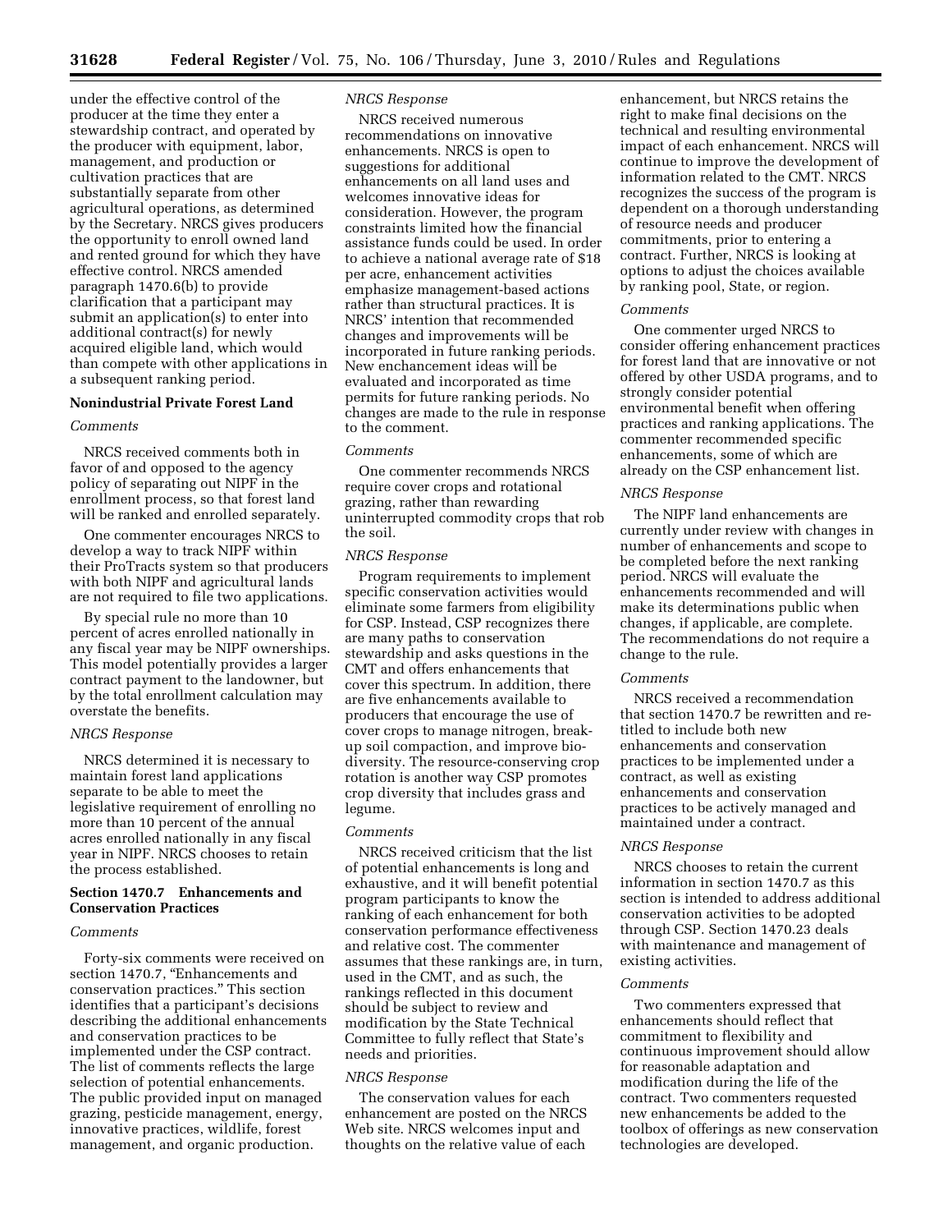under the effective control of the producer at the time they enter a stewardship contract, and operated by the producer with equipment, labor, management, and production or cultivation practices that are substantially separate from other agricultural operations, as determined by the Secretary. NRCS gives producers the opportunity to enroll owned land and rented ground for which they have effective control. NRCS amended paragraph 1470.6(b) to provide clarification that a participant may submit an application(s) to enter into additional contract(s) for newly acquired eligible land, which would than compete with other applications in a subsequent ranking period.

**Nonindustrial Private Forest Land**

*Comments*

NRCS received comments both in favor of and opposed to the agency policy of separating out NIPF in the enrollment process, so that forest land will be ranked and enrolled separately.

One commenter encourages NRCS to develop a way to track NIPF within their ProTracts system so that producers with both NIPF and agricultural lands are not required to file two applications.

By special rule no more than 10 percent of acres enrolled nationally in any fiscal year may be NIPF ownerships. This model potentially provides a larger contract payment to the landowner, but by the total enrollment calculation may overstate the benefits.

*NRCS Response*

NRCS determined it is necessary to maintain forest land applications separate to be able to meet the legislative requirement of enrolling no more than 10 percent of the annual acres enrolled nationally in any fiscal year in NIPF. NRCS chooses to retain the process established.

**Section 1470.7 Enhancements and Conservation Practices**

*Comments*

Forty-six comments were received on section 1470.7, "Enhancements and conservation practices." This section identifies that a participant's decisions describing the additional enhancements and conservation practices to be implemented under the CSP contract. The list of comments reflects the large selection of potential enhancements. The public provided input on managed grazing, pesticide management, energy, innovative practices, wildlife, forest management, and organic production.

*NRCS Response*

NRCS received numerous recommendations on innovative enhancements. NRCS is open to suggestions for additional enhancements on all land uses and welcomes innovative ideas for consideration. However, the program constraints limited how the financial assistance funds could be used. In order to achieve a national average rate of $18 per acre, enhancement activities emphasize management-based actions rather than structural practices. It is NRCS' intention that recommended changes and improvements will be incorporated in future ranking periods. New enchancement ideas will be evaluated and incorporated as time permits for future ranking periods. No changes are made to the rule in response to the comment.

*Comments*

One commenter recommends NRCS require cover crops and rotational grazing, rather than rewarding uninterrupted commodity crops that rob the soil.

*NRCS Response*

Program requirements to implement specific conservation activities would eliminate some farmers from eligibility for CSP. Instead, CSP recognizes there are many paths to conservation stewardship and asks questions in the CMT and offers enhancements that cover this spectrum. In addition, there are five enhancements available to producers that encourage the use of cover crops to manage nitrogen, break-up soil compaction, and improve bio-diversity. The resource-conserving crop rotation is another way CSP promotes crop diversity that includes grass and legume.

*Comments*

NRCS received criticism that the list of potential enhancements is long and exhaustive, and it will benefit potential program participants to know the ranking of each enhancement for both conservation performance effectiveness and relative cost. The commenter assumes that these rankings are, in turn, used in the CMT, and as such, the rankings reflected in this document should be subject to review and modification by the State Technical Committee to fully reflect that State's needs and priorities.

*NRCS Response*

The conservation values for each enhancement are posted on the NRCS Web site. NRCS welcomes input and thoughts on the relative value of each enhancement, but NRCS retains the right to make final decisions on the technical and resulting environmental impact of each enhancement. NRCS will continue to improve the development of information related to the CMT. NRCS recognizes the success of the program is dependent on a thorough understanding of resource needs and producer commitments, prior to entering a contract. Further, NRCS is looking at options to adjust the choices available by ranking pool, State, or region.

*Comments*

One commenter urged NRCS to consider offering enhancement practices for forest land that are innovative or not offered by other USDA programs, and to strongly consider potential environmental benefit when offering practices and ranking applications. The commenter recommended specific enhancements, some of which are already on the CSP enhancement list.

*NRCS Response*

The NIPF land enhancements are currently under review with changes in number of enhancements and scope to be completed before the next ranking period. NRCS will evaluate the enhancements recommended and will make its determinations public when changes, if applicable, are complete. The recommendations do not require a change to the rule.

*Comments*

NRCS received a recommendation that section 1470.7 be rewritten and re-titled to include both new enhancements and conservation practices to be implemented under a contract, as well as existing enhancements and conservation practices to be actively managed and maintained under a contract.

*NRCS Response*

NRCS chooses to retain the current information in section 1470.7 as this section is intended to address additional conservation activities to be adopted through CSP. Section 1470.23 deals with maintenance and management of existing activities.

*Comments*

Two commenters expressed that enhancements should reflect that commitment to flexibility and continuous improvement should allow for reasonable adaptation and modification during the life of the contract. Two commenters requested new enhancements be added to the toolbox of offerings as new conservation technologies are developed.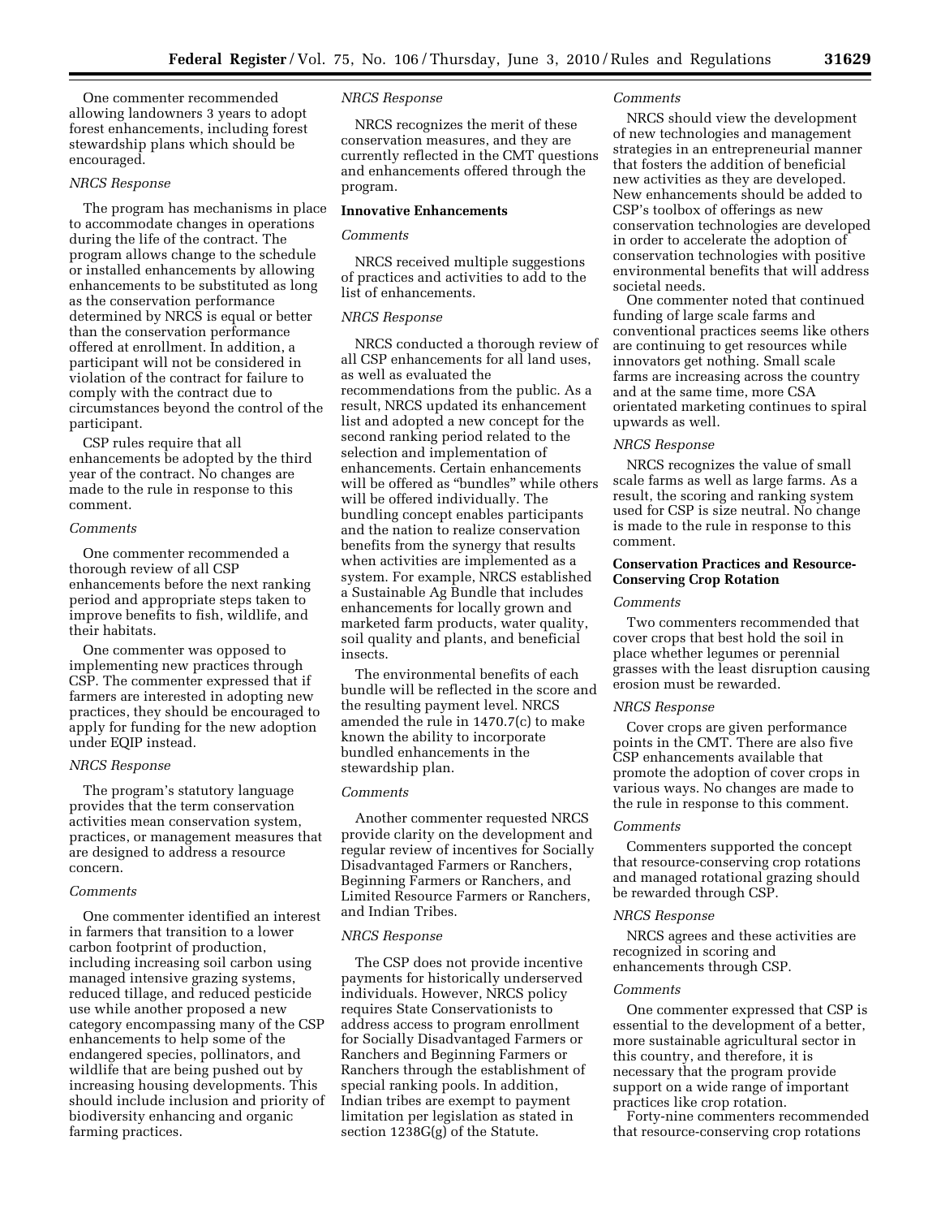One commenter recommended allowing landowners 3 years to adopt forest enhancements, including forest stewardship plans which should be encouraged.

*NRCS Response*

The program has mechanisms in place to accommodate changes in operations during the life of the contract. The program allows change to the schedule or installed enhancements by allowing enhancements to be substituted as long as the conservation performance determined by NRCS is equal or better than the conservation performance offered at enrollment. In addition, a participant will not be considered in violation of the contract for failure to comply with the contract due to circumstances beyond the control of the participant.

CSP rules require that all enhancements be adopted by the third year of the contract. No changes are made to the rule in response to this comment.

*Comments*

One commenter recommended a thorough review of all CSP enhancements before the next ranking period and appropriate steps taken to improve benefits to fish, wildlife, and their habitats.

One commenter was opposed to implementing new practices through CSP. The commenter expressed that if farmers are interested in adopting new practices, they should be encouraged to apply for funding for the new adoption under EQIP instead.

*NRCS Response*

The program's statutory language provides that the term conservation activities mean conservation system, practices, or management measures that are designed to address a resource concern.

*Comments*

One commenter identified an interest in farmers that transition to a lower carbon footprint of production, including increasing soil carbon using managed intensive grazing systems, reduced tillage, and reduced pesticide use while another proposed a new category encompassing many of the CSP enhancements to help some of the endangered species, pollinators, and wildlife that are being pushed out by increasing housing developments. This should include inclusion and priority of biodiversity enhancing and organic farming practices.

*NRCS Response*

NRCS recognizes the merit of these conservation measures, and they are currently reflected in the CMT questions and enhancements offered through the program.

**Innovative Enhancements**

*Comments*

NRCS received multiple suggestions of practices and activities to add to the list of enhancements.

*NRCS Response*

NRCS conducted a thorough review of all CSP enhancements for all land uses, as well as evaluated the recommendations from the public. As a result, NRCS updated its enhancement list and adopted a new concept for the second ranking period related to the selection and implementation of enhancements. Certain enhancements will be offered as "bundles" while others will be offered individually. The bundling concept enables participants and the nation to realize conservation benefits from the synergy that results when activities are implemented as a system. For example, NRCS established a Sustainable Ag Bundle that includes enhancements for locally grown and marketed farm products, water quality, soil quality and plants, and beneficial insects.

The environmental benefits of each bundle will be reflected in the score and the resulting payment level. NRCS amended the rule in 1470.7(c) to make known the ability to incorporate bundled enhancements in the stewardship plan.

*Comments*

Another commenter requested NRCS provide clarity on the development and regular review of incentives for Socially Disadvantaged Farmers or Ranchers, Beginning Farmers or Ranchers, and Limited Resource Farmers or Ranchers, and Indian Tribes.

*NRCS Response*

The CSP does not provide incentive payments for historically underserved individuals. However, NRCS policy requires State Conservationists to address access to program enrollment for Socially Disadvantaged Farmers or Ranchers and Beginning Farmers or Ranchers through the establishment of special ranking pools. In addition, Indian tribes are exempt to payment limitation per legislation as stated in section 1238G(g) of the Statute.

*Comments*

NRCS should view the development of new technologies and management strategies in an entrepreneurial manner that fosters the addition of beneficial new activities as they are developed. New enhancements should be added to CSP's toolbox of offerings as new conservation technologies are developed in order to accelerate the adoption of conservation technologies with positive environmental benefits that will address societal needs.

One commenter noted that continued funding of large scale farms and conventional practices seems like others are continuing to get resources while innovators get nothing. Small scale farms are increasing across the country and at the same time, more CSA orientated marketing continues to spiral upwards as well.

*NRCS Response*

NRCS recognizes the value of small scale farms as well as large farms. As a result, the scoring and ranking system used for CSP is size neutral. No change is made to the rule in response to this comment.

**Conservation Practices and Resource-Conserving Crop Rotation**

*Comments*

Two commenters recommended that cover crops that best hold the soil in place whether legumes or perennial grasses with the least disruption causing erosion must be rewarded.

*NRCS Response*

Cover crops are given performance points in the CMT. There are also five CSP enhancements available that promote the adoption of cover crops in various ways. No changes are made to the rule in response to this comment.

*Comments*

Commenters supported the concept that resource-conserving crop rotations and managed rotational grazing should be rewarded through CSP.

*NRCS Response*

NRCS agrees and these activities are recognized in scoring and enhancements through CSP.

*Comments*

One commenter expressed that CSP is essential to the development of a better, more sustainable agricultural sector in this country, and therefore, it is necessary that the program provide support on a wide range of important practices like crop rotation.

Forty-nine commenters recommended that resource-conserving crop rotations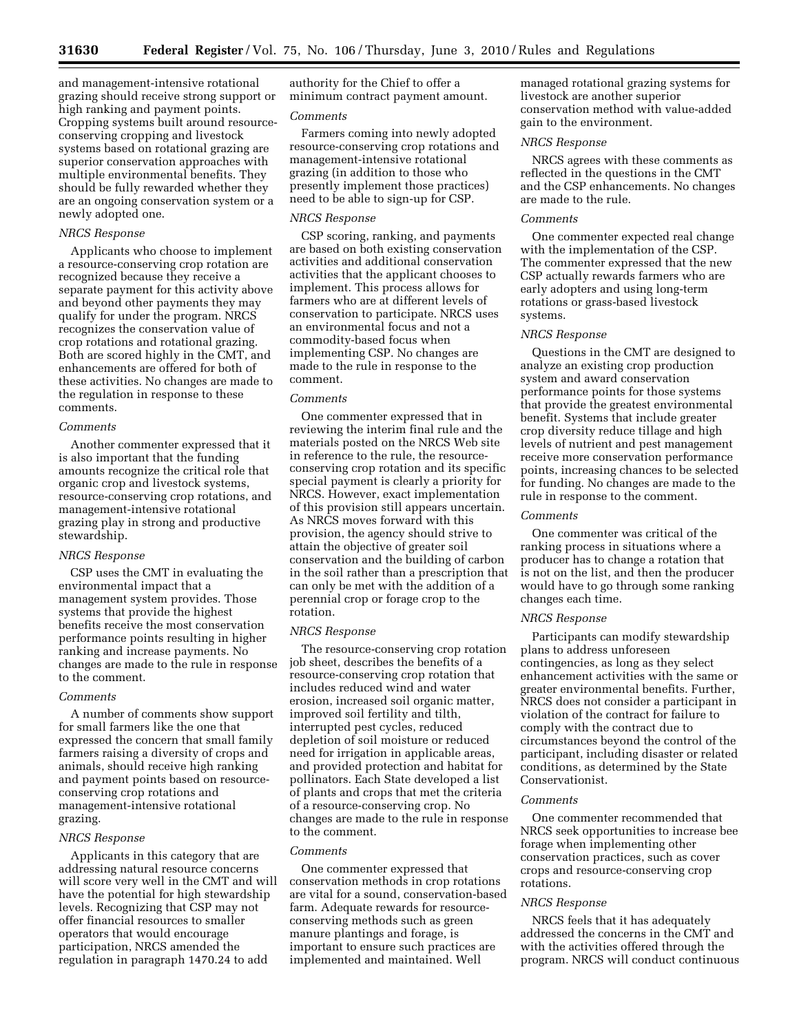and management-intensive rotational grazing should receive strong support or high ranking and payment points. Cropping systems built around resource-conserving cropping and livestock systems based on rotational grazing are superior conservation approaches with multiple environmental benefits. They should be fully rewarded whether they are an ongoing conservation system or a newly adopted one.

*NRCS Response*

Applicants who choose to implement a resource-conserving crop rotation are recognized because they receive a separate payment for this activity above and beyond other payments they may qualify for under the program. NRCS recognizes the conservation value of crop rotations and rotational grazing. Both are scored highly in the CMT, and enhancements are offered for both of these activities. No changes are made to the regulation in response to these comments.

*Comments*

Another commenter expressed that it is also important that the funding amounts recognize the critical role that organic crop and livestock systems, resource-conserving crop rotations, and management-intensive rotational grazing play in strong and productive stewardship.

*NRCS Response*

CSP uses the CMT in evaluating the environmental impact that a management system provides. Those systems that provide the highest benefits receive the most conservation performance points resulting in higher ranking and increase payments. No changes are made to the rule in response to the comment.

*Comments*

A number of comments show support for small farmers like the one that expressed the concern that small family farmers raising a diversity of crops and animals, should receive high ranking and payment points based on resource-conserving crop rotations and management-intensive rotational grazing.

*NRCS Response*

Applicants in this category that are addressing natural resource concerns will score very well in the CMT and will have the potential for high stewardship levels. Recognizing that CSP may not offer financial resources to smaller operators that would encourage participation, NRCS amended the regulation in paragraph 1470.24 to add authority for the Chief to offer a minimum contract payment amount.

*Comments*

Farmers coming into newly adopted resource-conserving crop rotations and management-intensive rotational grazing (in addition to those who presently implement those practices) need to be able to sign-up for CSP.

*NRCS Response*

CSP scoring, ranking, and payments are based on both existing conservation activities and additional conservation activities that the applicant chooses to implement. This process allows for farmers who are at different levels of conservation to participate. NRCS uses an environmental focus and not a commodity-based focus when implementing CSP. No changes are made to the rule in response to the comment.

*Comments*

One commenter expressed that in reviewing the interim final rule and the materials posted on the NRCS Web site in reference to the rule, the resource-conserving crop rotation and its specific special payment is clearly a priority for NRCS. However, exact implementation of this provision still appears uncertain. As NRCS moves forward with this provision, the agency should strive to attain the objective of greater soil conservation and the building of carbon in the soil rather than a prescription that can only be met with the addition of a perennial crop or forage crop to the rotation.

*NRCS Response*

The resource-conserving crop rotation job sheet, describes the benefits of a resource-conserving crop rotation that includes reduced wind and water erosion, increased soil organic matter, improved soil fertility and tilth, interrupted pest cycles, reduced depletion of soil moisture or reduced need for irrigation in applicable areas, and provided protection and habitat for pollinators. Each State developed a list of plants and crops that met the criteria of a resource-conserving crop. No changes are made to the rule in response to the comment.

*Comments*

One commenter expressed that conservation methods in crop rotations are vital for a sound, conservation-based farm. Adequate rewards for resource-conserving methods such as green manure plantings and forage, is important to ensure such practices are implemented and maintained. Well managed rotational grazing systems for livestock are another superior conservation method with value-added gain to the environment.

*NRCS Response*

NRCS agrees with these comments as reflected in the questions in the CMT and the CSP enhancements. No changes are made to the rule.

*Comments*

One commenter expected real change with the implementation of the CSP. The commenter expressed that the new CSP actually rewards farmers who are early adopters and using long-term rotations or grass-based livestock systems.

*NRCS Response*

Questions in the CMT are designed to analyze an existing crop production system and award conservation performance points for those systems that provide the greatest environmental benefit. Systems that include greater crop diversity reduce tillage and high levels of nutrient and pest management receive more conservation performance points, increasing chances to be selected for funding. No changes are made to the rule in response to the comment.

*Comments*

One commenter was critical of the ranking process in situations where a producer has to change a rotation that is not on the list, and then the producer would have to go through some ranking changes each time.

*NRCS Response*

Participants can modify stewardship plans to address unforeseen contingencies, as long as they select enhancement activities with the same or greater environmental benefits. Further, NRCS does not consider a participant in violation of the contract for failure to comply with the contract due to circumstances beyond the control of the participant, including disaster or related conditions, as determined by the State Conservationist.

*Comments*

One commenter recommended that NRCS seek opportunities to increase bee forage when implementing other conservation practices, such as cover crops and resource-conserving crop rotations.

*NRCS Response*

NRCS feels that it has adequately addressed the concerns in the CMT and with the activities offered through the program. NRCS will conduct continuous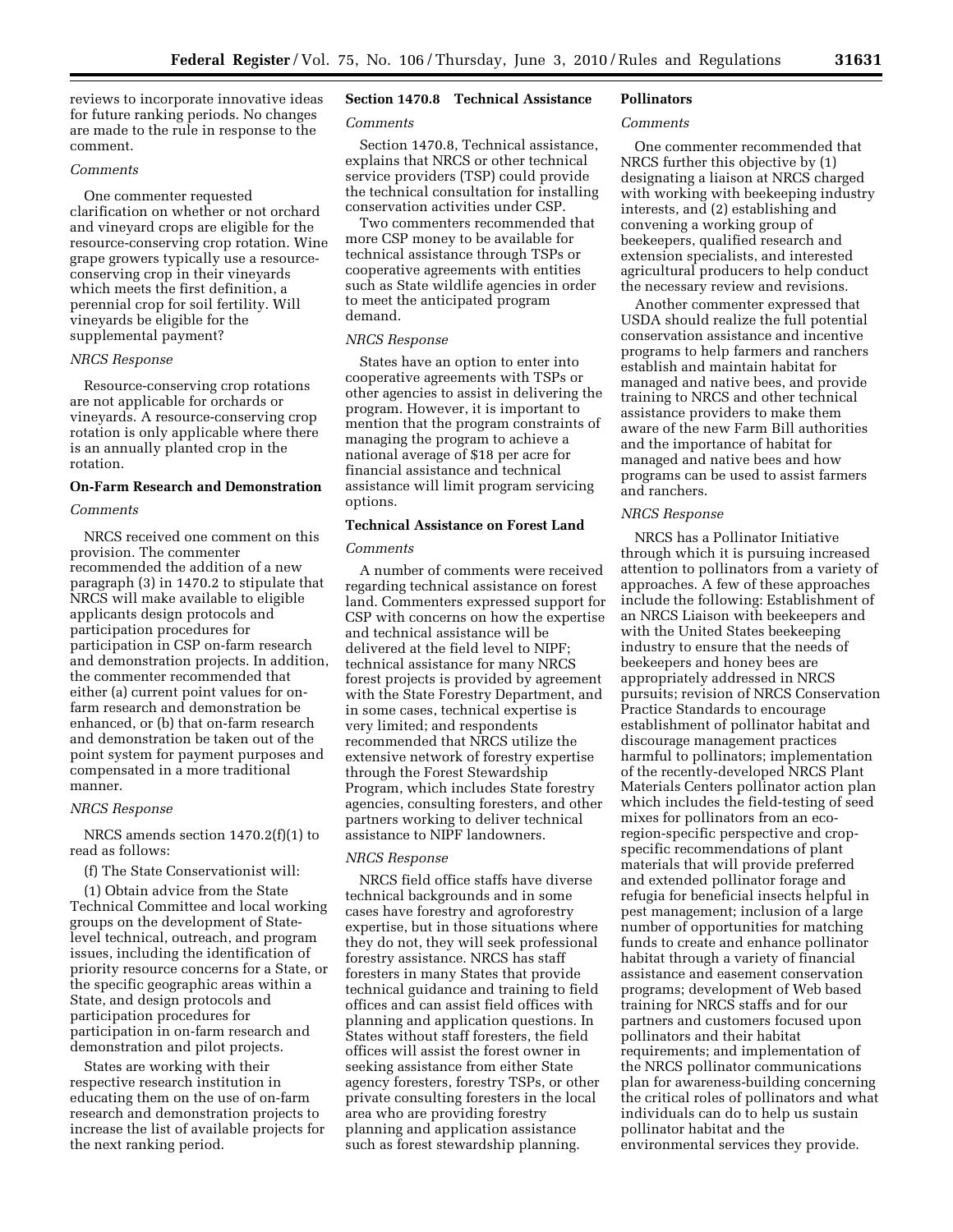reviews to incorporate innovative ideas for future ranking periods. No changes are made to the rule in response to the comment.

*Comments*

One commenter requested clarification on whether or not orchard and vineyard crops are eligible for the resource-conserving crop rotation. Wine grape growers typically use a resource-conserving crop in their vineyards which meets the first definition, a perennial crop for soil fertility. Will vineyards be eligible for the supplemental payment?

*NRCS Response*

Resource-conserving crop rotations are not applicable for orchards or vineyards. A resource-conserving crop rotation is only applicable where there is an annually planted crop in the rotation.

**On-Farm Research and Demonstration**

*Comments*

NRCS received one comment on this provision. The commenter recommended the addition of a new paragraph (3) in 1470.2 to stipulate that NRCS will make available to eligible applicants design protocols and participation procedures for participation in CSP on-farm research and demonstration projects. In addition, the commenter recommended that either (a) current point values for on-farm research and demonstration be enhanced, or (b) that on-farm research and demonstration be taken out of the point system for payment purposes and compensated in a more traditional manner.

*NRCS Response*

NRCS amends section 1470.2(f)(1) to read as follows:

(f) The State Conservationist will:

(1) Obtain advice from the State Technical Committee and local working groups on the development of State-level technical, outreach, and program issues, including the identification of priority resource concerns for a State, or the specific geographic areas within a State, and design protocols and participation procedures for participation in on-farm research and demonstration and pilot projects.

States are working with their respective research institution in educating them on the use of on-farm research and demonstration projects to increase the list of available projects for the next ranking period.

**Section 1470.8 Technical Assistance**

*Comments*

Section 1470.8, Technical assistance, explains that NRCS or other technical service providers (TSP) could provide the technical consultation for installing conservation activities under CSP.

Two commenters recommended that more CSP money to be available for technical assistance through TSPs or cooperative agreements with entities such as State wildlife agencies in order to meet the anticipated program demand.

*NRCS Response*

States have an option to enter into cooperative agreements with TSPs or other agencies to assist in delivering the program. However, it is important to mention that the program constraints of managing the program to achieve a national average of $18 per acre for financial assistance and technical assistance will limit program servicing options.

**Technical Assistance on Forest Land**

*Comments*

A number of comments were received regarding technical assistance on forest land. Commenters expressed support for CSP with concerns on how the expertise and technical assistance will be delivered at the field level to NIPF; technical assistance for many NRCS forest projects is provided by agreement with the State Forestry Department, and in some cases, technical expertise is very limited; and respondents recommended that NRCS utilize the extensive network of forestry expertise through the Forest Stewardship Program, which includes State forestry agencies, consulting foresters, and other partners working to deliver technical assistance to NIPF landowners.

*NRCS Response*

NRCS field office staffs have diverse technical backgrounds and in some cases have forestry and agroforestry expertise, but in those situations where they do not, they will seek professional forestry assistance. NRCS has staff foresters in many States that provide technical guidance and training to field offices and can assist field offices with planning and application questions. In States without staff foresters, the field offices will assist the forest owner in seeking assistance from either State agency foresters, forestry TSPs, or other private consulting foresters in the local area who are providing forestry planning and application assistance such as forest stewardship planning.

**Pollinators**

*Comments*

One commenter recommended that NRCS further this objective by (1) designating a liaison at NRCS charged with working with beekeeping industry interests, and (2) establishing and convening a working group of beekeepers, qualified research and extension specialists, and interested agricultural producers to help conduct the necessary review and revisions.

Another commenter expressed that USDA should realize the full potential conservation assistance and incentive programs to help farmers and ranchers establish and maintain habitat for managed and native bees, and provide training to NRCS and other technical assistance providers to make them aware of the new Farm Bill authorities and the importance of habitat for managed and native bees and how programs can be used to assist farmers and ranchers.

*NRCS Response*

NRCS has a Pollinator Initiative through which it is pursuing increased attention to pollinators from a variety of approaches. A few of these approaches include the following: Establishment of an NRCS Liaison with beekeepers and with the United States beekeeping industry to ensure that the needs of beekeepers and honey bees are appropriately addressed in NRCS pursuits; revision of NRCS Conservation Practice Standards to encourage establishment of pollinator habitat and discourage management practices harmful to pollinators; implementation of the recently-developed NRCS Plant Materials Centers pollinator action plan which includes the field-testing of seed mixes for pollinators from an eco-region-specific perspective and crop-specific recommendations of plant materials that will provide preferred and extended pollinator forage and refugia for beneficial insects helpful in pest management; inclusion of a large number of opportunities for matching funds to create and enhance pollinator habitat through a variety of financial assistance and easement conservation programs; development of Web based training for NRCS staffs and for our partners and customers focused upon pollinators and their habitat requirements; and implementation of the NRCS pollinator communications plan for awareness-building concerning the critical roles of pollinators and what individuals can do to help us sustain pollinator habitat and the environmental services they provide.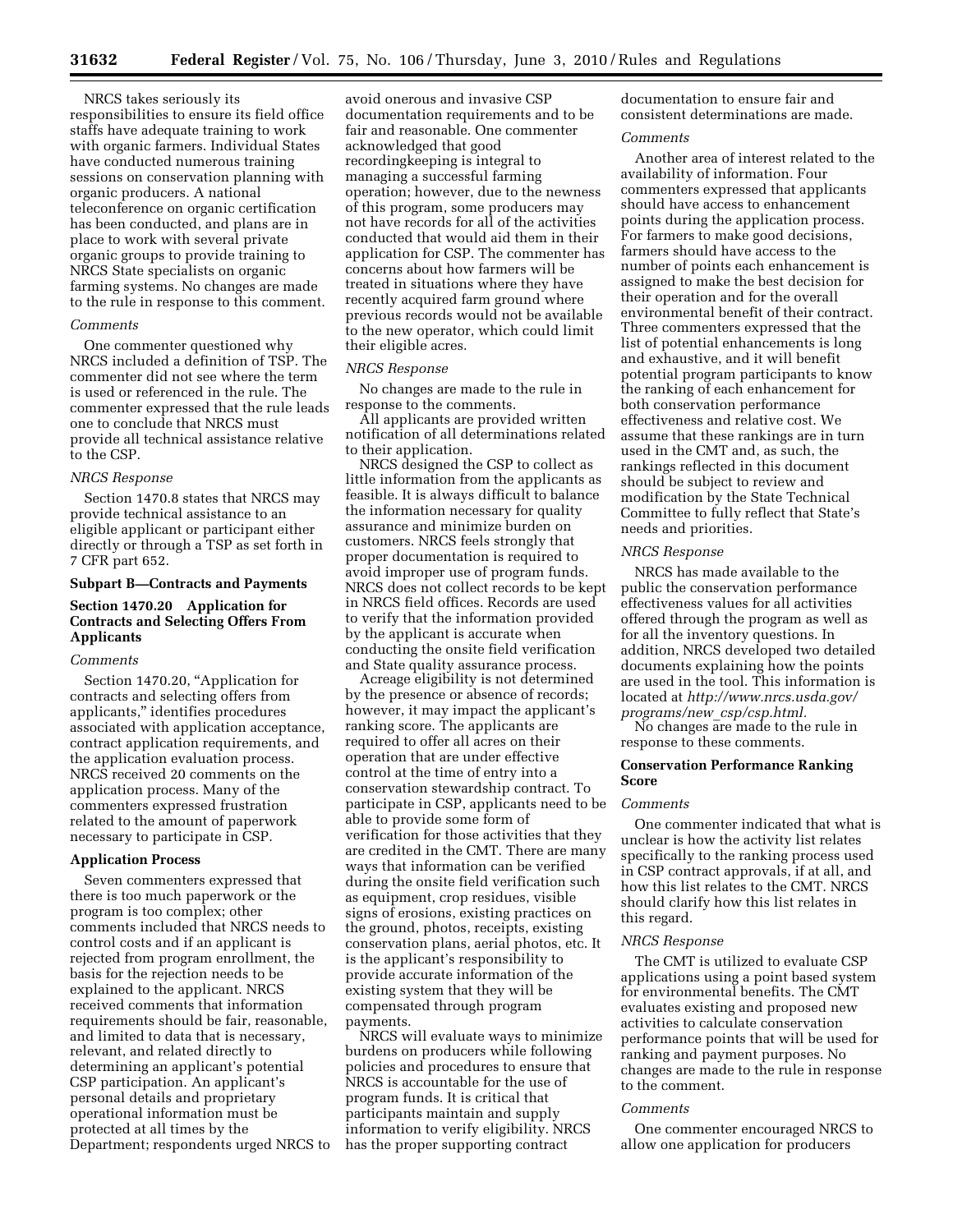NRCS takes seriously its responsibilities to ensure its field office staffs have adequate training to work with organic farmers. Individual States have conducted numerous training sessions on conservation planning with organic producers. A national teleconference on organic certification has been conducted, and plans are in place to work with several private organic groups to provide training to NRCS State specialists on organic farming systems. No changes are made to the rule in response to this comment.

*Comments*

One commenter questioned why NRCS included a definition of TSP. The commenter did not see where the term is used or referenced in the rule. The commenter expressed that the rule leads one to conclude that NRCS must provide all technical assistance relative to the CSP.

*NRCS Response*

Section 1470.8 states that NRCS may provide technical assistance to an eligible applicant or participant either directly or through a TSP as set forth in 7 CFR part 652.

## Subpart B—Contracts and Payments

### Section 1470.20 Application for Contracts and Selecting Offers From Applicants

*Comments*

Section 1470.20, "Application for contracts and selecting offers from applicants," identifies procedures associated with application acceptance, contract application requirements, and the application evaluation process. NRCS received 20 comments on the application process. Many of the commenters expressed frustration related to the amount of paperwork necessary to participate in CSP.

### Application Process

Seven commenters expressed that there is too much paperwork or the program is too complex; other comments included that NRCS needs to control costs and if an applicant is rejected from program enrollment, the basis for the rejection needs to be explained to the applicant. NRCS received comments that information requirements should be fair, reasonable, and limited to data that is necessary, relevant, and related directly to determining an applicant's potential CSP participation. An applicant's personal details and proprietary operational information must be protected at all times by the Department; respondents urged NRCS to avoid onerous and invasive CSP documentation requirements and to be fair and reasonable. One commenter acknowledged that good recordingkeeping is integral to managing a successful farming operation; however, due to the newness of this program, some producers may not have records for all of the activities conducted that would aid them in their application for CSP. The commenter has concerns about how farmers will be treated in situations where they have recently acquired farm ground where previous records would not be available to the new operator, which could limit their eligible acres.

*NRCS Response*

No changes are made to the rule in response to the comments.

All applicants are provided written notification of all determinations related to their application.

NRCS designed the CSP to collect as little information from the applicants as feasible. It is always difficult to balance the information necessary for quality assurance and minimize burden on customers. NRCS feels strongly that proper documentation is required to avoid improper use of program funds. NRCS does not collect records to be kept in NRCS field offices. Records are used to verify that the information provided by the applicant is accurate when conducting the onsite field verification and State quality assurance process.

Acreage eligibility is not determined by the presence or absence of records; however, it may impact the applicant's ranking score. The applicants are required to offer all acres on their operation that are under effective control at the time of entry into a conservation stewardship contract. To participate in CSP, applicants need to be able to provide some form of verification for those activities that they are credited in the CMT. There are many ways that information can be verified during the onsite field verification such as equipment, crop residues, visible signs of erosions, existing practices on the ground, photos, receipts, existing conservation plans, aerial photos, etc. It is the applicant's responsibility to provide accurate information of the existing system that they will be compensated through program payments.

NRCS will evaluate ways to minimize burdens on producers while following policies and procedures to ensure that NRCS is accountable for the use of program funds. It is critical that participants maintain and supply information to verify eligibility. NRCS has the proper supporting contract documentation to ensure fair and consistent determinations are made.

*Comments*

Another area of interest related to the availability of information. Four commenters expressed that applicants should have access to enhancement points during the application process. For farmers to make good decisions, farmers should have access to the number of points each enhancement is assigned to make the best decision for their operation and for the overall environmental benefit of their contract. Three commenters expressed that the list of potential enhancements is long and exhaustive, and it will benefit potential program participants to know the ranking of each enhancement for both conservation performance effectiveness and relative cost. We assume that these rankings are in turn used in the CMT and, as such, the rankings reflected in this document should be subject to review and modification by the State Technical Committee to fully reflect that State's needs and priorities.

*NRCS Response*

NRCS has made available to the public the conservation performance effectiveness values for all activities offered through the program as well as for all the inventory questions. In addition, NRCS developed two detailed documents explaining how the points are used in the tool. This information is located at *http://www.nrcs.usda.gov/programs/new_csp/csp.html.*

No changes are made to the rule in response to these comments.

### Conservation Performance Ranking Score

*Comments*

One commenter indicated that what is unclear is how the activity list relates specifically to the ranking process used in CSP contract approvals, if at all, and how this list relates to the CMT. NRCS should clarify how this list relates in this regard.

*NRCS Response*

The CMT is utilized to evaluate CSP applications using a point based system for environmental benefits. The CMT evaluates existing and proposed new activities to calculate conservation performance points that will be used for ranking and payment purposes. No changes are made to the rule in response to the comment.

*Comments*

One commenter encouraged NRCS to allow one application for producers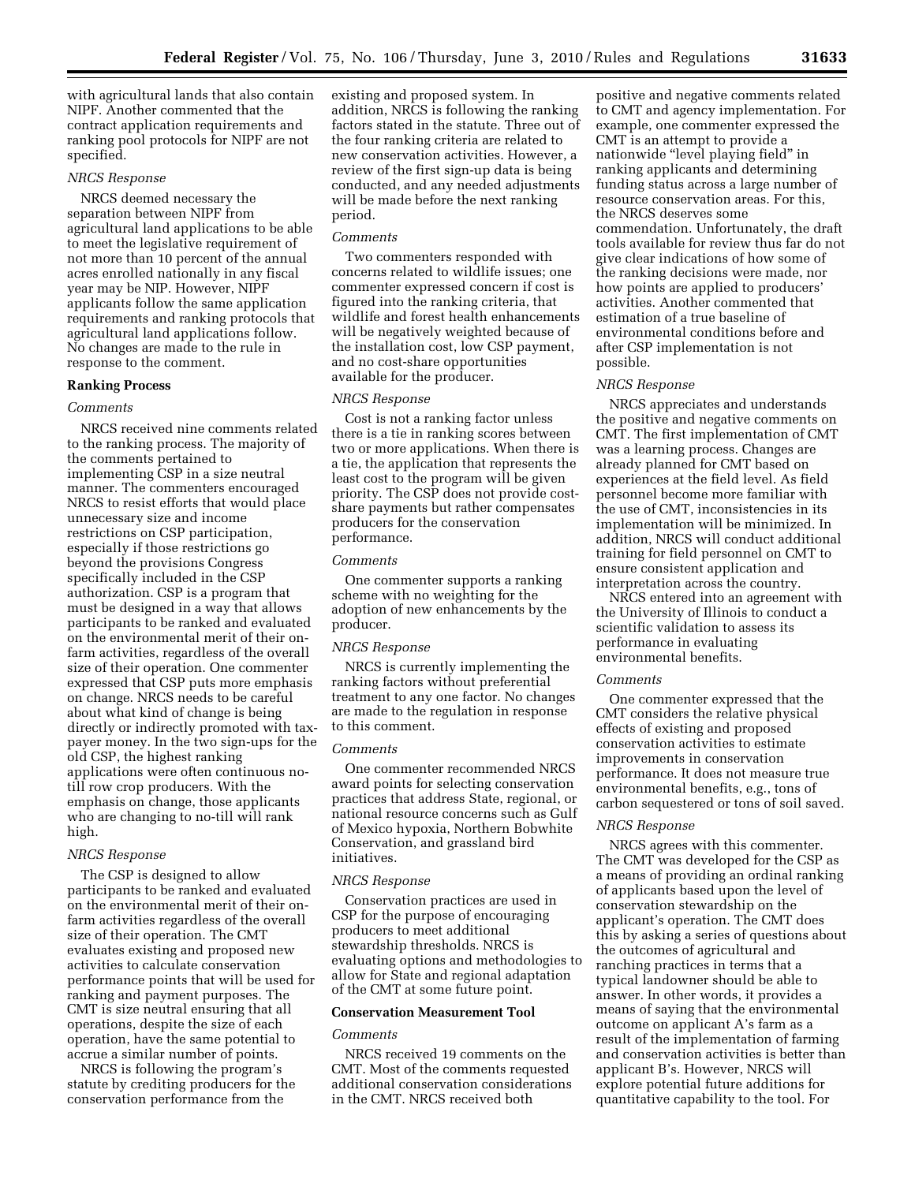with agricultural lands that also contain NIPF. Another commented that the contract application requirements and ranking pool protocols for NIPF are not specified.

*NRCS Response*

NRCS deemed necessary the separation between NIPF from agricultural land applications to be able to meet the legislative requirement of not more than 10 percent of the annual acres enrolled nationally in any fiscal year may be NIP. However, NIPF applicants follow the same application requirements and ranking protocols that agricultural land applications follow. No changes are made to the rule in response to the comment.

**Ranking Process**

*Comments*

NRCS received nine comments related to the ranking process. The majority of the comments pertained to implementing CSP in a size neutral manner. The commenters encouraged NRCS to resist efforts that would place unnecessary size and income restrictions on CSP participation, especially if those restrictions go beyond the provisions Congress specifically included in the CSP authorization. CSP is a program that must be designed in a way that allows participants to be ranked and evaluated on the environmental merit of their on-farm activities, regardless of the overall size of their operation. One commenter expressed that CSP puts more emphasis on change. NRCS needs to be careful about what kind of change is being directly or indirectly promoted with tax-payer money. In the two sign-ups for the old CSP, the highest ranking applications were often continuous no-till row crop producers. With the emphasis on change, those applicants who are changing to no-till will rank high.

*NRCS Response*

The CSP is designed to allow participants to be ranked and evaluated on the environmental merit of their on-farm activities regardless of the overall size of their operation. The CMT evaluates existing and proposed new activities to calculate conservation performance points that will be used for ranking and payment purposes. The CMT is size neutral ensuring that all operations, despite the size of each operation, have the same potential to accrue a similar number of points.

NRCS is following the program's statute by crediting producers for the conservation performance from the existing and proposed system. In addition, NRCS is following the ranking factors stated in the statute. Three out of the four ranking criteria are related to new conservation activities. However, a review of the first sign-up data is being conducted, and any needed adjustments will be made before the next ranking period.

*Comments*

Two commenters responded with concerns related to wildlife issues; one commenter expressed concern if cost is figured into the ranking criteria, that wildlife and forest health enhancements will be negatively weighted because of the installation cost, low CSP payment, and no cost-share opportunities available for the producer.

*NRCS Response*

Cost is not a ranking factor unless there is a tie in ranking scores between two or more applications. When there is a tie, the application that represents the least cost to the program will be given priority. The CSP does not provide cost-share payments but rather compensates producers for the conservation performance.

*Comments*

One commenter supports a ranking scheme with no weighting for the adoption of new enhancements by the producer.

*NRCS Response*

NRCS is currently implementing the ranking factors without preferential treatment to any one factor. No changes are made to the regulation in response to this comment.

*Comments*

One commenter recommended NRCS award points for selecting conservation practices that address State, regional, or national resource concerns such as Gulf of Mexico hypoxia, Northern Bobwhite Conservation, and grassland bird initiatives.

*NRCS Response*

Conservation practices are used in CSP for the purpose of encouraging producers to meet additional stewardship thresholds. NRCS is evaluating options and methodologies to allow for State and regional adaptation of the CMT at some future point.

**Conservation Measurement Tool**

*Comments*

NRCS received 19 comments on the CMT. Most of the comments requested additional conservation considerations in the CMT. NRCS received both positive and negative comments related to CMT and agency implementation. For example, one commenter expressed the CMT is an attempt to provide a nationwide "level playing field" in ranking applicants and determining funding status across a large number of resource conservation areas. For this, the NRCS deserves some commendation. Unfortunately, the draft tools available for review thus far do not give clear indications of how some of the ranking decisions were made, nor how points are applied to producers' activities. Another commented that estimation of a true baseline of environmental conditions before and after CSP implementation is not possible.

*NRCS Response*

NRCS appreciates and understands the positive and negative comments on CMT. The first implementation of CMT was a learning process. Changes are already planned for CMT based on experiences at the field level. As field personnel become more familiar with the use of CMT, inconsistencies in its implementation will be minimized. In addition, NRCS will conduct additional training for field personnel on CMT to ensure consistent application and interpretation across the country.

NRCS entered into an agreement with the University of Illinois to conduct a scientific validation to assess its performance in evaluating environmental benefits.

*Comments*

One commenter expressed that the CMT considers the relative physical effects of existing and proposed conservation activities to estimate improvements in conservation performance. It does not measure true environmental benefits, e.g., tons of carbon sequestered or tons of soil saved.

*NRCS Response*

NRCS agrees with this commenter. The CMT was developed for the CSP as a means of providing an ordinal ranking of applicants based upon the level of conservation stewardship on the applicant's operation. The CMT does this by asking a series of questions about the outcomes of agricultural and ranching practices in terms that a typical landowner should be able to answer. In other words, it provides a means of saying that the environmental outcome on applicant A's farm as a result of the implementation of farming and conservation activities is better than applicant B's. However, NRCS will explore potential future additions for quantitative capability to the tool. For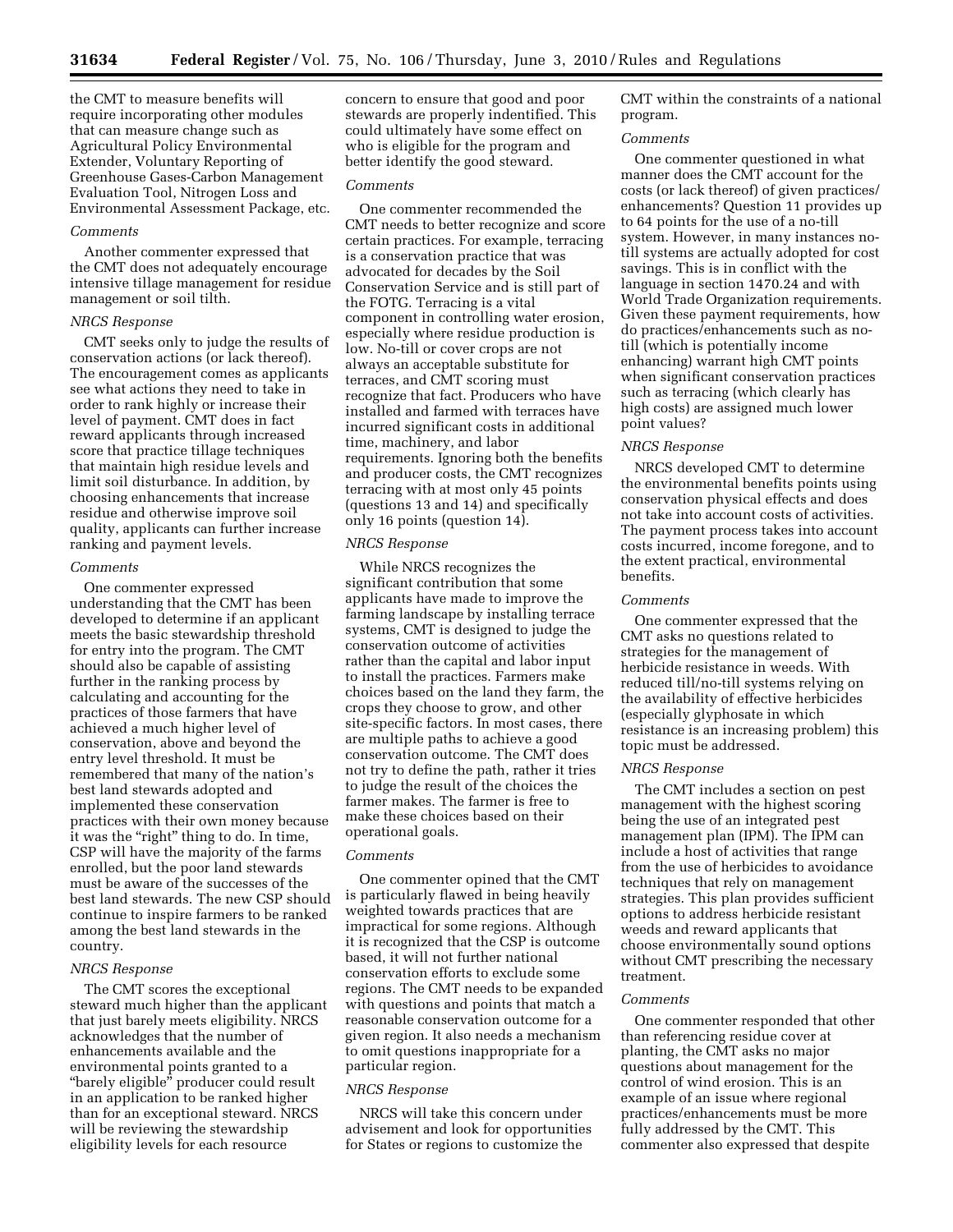the CMT to measure benefits will require incorporating other modules that can measure change such as Agricultural Policy Environmental Extender, Voluntary Reporting of Greenhouse Gases-Carbon Management Evaluation Tool, Nitrogen Loss and Environmental Assessment Package, etc.

*Comments*

Another commenter expressed that the CMT does not adequately encourage intensive tillage management for residue management or soil tilth.

*NRCS Response*

CMT seeks only to judge the results of conservation actions (or lack thereof). The encouragement comes as applicants see what actions they need to take in order to rank highly or increase their level of payment. CMT does in fact reward applicants through increased score that practice tillage techniques that maintain high residue levels and limit soil disturbance. In addition, by choosing enhancements that increase residue and otherwise improve soil quality, applicants can further increase ranking and payment levels.

*Comments*

One commenter expressed understanding that the CMT has been developed to determine if an applicant meets the basic stewardship threshold for entry into the program. The CMT should also be capable of assisting further in the ranking process by calculating and accounting for the practices of those farmers that have achieved a much higher level of conservation, above and beyond the entry level threshold. It must be remembered that many of the nation's best land stewards adopted and implemented these conservation practices with their own money because it was the "right" thing to do. In time, CSP will have the majority of the farms enrolled, but the poor land stewards must be aware of the successes of the best land stewards. The new CSP should continue to inspire farmers to be ranked among the best land stewards in the country.

*NRCS Response*

The CMT scores the exceptional steward much higher than the applicant that just barely meets eligibility. NRCS acknowledges that the number of enhancements available and the environmental points granted to a "barely eligible" producer could result in an application to be ranked higher than for an exceptional steward. NRCS will be reviewing the stewardship eligibility levels for each resource concern to ensure that good and poor stewards are properly indentified. This could ultimately have some effect on who is eligible for the program and better identify the good steward.

*Comments*

One commenter recommended the CMT needs to better recognize and score certain practices. For example, terracing is a conservation practice that was advocated for decades by the Soil Conservation Service and is still part of the FOTG. Terracing is a vital component in controlling water erosion, especially where residue production is low. No-till or cover crops are not always an acceptable substitute for terraces, and CMT scoring must recognize that fact. Producers who have installed and farmed with terraces have incurred significant costs in additional time, machinery, and labor requirements. Ignoring both the benefits and producer costs, the CMT recognizes terracing with at most only 45 points (questions 13 and 14) and specifically only 16 points (question 14).

*NRCS Response*

While NRCS recognizes the significant contribution that some applicants have made to improve the farming landscape by installing terrace systems, CMT is designed to judge the conservation outcome of activities rather than the capital and labor input to install the practices. Farmers make choices based on the land they farm, the crops they choose to grow, and other site-specific factors. In most cases, there are multiple paths to achieve a good conservation outcome. The CMT does not try to define the path, rather it tries to judge the result of the choices the farmer makes. The farmer is free to make these choices based on their operational goals.

*Comments*

One commenter opined that the CMT is particularly flawed in being heavily weighted towards practices that are impractical for some regions. Although it is recognized that the CSP is outcome based, it will not further national conservation efforts to exclude some regions. The CMT needs to be expanded with questions and points that match a reasonable conservation outcome for a given region. It also needs a mechanism to omit questions inappropriate for a particular region.

*NRCS Response*

NRCS will take this concern under advisement and look for opportunities for States or regions to customize the CMT within the constraints of a national program.

*Comments*

One commenter questioned in what manner does the CMT account for the costs (or lack thereof) of given practices/enhancements? Question 11 provides up to 64 points for the use of a no-till system. However, in many instances no-till systems are actually adopted for cost savings. This is in conflict with the language in section 1470.24 and with World Trade Organization requirements. Given these payment requirements, how do practices/enhancements such as no-till (which is potentially income enhancing) warrant high CMT points when significant conservation practices such as terracing (which clearly has high costs) are assigned much lower point values?

*NRCS Response*

NRCS developed CMT to determine the environmental benefits points using conservation physical effects and does not take into account costs of activities. The payment process takes into account costs incurred, income foregone, and to the extent practical, environmental benefits.

*Comments*

One commenter expressed that the CMT asks no questions related to strategies for the management of herbicide resistance in weeds. With reduced till/no-till systems relying on the availability of effective herbicides (especially glyphosate in which resistance is an increasing problem) this topic must be addressed.

*NRCS Response*

The CMT includes a section on pest management with the highest scoring being the use of an integrated pest management plan (IPM). The IPM can include a host of activities that range from the use of herbicides to avoidance techniques that rely on management strategies. This plan provides sufficient options to address herbicide resistant weeds and reward applicants that choose environmentally sound options without CMT prescribing the necessary treatment.

*Comments*

One commenter responded that other than referencing residue cover at planting, the CMT asks no major questions about management for the control of wind erosion. This is an example of an issue where regional practices/enhancements must be more fully addressed by the CMT. This commenter also expressed that despite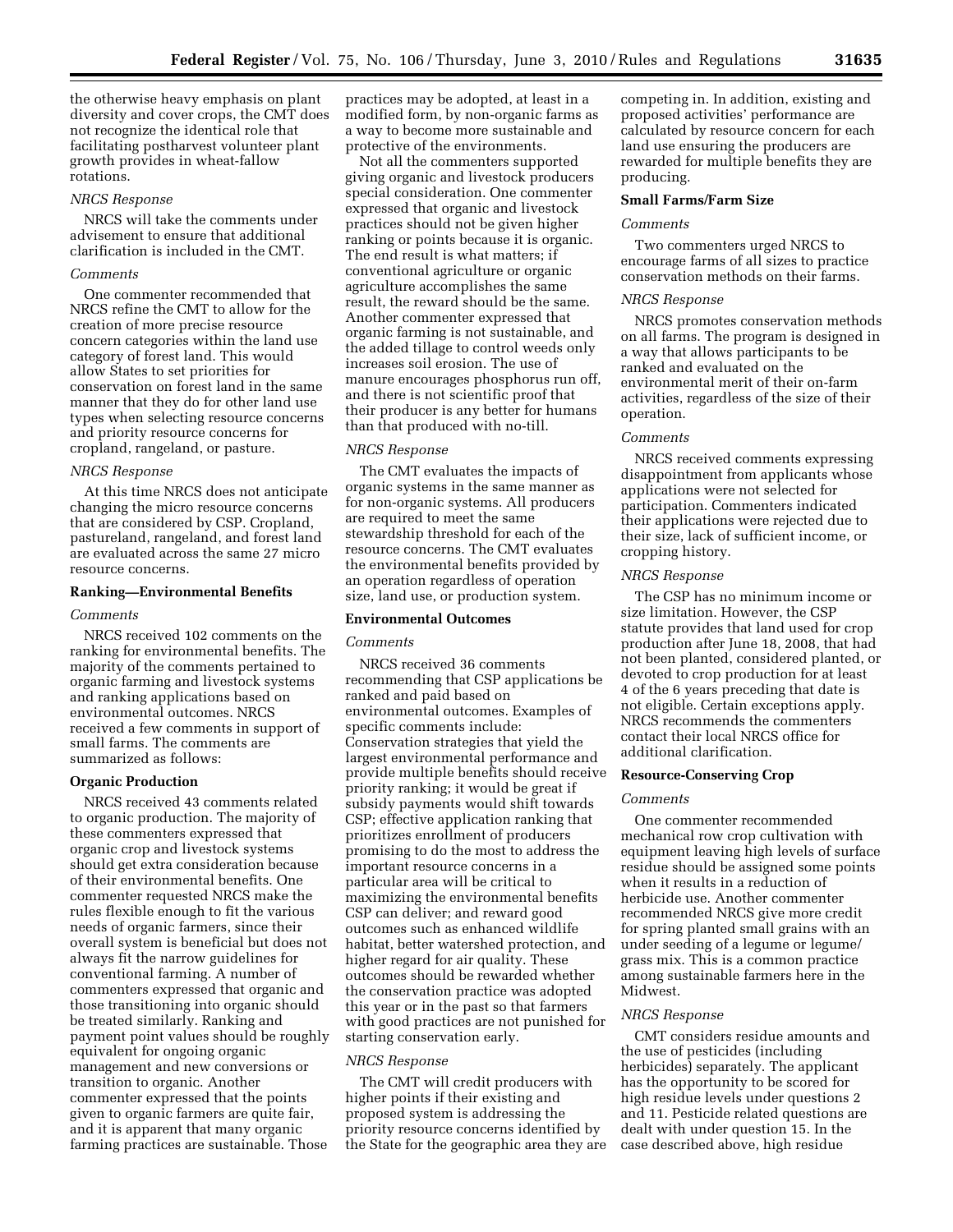the otherwise heavy emphasis on plant diversity and cover crops, the CMT does not recognize the identical role that facilitating postharvest volunteer plant growth provides in wheat-fallow rotations.

*NRCS Response*

NRCS will take the comments under advisement to ensure that additional clarification is included in the CMT.

*Comments*

One commenter recommended that NRCS refine the CMT to allow for the creation of more precise resource concern categories within the land use category of forest land. This would allow States to set priorities for conservation on forest land in the same manner that they do for other land use types when selecting resource concerns and priority resource concerns for cropland, rangeland, or pasture.

*NRCS Response*

At this time NRCS does not anticipate changing the micro resource concerns that are considered by CSP. Cropland, pastureland, rangeland, and forest land are evaluated across the same 27 micro resource concerns.

**Ranking—Environmental Benefits**

*Comments*

NRCS received 102 comments on the ranking for environmental benefits. The majority of the comments pertained to organic farming and livestock systems and ranking applications based on environmental outcomes. NRCS received a few comments in support of small farms. The comments are summarized as follows:

**Organic Production**

NRCS received 43 comments related to organic production. The majority of these commenters expressed that organic crop and livestock systems should get extra consideration because of their environmental benefits. One commenter requested NRCS make the rules flexible enough to fit the various needs of organic farmers, since their overall system is beneficial but does not always fit the narrow guidelines for conventional farming. A number of commenters expressed that organic and those transitioning into organic should be treated similarly. Ranking and payment point values should be roughly equivalent for ongoing organic management and new conversions or transition to organic. Another commenter expressed that the points given to organic farmers are quite fair, and it is apparent that many organic farming practices are sustainable. Those practices may be adopted, at least in a modified form, by non-organic farms as a way to become more sustainable and protective of the environments.

Not all the commenters supported giving organic and livestock producers special consideration. One commenter expressed that organic and livestock practices should not be given higher ranking or points because it is organic. The end result is what matters; if conventional agriculture or organic agriculture accomplishes the same result, the reward should be the same. Another commenter expressed that organic farming is not sustainable, and the added tillage to control weeds only increases soil erosion. The use of manure encourages phosphorus run off, and there is not scientific proof that their producer is any better for humans than that produced with no-till.

*NRCS Response*

The CMT evaluates the impacts of organic systems in the same manner as for non-organic systems. All producers are required to meet the same stewardship threshold for each of the resource concerns. The CMT evaluates the environmental benefits provided by an operation regardless of operation size, land use, or production system.

**Environmental Outcomes**

*Comments*

NRCS received 36 comments recommending that CSP applications be ranked and paid based on environmental outcomes. Examples of specific comments include: Conservation strategies that yield the largest environmental performance and provide multiple benefits should receive priority ranking; it would be great if subsidy payments would shift towards CSP; effective application ranking that prioritizes enrollment of producers promising to do the most to address the important resource concerns in a particular area will be critical to maximizing the environmental benefits CSP can deliver; and reward good outcomes such as enhanced wildlife habitat, better watershed protection, and higher regard for air quality. These outcomes should be rewarded whether the conservation practice was adopted this year or in the past so that farmers with good practices are not punished for starting conservation early.

*NRCS Response*

The CMT will credit producers with higher points if their existing and proposed system is addressing the priority resource concerns identified by the State for the geographic area they are competing in. In addition, existing and proposed activities' performance are calculated by resource concern for each land use ensuring the producers are rewarded for multiple benefits they are producing.

**Small Farms/Farm Size**

*Comments*

Two commenters urged NRCS to encourage farms of all sizes to practice conservation methods on their farms.

*NRCS Response*

NRCS promotes conservation methods on all farms. The program is designed in a way that allows participants to be ranked and evaluated on the environmental merit of their on-farm activities, regardless of the size of their operation.

*Comments*

NRCS received comments expressing disappointment from applicants whose applications were not selected for participation. Commenters indicated their applications were rejected due to their size, lack of sufficient income, or cropping history.

*NRCS Response*

The CSP has no minimum income or size limitation. However, the CSP statute provides that land used for crop production after June 18, 2008, that had not been planted, considered planted, or devoted to crop production for at least 4 of the 6 years preceding that date is not eligible. Certain exceptions apply. NRCS recommends the commenters contact their local NRCS office for additional clarification.

**Resource-Conserving Crop**

*Comments*

One commenter recommended mechanical row crop cultivation with equipment leaving high levels of surface residue should be assigned some points when it results in a reduction of herbicide use. Another commenter recommended NRCS give more credit for spring planted small grains with an under seeding of a legume or legume/ grass mix. This is a common practice among sustainable farmers here in the Midwest.

*NRCS Response*

CMT considers residue amounts and the use of pesticides (including herbicides) separately. The applicant has the opportunity to be scored for high residue levels under questions 2 and 11. Pesticide related questions are dealt with under question 15. In the case described above, high residue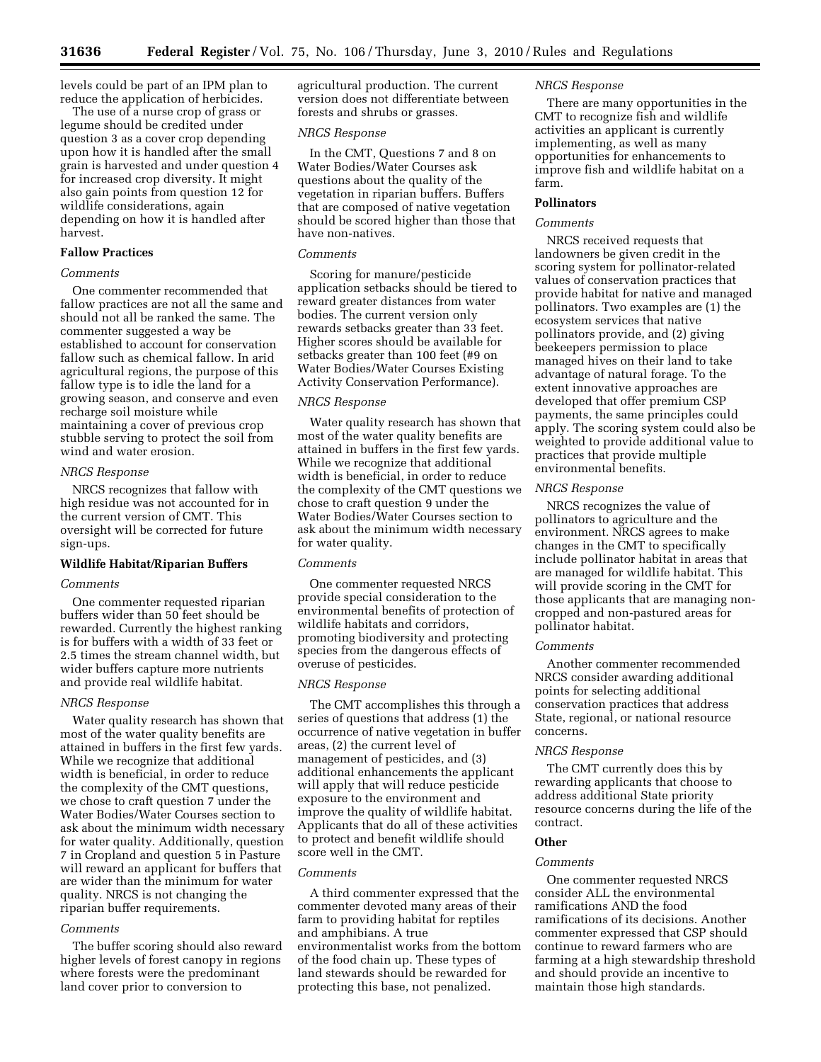levels could be part of an IPM plan to reduce the application of herbicides.

The use of a nurse crop of grass or legume should be credited under question 3 as a cover crop depending upon how it is handled after the small grain is harvested and under question 4 for increased crop diversity. It might also gain points from question 12 for wildlife considerations, again depending on how it is handled after harvest.

**Fallow Practices**

*Comments*

One commenter recommended that fallow practices are not all the same and should not all be ranked the same. The commenter suggested a way be established to account for conservation fallow such as chemical fallow. In arid agricultural regions, the purpose of this fallow type is to idle the land for a growing season, and conserve and even recharge soil moisture while maintaining a cover of previous crop stubble serving to protect the soil from wind and water erosion.

*NRCS Response*

NRCS recognizes that fallow with high residue was not accounted for in the current version of CMT. This oversight will be corrected for future sign-ups.

**Wildlife Habitat/Riparian Buffers**

*Comments*

One commenter requested riparian buffers wider than 50 feet should be rewarded. Currently the highest ranking is for buffers with a width of 33 feet or 2.5 times the stream channel width, but wider buffers capture more nutrients and provide real wildlife habitat.

*NRCS Response*

Water quality research has shown that most of the water quality benefits are attained in buffers in the first few yards. While we recognize that additional width is beneficial, in order to reduce the complexity of the CMT questions, we chose to craft question 7 under the Water Bodies/Water Courses section to ask about the minimum width necessary for water quality. Additionally, question 7 in Cropland and question 5 in Pasture will reward an applicant for buffers that are wider than the minimum for water quality. NRCS is not changing the riparian buffer requirements.

*Comments*

The buffer scoring should also reward higher levels of forest canopy in regions where forests were the predominant land cover prior to conversion to agricultural production. The current version does not differentiate between forests and shrubs or grasses.

*NRCS Response*

In the CMT, Questions 7 and 8 on Water Bodies/Water Courses ask questions about the quality of the vegetation in riparian buffers. Buffers that are composed of native vegetation should be scored higher than those that have non-natives.

*Comments*

Scoring for manure/pesticide application setbacks should be tiered to reward greater distances from water bodies. The current version only rewards setbacks greater than 33 feet. Higher scores should be available for setbacks greater than 100 feet (#9 on Water Bodies/Water Courses Existing Activity Conservation Performance).

*NRCS Response*

Water quality research has shown that most of the water quality benefits are attained in buffers in the first few yards. While we recognize that additional width is beneficial, in order to reduce the complexity of the CMT questions we chose to craft question 9 under the Water Bodies/Water Courses section to ask about the minimum width necessary for water quality.

*Comments*

One commenter requested NRCS provide special consideration to the environmental benefits of protection of wildlife habitats and corridors, promoting biodiversity and protecting species from the dangerous effects of overuse of pesticides.

*NRCS Response*

The CMT accomplishes this through a series of questions that address (1) the occurrence of native vegetation in buffer areas, (2) the current level of management of pesticides, and (3) additional enhancements the applicant will apply that will reduce pesticide exposure to the environment and improve the quality of wildlife habitat. Applicants that do all of these activities to protect and benefit wildlife should score well in the CMT.

*Comments*

A third commenter expressed that the commenter devoted many areas of their farm to providing habitat for reptiles and amphibians. A true environmentalist works from the bottom of the food chain up. These types of land stewards should be rewarded for protecting this base, not penalized.

*NRCS Response*

There are many opportunities in the CMT to recognize fish and wildlife activities an applicant is currently implementing, as well as many opportunities for enhancements to improve fish and wildlife habitat on a farm.

**Pollinators**

*Comments*

NRCS received requests that landowners be given credit in the scoring system for pollinator-related values of conservation practices that provide habitat for native and managed pollinators. Two examples are (1) the ecosystem services that native pollinators provide, and (2) giving beekeepers permission to place managed hives on their land to take advantage of natural forage. To the extent innovative approaches are developed that offer premium CSP payments, the same principles could apply. The scoring system could also be weighted to provide additional value to practices that provide multiple environmental benefits.

*NRCS Response*

NRCS recognizes the value of pollinators to agriculture and the environment. NRCS agrees to make changes in the CMT to specifically include pollinator habitat in areas that are managed for wildlife habitat. This will provide scoring in the CMT for those applicants that are managing non-cropped and non-pastured areas for pollinator habitat.

*Comments*

Another commenter recommended NRCS consider awarding additional points for selecting additional conservation practices that address State, regional, or national resource concerns.

*NRCS Response*

The CMT currently does this by rewarding applicants that choose to address additional State priority resource concerns during the life of the contract.

**Other**

*Comments*

One commenter requested NRCS consider ALL the environmental ramifications AND the food ramifications of its decisions. Another commenter expressed that CSP should continue to reward farmers who are farming at a high stewardship threshold and should provide an incentive to maintain those high standards.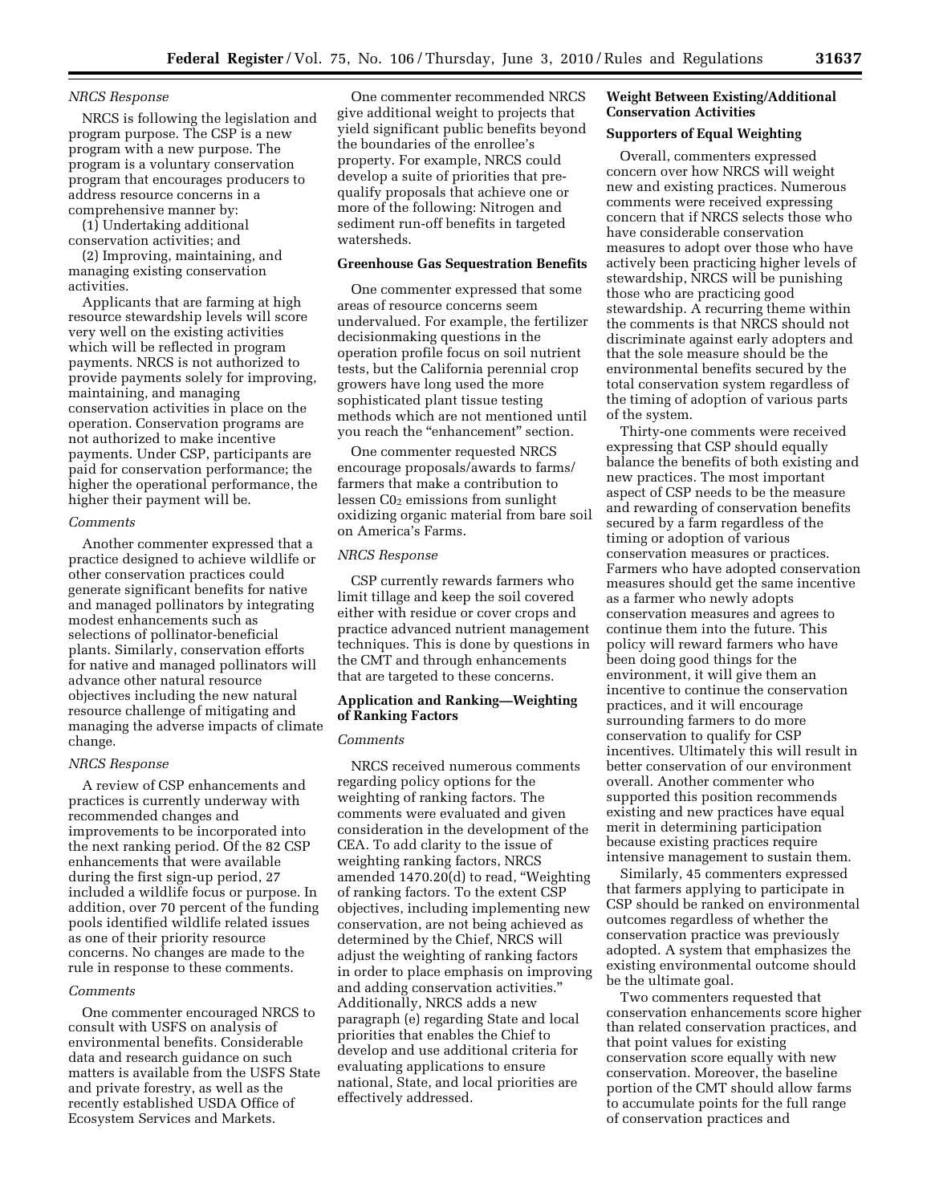*NRCS Response*

NRCS is following the legislation and program purpose. The CSP is a new program with a new purpose. The program is a voluntary conservation program that encourages producers to address resource concerns in a comprehensive manner by:

(1) Undertaking additional conservation activities; and

(2) Improving, maintaining, and managing existing conservation activities.

Applicants that are farming at high resource stewardship levels will score very well on the existing activities which will be reflected in program payments. NRCS is not authorized to provide payments solely for improving, maintaining, and managing conservation activities in place on the operation. Conservation programs are not authorized to make incentive payments. Under CSP, participants are paid for conservation performance; the higher the operational performance, the higher their payment will be.

*Comments*

Another commenter expressed that a practice designed to achieve wildlife or other conservation practices could generate significant benefits for native and managed pollinators by integrating modest enhancements such as selections of pollinator-beneficial plants. Similarly, conservation efforts for native and managed pollinators will advance other natural resource objectives including the new natural resource challenge of mitigating and managing the adverse impacts of climate change.

*NRCS Response*

A review of CSP enhancements and practices is currently underway with recommended changes and improvements to be incorporated into the next ranking period. Of the 82 CSP enhancements that were available during the first sign-up period, 27 included a wildlife focus or purpose. In addition, over 70 percent of the funding pools identified wildlife related issues as one of their priority resource concerns. No changes are made to the rule in response to these comments.

*Comments*

One commenter encouraged NRCS to consult with USFS on analysis of environmental benefits. Considerable data and research guidance on such matters is available from the USFS State and private forestry, as well as the recently established USDA Office of Ecosystem Services and Markets.

One commenter recommended NRCS give additional weight to projects that yield significant public benefits beyond the boundaries of the enrollee's property. For example, NRCS could develop a suite of priorities that pre-qualify proposals that achieve one or more of the following: Nitrogen and sediment run-off benefits in targeted watersheds.

**Greenhouse Gas Sequestration Benefits**

One commenter expressed that some areas of resource concerns seem undervalued. For example, the fertilizer decisionmaking questions in the operation profile focus on soil nutrient tests, but the California perennial crop growers have long used the more sophisticated plant tissue testing methods which are not mentioned until you reach the "enhancement" section.

One commenter requested NRCS encourage proposals/awards to farms/farmers that make a contribution to lessen $C0_2$ emissions from sunlight oxidizing organic material from bare soil on America's Farms.

*NRCS Response*

CSP currently rewards farmers who limit tillage and keep the soil covered either with residue or cover crops and practice advanced nutrient management techniques. This is done by questions in the CMT and through enhancements that are targeted to these concerns.

**Application and Ranking—Weighting of Ranking Factors**

*Comments*

NRCS received numerous comments regarding policy options for the weighting of ranking factors. The comments were evaluated and given consideration in the development of the CEA. To add clarity to the issue of weighting ranking factors, NRCS amended 1470.20(d) to read, "Weighting of ranking factors. To the extent CSP objectives, including implementing new conservation, are not being achieved as determined by the Chief, NRCS will adjust the weighting of ranking factors in order to place emphasis on improving and adding conservation activities." Additionally, NRCS adds a new paragraph (e) regarding State and local priorities that enables the Chief to develop and use additional criteria for evaluating applications to ensure national, State, and local priorities are effectively addressed.

**Weight Between Existing/Additional Conservation Activities**

**Supporters of Equal Weighting**

Overall, commenters expressed concern over how NRCS will weight new and existing practices. Numerous comments were received expressing concern that if NRCS selects those who have considerable conservation measures to adopt over those who have actively been practicing higher levels of stewardship, NRCS will be punishing those who are practicing good stewardship. A recurring theme within the comments is that NRCS should not discriminate against early adopters and that the sole measure should be the environmental benefits secured by the total conservation system regardless of the timing of adoption of various parts of the system.

Thirty-one comments were received expressing that CSP should equally balance the benefits of both existing and new practices. The most important aspect of CSP needs to be the measure and rewarding of conservation benefits secured by a farm regardless of the timing or adoption of various conservation measures or practices. Farmers who have adopted conservation measures should get the same incentive as a farmer who newly adopts conservation measures and agrees to continue them into the future. This policy will reward farmers who have been doing good things for the environment, it will give them an incentive to continue the conservation practices, and it will encourage surrounding farmers to do more conservation to qualify for CSP incentives. Ultimately this will result in better conservation of our environment overall. Another commenter who supported this position recommends existing and new practices have equal merit in determining participation because existing practices require intensive management to sustain them.

Similarly, 45 commenters expressed that farmers applying to participate in CSP should be ranked on environmental outcomes regardless of whether the conservation practice was previously adopted. A system that emphasizes the existing environmental outcome should be the ultimate goal.

Two commenters requested that conservation enhancements score higher than related conservation practices, and that point values for existing conservation score equally with new conservation. Moreover, the baseline portion of the CMT should allow farms to accumulate points for the full range of conservation practices and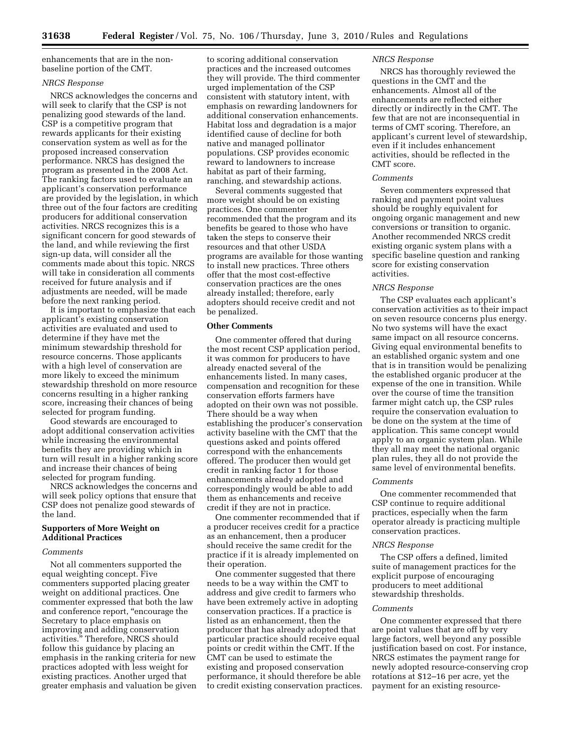enhancements that are in the non-baseline portion of the CMT.

*NRCS Response*

NRCS acknowledges the concerns and will seek to clarify that the CSP is not penalizing good stewards of the land. CSP is a competitive program that rewards applicants for their existing conservation system as well as for the proposed increased conservation performance. NRCS has designed the program as presented in the 2008 Act. The ranking factors used to evaluate an applicant's conservation performance are provided by the legislation, in which three out of the four factors are crediting producers for additional conservation activities. NRCS recognizes this is a significant concern for good stewards of the land, and while reviewing the first sign-up data, will consider all the comments made about this topic. NRCS will take in consideration all comments received for future analysis and if adjustments are needed, will be made before the next ranking period.

It is important to emphasize that each applicant's existing conservation activities are evaluated and used to determine if they have met the minimum stewardship threshold for resource concerns. Those applicants with a high level of conservation are more likely to exceed the minimum stewardship threshold on more resource concerns resulting in a higher ranking score, increasing their chances of being selected for program funding.

Good stewards are encouraged to adopt additional conservation activities while increasing the environmental benefits they are providing which in turn will result in a higher ranking score and increase their chances of being selected for program funding.

NRCS acknowledges the concerns and will seek policy options that ensure that CSP does not penalize good stewards of the land.

**Supporters of More Weight on Additional Practices**

*Comments*

Not all commenters supported the equal weighting concept. Five commenters supported placing greater weight on additional practices. One commenter expressed that both the law and conference report, "encourage the Secretary to place emphasis on improving and adding conservation activities." Therefore, NRCS should follow this guidance by placing an emphasis in the ranking criteria for new practices adopted with less weight for existing practices. Another urged that greater emphasis and valuation be given to scoring additional conservation practices and the increased outcomes they will provide. The third commenter urged implementation of the CSP consistent with statutory intent, with emphasis on rewarding landowners for additional conservation enhancements. Habitat loss and degradation is a major identified cause of decline for both native and managed pollinator populations. CSP provides economic reward to landowners to increase habitat as part of their farming, ranching, and stewardship actions.

Several comments suggested that more weight should be on existing practices. One commenter recommended that the program and its benefits be geared to those who have taken the steps to conserve their resources and that other USDA programs are available for those wanting to install new practices. Three others offer that the most cost-effective conservation practices are the ones already installed; therefore, early adopters should receive credit and not be penalized.

**Other Comments**

One commenter offered that during the most recent CSP application period, it was common for producers to have already enacted several of the enhancements listed. In many cases, compensation and recognition for these conservation efforts farmers have adopted on their own was not possible. There should be a way when establishing the producer's conservation activity baseline with the CMT that the questions asked and points offered correspond with the enhancements offered. The producer then would get credit in ranking factor 1 for those enhancements already adopted and correspondingly would be able to add them as enhancements and receive credit if they are not in practice.

One commenter recommended that if a producer receives credit for a practice as an enhancement, then a producer should receive the same credit for the practice if it is already implemented on their operation.

One commenter suggested that there needs to be a way within the CMT to address and give credit to farmers who have been extremely active in adopting conservation practices. If a practice is listed as an enhancement, then the producer that has already adopted that particular practice should receive equal points or credit within the CMT. If the CMT can be used to estimate the existing and proposed conservation performance, it should therefore be able to credit existing conservation practices.

*NRCS Response*

NRCS has thoroughly reviewed the questions in the CMT and the enhancements. Almost all of the enhancements are reflected either directly or indirectly in the CMT. The few that are not are inconsequential in terms of CMT scoring. Therefore, an applicant's current level of stewardship, even if it includes enhancement activities, should be reflected in the CMT score.

*Comments*

Seven commenters expressed that ranking and payment point values should be roughly equivalent for ongoing organic management and new conversions or transition to organic. Another recommended NRCS credit existing organic system plans with a specific baseline question and ranking score for existing conservation activities.

*NRCS Response*

The CSP evaluates each applicant's conservation activities as to their impact on seven resource concerns plus energy. No two systems will have the exact same impact on all resource concerns. Giving equal environmental benefits to an established organic system and one that is in transition would be penalizing the established organic producer at the expense of the one in transition. While over the course of time the transition farmer might catch up, the CSP rules require the conservation evaluation to be done on the system at the time of application. This same concept would apply to an organic system plan. While they all may meet the national organic plan rules, they all do not provide the same level of environmental benefits.

*Comments*

One commenter recommended that CSP continue to require additional practices, especially when the farm operator already is practicing multiple conservation practices.

*NRCS Response*

The CSP offers a defined, limited suite of management practices for the explicit purpose of encouraging producers to meet additional stewardship thresholds.

*Comments*

One commenter expressed that there are point values that are off by very large factors, well beyond any possible justification based on cost. For instance, NRCS estimates the payment range for newly adopted resource-conserving crop rotations at $12–16 per acre, yet the payment for an existing resource-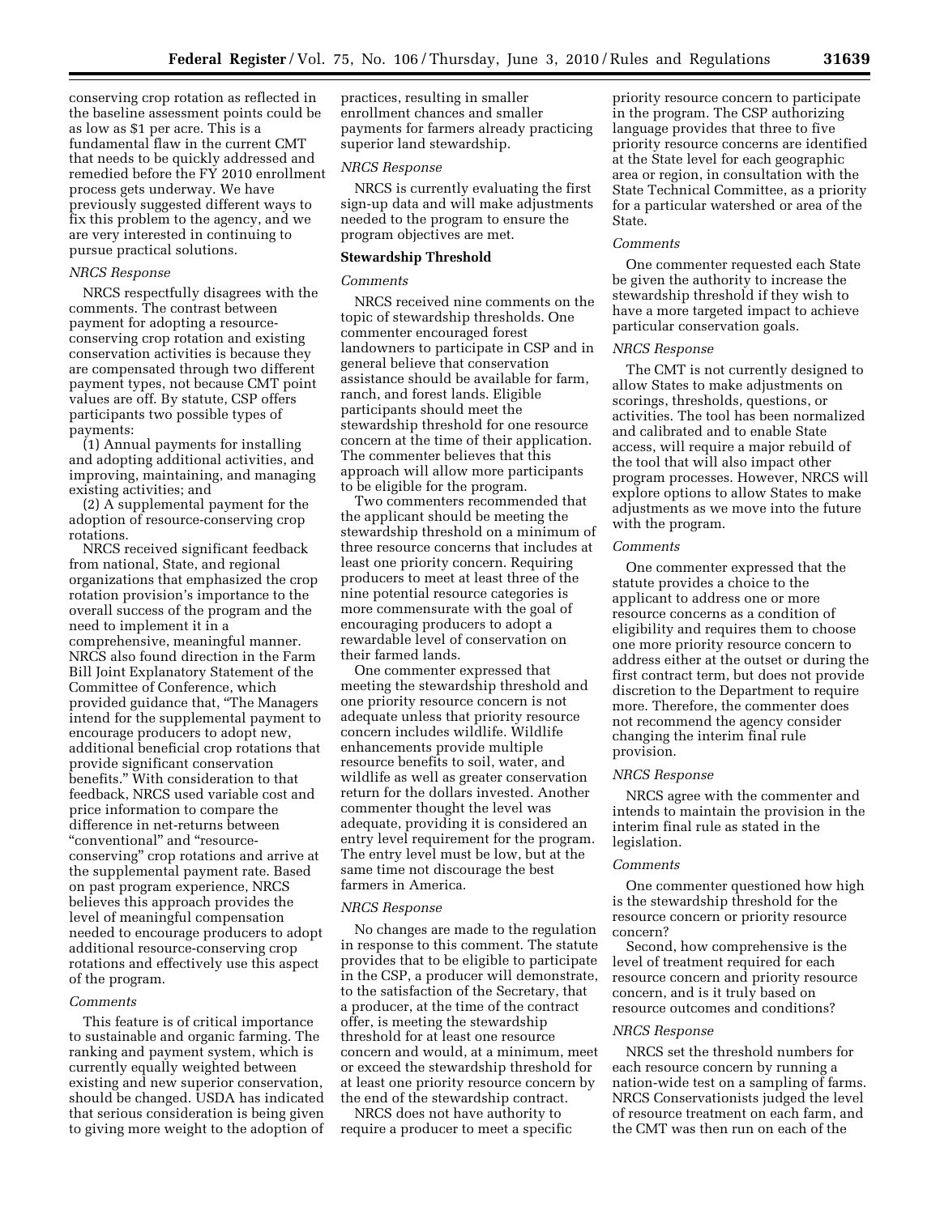conserving crop rotation as reflected in the baseline assessment points could be as low as $1 per acre. This is a fundamental flaw in the current CMT that needs to be quickly addressed and remedied before the FY 2010 enrollment process gets underway. We have previously suggested different ways to fix this problem to the agency, and we are very interested in continuing to pursue practical solutions.

*NRCS Response*

NRCS respectfully disagrees with the comments. The contrast between payment for adopting a resource-conserving crop rotation and existing conservation activities is because they are compensated through two different payment types, not because CMT point values are off. By statute, CSP offers participants two possible types of payments:

(1) Annual payments for installing and adopting additional activities, and improving, maintaining, and managing existing activities; and

(2) A supplemental payment for the adoption of resource-conserving crop rotations.

NRCS received significant feedback from national, State, and regional organizations that emphasized the crop rotation provision's importance to the overall success of the program and the need to implement it in a comprehensive, meaningful manner. NRCS also found direction in the Farm Bill Joint Explanatory Statement of the Committee of Conference, which provided guidance that, "The Managers intend for the supplemental payment to encourage producers to adopt new, additional beneficial crop rotations that provide significant conservation benefits." With consideration to that feedback, NRCS used variable cost and price information to compare the difference in net-returns between "conventional" and "resource-conserving" crop rotations and arrive at the supplemental payment rate. Based on past program experience, NRCS believes this approach provides the level of meaningful compensation needed to encourage producers to adopt additional resource-conserving crop rotations and effectively use this aspect of the program.

*Comments*

This feature is of critical importance to sustainable and organic farming. The ranking and payment system, which is currently equally weighted between existing and new superior conservation, should be changed. USDA has indicated that serious consideration is being given to giving more weight to the adoption of practices, resulting in smaller enrollment chances and smaller payments for farmers already practicing superior land stewardship.

*NRCS Response*

NRCS is currently evaluating the first sign-up data and will make adjustments needed to the program to ensure the program objectives are met.

**Stewardship Threshold**

*Comments*

NRCS received nine comments on the topic of stewardship thresholds. One commenter encouraged forest landowners to participate in CSP and in general believe that conservation assistance should be available for farm, ranch, and forest lands. Eligible participants should meet the stewardship threshold for one resource concern at the time of their application. The commenter believes that this approach will allow more participants to be eligible for the program.

Two commenters recommended that the applicant should be meeting the stewardship threshold on a minimum of three resource concerns that includes at least one priority concern. Requiring producers to meet at least three of the nine potential resource categories is more commensurate with the goal of encouraging producers to adopt a rewardable level of conservation on their farmed lands.

One commenter expressed that meeting the stewardship threshold and one priority resource concern is not adequate unless that priority resource concern includes wildlife. Wildlife enhancements provide multiple resource benefits to soil, water, and wildlife as well as greater conservation return for the dollars invested. Another commenter thought the level was adequate, providing it is considered an entry level requirement for the program. The entry level must be low, but at the same time not discourage the best farmers in America.

*NRCS Response*

No changes are made to the regulation in response to this comment. The statute provides that to be eligible to participate in the CSP, a producer will demonstrate, to the satisfaction of the Secretary, that a producer, at the time of the contract offer, is meeting the stewardship threshold for at least one resource concern and would, at a minimum, meet or exceed the stewardship threshold for at least one priority resource concern by the end of the stewardship contract.

NRCS does not have authority to require a producer to meet a specific priority resource concern to participate in the program. The CSP authorizing language provides that three to five priority resource concerns are identified at the State level for each geographic area or region, in consultation with the State Technical Committee, as a priority for a particular watershed or area of the State.

*Comments*

One commenter requested each State be given the authority to increase the stewardship threshold if they wish to have a more targeted impact to achieve particular conservation goals.

*NRCS Response*

The CMT is not currently designed to allow States to make adjustments on scorings, thresholds, questions, or activities. The tool has been normalized and calibrated and to enable State access, will require a major rebuild of the tool that will also impact other program processes. However, NRCS will explore options to allow States to make adjustments as we move into the future with the program.

*Comments*

One commenter expressed that the statute provides a choice to the applicant to address one or more resource concerns as a condition of eligibility and requires them to choose one more priority resource concern to address either at the outset or during the first contract term, but does not provide discretion to the Department to require more. Therefore, the commenter does not recommend the agency consider changing the interim final rule provision.

*NRCS Response*

NRCS agree with the commenter and intends to maintain the provision in the interim final rule as stated in the legislation.

*Comments*

One commenter questioned how high is the stewardship threshold for the resource concern or priority resource concern?

Second, how comprehensive is the level of treatment required for each resource concern and priority resource concern, and is it truly based on resource outcomes and conditions?

*NRCS Response*

NRCS set the threshold numbers for each resource concern by running a nation-wide test on a sampling of farms. NRCS Conservationists judged the level of resource treatment on each farm, and the CMT was then run on each of the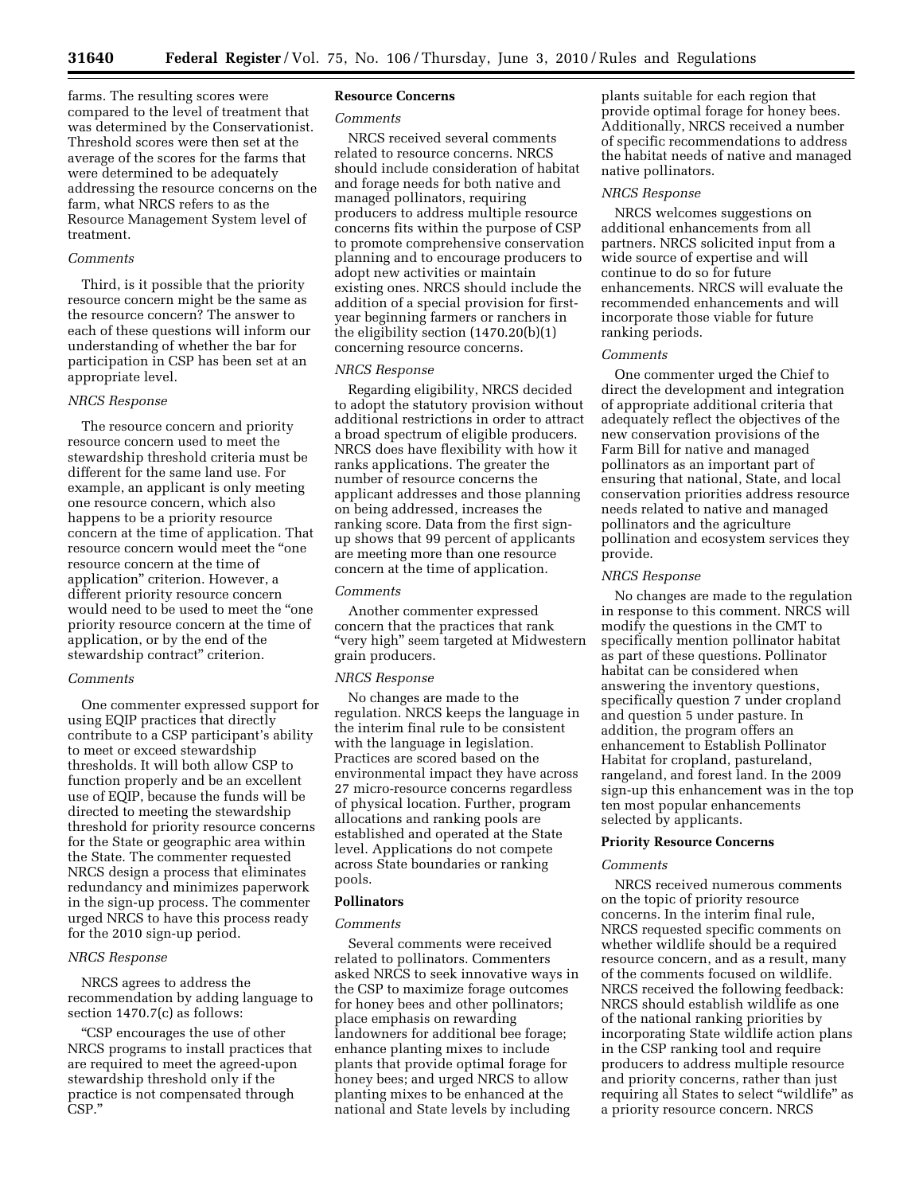farms. The resulting scores were compared to the level of treatment that was determined by the Conservationist. Threshold scores were then set at the average of the scores for the farms that were determined to be adequately addressing the resource concerns on the farm, what NRCS refers to as the Resource Management System level of treatment.

*Comments*

Third, is it possible that the priority resource concern might be the same as the resource concern? The answer to each of these questions will inform our understanding of whether the bar for participation in CSP has been set at an appropriate level.

*NRCS Response*

The resource concern and priority resource concern used to meet the stewardship threshold criteria must be different for the same land use. For example, an applicant is only meeting one resource concern, which also happens to be a priority resource concern at the time of application. That resource concern would meet the "one resource concern at the time of application" criterion. However, a different priority resource concern would need to be used to meet the "one priority resource concern at the time of application, or by the end of the stewardship contract" criterion.

*Comments*

One commenter expressed support for using EQIP practices that directly contribute to a CSP participant's ability to meet or exceed stewardship thresholds. It will both allow CSP to function properly and be an excellent use of EQIP, because the funds will be directed to meeting the stewardship threshold for priority resource concerns for the State or geographic area within the State. The commenter requested NRCS design a process that eliminates redundancy and minimizes paperwork in the sign-up process. The commenter urged NRCS to have this process ready for the 2010 sign-up period.

*NRCS Response*

NRCS agrees to address the recommendation by adding language to section 1470.7(c) as follows:

"CSP encourages the use of other NRCS programs to install practices that are required to meet the agreed-upon stewardship threshold only if the practice is not compensated through CSP."

**Resource Concerns**

*Comments*

NRCS received several comments related to resource concerns. NRCS should include consideration of habitat and forage needs for both native and managed pollinators, requiring producers to address multiple resource concerns fits within the purpose of CSP to promote comprehensive conservation planning and to encourage producers to adopt new activities or maintain existing ones. NRCS should include the addition of a special provision for first-year beginning farmers or ranchers in the eligibility section (1470.20(b)(1) concerning resource concerns.

*NRCS Response*

Regarding eligibility, NRCS decided to adopt the statutory provision without additional restrictions in order to attract a broad spectrum of eligible producers. NRCS does have flexibility with how it ranks applications. The greater the number of resource concerns the applicant addresses and those planning on being addressed, increases the ranking score. Data from the first sign-up shows that 99 percent of applicants are meeting more than one resource concern at the time of application.

*Comments*

Another commenter expressed concern that the practices that rank "very high" seem targeted at Midwestern grain producers.

*NRCS Response*

No changes are made to the regulation. NRCS keeps the language in the interim final rule to be consistent with the language in legislation. Practices are scored based on the environmental impact they have across 27 micro-resource concerns regardless of physical location. Further, program allocations and ranking pools are established and operated at the State level. Applications do not compete across State boundaries or ranking pools.

**Pollinators**

*Comments*

Several comments were received related to pollinators. Commenters asked NRCS to seek innovative ways in the CSP to maximize forage outcomes for honey bees and other pollinators; place emphasis on rewarding landowners for additional bee forage; enhance planting mixes to include plants that provide optimal forage for honey bees; and urged NRCS to allow planting mixes to be enhanced at the national and State levels by including plants suitable for each region that provide optimal forage for honey bees. Additionally, NRCS received a number of specific recommendations to address the habitat needs of native and managed native pollinators.

*NRCS Response*

NRCS welcomes suggestions on additional enhancements from all partners. NRCS solicited input from a wide source of expertise and will continue to do so for future enhancements. NRCS will evaluate the recommended enhancements and will incorporate those viable for future ranking periods.

*Comments*

One commenter urged the Chief to direct the development and integration of appropriate additional criteria that adequately reflect the objectives of the new conservation provisions of the Farm Bill for native and managed pollinators as an important part of ensuring that national, State, and local conservation priorities address resource needs related to native and managed pollinators and the agriculture pollination and ecosystem services they provide.

*NRCS Response*

No changes are made to the regulation in response to this comment. NRCS will modify the questions in the CMT to specifically mention pollinator habitat as part of these questions. Pollinator habitat can be considered when answering the inventory questions, specifically question 7 under cropland and question 5 under pasture. In addition, the program offers an enhancement to Establish Pollinator Habitat for cropland, pastureland, rangeland, and forest land. In the 2009 sign-up this enhancement was in the top ten most popular enhancements selected by applicants.

**Priority Resource Concerns**

*Comments*

NRCS received numerous comments on the topic of priority resource concerns. In the interim final rule, NRCS requested specific comments on whether wildlife should be a required resource concern, and as a result, many of the comments focused on wildlife. NRCS received the following feedback: NRCS should establish wildlife as one of the national ranking priorities by incorporating State wildlife action plans in the CSP ranking tool and require producers to address multiple resource and priority concerns, rather than just requiring all States to select "wildlife" as a priority resource concern. NRCS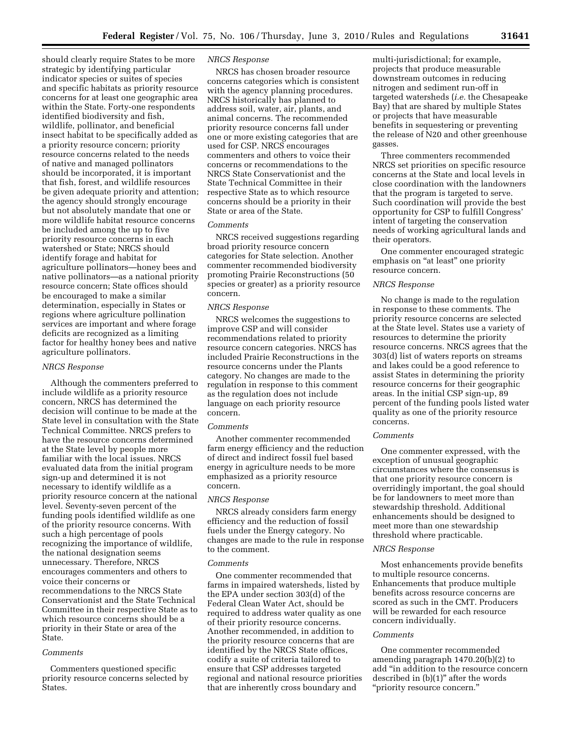should clearly require States to be more strategic by identifying particular indicator species or suites of species and specific habitats as priority resource concerns for at least one geographic area within the State. Forty-one respondents identified biodiversity and fish, wildlife, pollinator, and beneficial insect habitat to be specifically added as a priority resource concern; priority resource concerns related to the needs of native and managed pollinators should be incorporated, it is important that fish, forest, and wildlife resources be given adequate priority and attention; the agency should strongly encourage but not absolutely mandate that one or more wildlife habitat resource concerns be included among the up to five priority resource concerns in each watershed or State; NRCS should identify forage and habitat for agriculture pollinators—honey bees and native pollinators—as a national priority resource concern; State offices should be encouraged to make a similar determination, especially in States or regions where agriculture pollination services are important and where forage deficits are recognized as a limiting factor for healthy honey bees and native agriculture pollinators.

*NRCS Response*

Although the commenters preferred to include wildlife as a priority resource concern, NRCS has determined the decision will continue to be made at the State level in consultation with the State Technical Committee. NRCS prefers to have the resource concerns determined at the State level by people more familiar with the local issues. NRCS evaluated data from the initial program sign-up and determined it is not necessary to identify wildlife as a priority resource concern at the national level. Seventy-seven percent of the funding pools identified wildlife as one of the priority resource concerns. With such a high percentage of pools recognizing the importance of wildlife, the national designation seems unnecessary. Therefore, NRCS encourages commenters and others to voice their concerns or recommendations to the NRCS State Conservationist and the State Technical Committee in their respective State as to which resource concerns should be a priority in their State or area of the State.

*Comments*

Commenters questioned specific priority resource concerns selected by States.

*NRCS Response*

NRCS has chosen broader resource concerns categories which is consistent with the agency planning procedures. NRCS historically has planned to address soil, water, air, plants, and animal concerns. The recommended priority resource concerns fall under one or more existing categories that are used for CSP. NRCS encourages commenters and others to voice their concerns or recommendations to the NRCS State Conservationist and the State Technical Committee in their respective State as to which resource concerns should be a priority in their State or area of the State.

*Comments*

NRCS received suggestions regarding broad priority resource concern categories for State selection. Another commenter recommended biodiversity promoting Prairie Reconstructions (50 species or greater) as a priority resource concern.

*NRCS Response*

NRCS welcomes the suggestions to improve CSP and will consider recommendations related to priority resource concern categories. NRCS has included Prairie Reconstructions in the resource concerns under the Plants category. No changes are made to the regulation in response to this comment as the regulation does not include language on each priority resource concern.

*Comments*

Another commenter recommended farm energy efficiency and the reduction of direct and indirect fossil fuel based energy in agriculture needs to be more emphasized as a priority resource concern.

*NRCS Response*

NRCS already considers farm energy efficiency and the reduction of fossil fuels under the Energy category. No changes are made to the rule in response to the comment.

*Comments*

One commenter recommended that farms in impaired watersheds, listed by the EPA under section 303(d) of the Federal Clean Water Act, should be required to address water quality as one of their priority resource concerns. Another recommended, in addition to the priority resource concerns that are identified by the NRCS State offices, codify a suite of criteria tailored to ensure that CSP addresses targeted regional and national resource priorities that are inherently cross boundary and multi-jurisdictional; for example, projects that produce measurable downstream outcomes in reducing nitrogen and sediment run-off in targeted watersheds (*i.e.* the Chesapeake Bay) that are shared by multiple States or projects that have measurable benefits in sequestering or preventing the release of N20 and other greenhouse gasses.

Three commenters recommended NRCS set priorities on specific resource concerns at the State and local levels in close coordination with the landowners that the program is targeted to serve. Such coordination will provide the best opportunity for CSP to fulfill Congress' intent of targeting the conservation needs of working agricultural lands and their operators.

One commenter encouraged strategic emphasis on "at least" one priority resource concern.

*NRCS Response*

No change is made to the regulation in response to these comments. The priority resource concerns are selected at the State level. States use a variety of resources to determine the priority resource concerns. NRCS agrees that the 303(d) list of waters reports on streams and lakes could be a good reference to assist States in determining the priority resource concerns for their geographic areas. In the initial CSP sign-up, 89 percent of the funding pools listed water quality as one of the priority resource concerns.

*Comments*

One commenter expressed, with the exception of unusual geographic circumstances where the consensus is that one priority resource concern is overridingly important, the goal should be for landowners to meet more than stewardship threshold. Additional enhancements should be designed to meet more than one stewardship threshold where practicable.

*NRCS Response*

Most enhancements provide benefits to multiple resource concerns. Enhancements that produce multiple benefits across resource concerns are scored as such in the CMT. Producers will be rewarded for each resource concern individually.

*Comments*

One commenter recommended amending paragraph 1470.20(b)(2) to add "in addition to the resource concern described in (b)(1)" after the words "priority resource concern."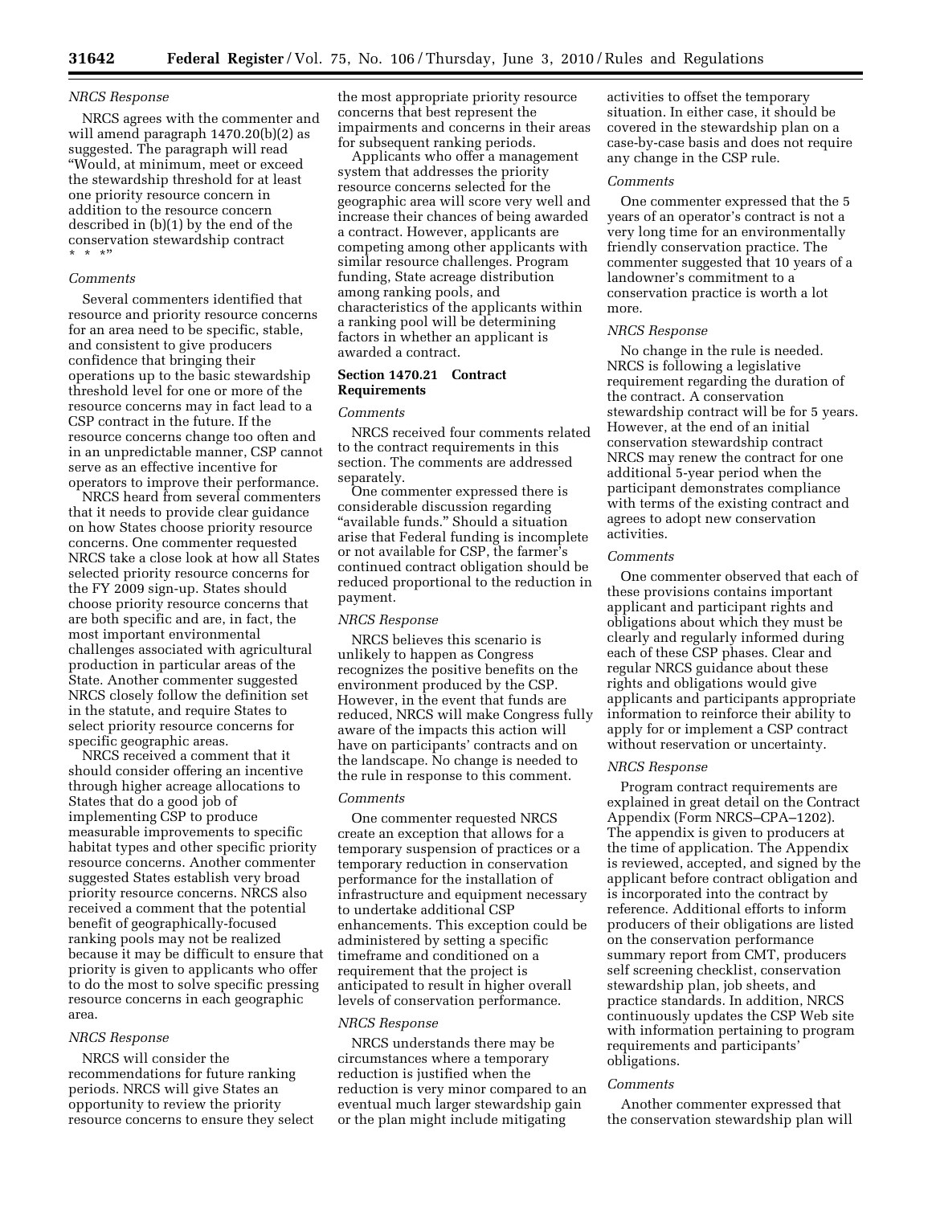*NRCS Response*

NRCS agrees with the commenter and will amend paragraph 1470.20(b)(2) as suggested. The paragraph will read "Would, at minimum, meet or exceed the stewardship threshold for at least one priority resource concern in addition to the resource concern described in (b)(1) by the end of the conservation stewardship contract * * *"

*Comments*

Several commenters identified that resource and priority resource concerns for an area need to be specific, stable, and consistent to give producers confidence that bringing their operations up to the basic stewardship threshold level for one or more of the resource concerns may in fact lead to a CSP contract in the future. If the resource concerns change too often and in an unpredictable manner, CSP cannot serve as an effective incentive for operators to improve their performance.

NRCS heard from several commenters that it needs to provide clear guidance on how States choose priority resource concerns. One commenter requested NRCS take a close look at how all States selected priority resource concerns for the FY 2009 sign-up. States should choose priority resource concerns that are both specific and are, in fact, the most important environmental challenges associated with agricultural production in particular areas of the State. Another commenter suggested NRCS closely follow the definition set in the statute, and require States to select priority resource concerns for specific geographic areas.

NRCS received a comment that it should consider offering an incentive through higher acreage allocations to States that do a good job of implementing CSP to produce measurable improvements to specific habitat types and other specific priority resource concerns. Another commenter suggested States establish very broad priority resource concerns. NRCS also received a comment that the potential benefit of geographically-focused ranking pools may not be realized because it may be difficult to ensure that priority is given to applicants who offer to do the most to solve specific pressing resource concerns in each geographic area.

*NRCS Response*

NRCS will consider the recommendations for future ranking periods. NRCS will give States an opportunity to review the priority resource concerns to ensure they select the most appropriate priority resource concerns that best represent the impairments and concerns in their areas for subsequent ranking periods.

Applicants who offer a management system that addresses the priority resource concerns selected for the geographic area will score very well and increase their chances of being awarded a contract. However, applicants are competing among other applicants with similar resource challenges. Program funding, State acreage distribution among ranking pools, and characteristics of the applicants within a ranking pool will be determining factors in whether an applicant is awarded a contract.

**Section 1470.21 Contract Requirements**

*Comments*

NRCS received four comments related to the contract requirements in this section. The comments are addressed separately.

One commenter expressed there is considerable discussion regarding "available funds." Should a situation arise that Federal funding is incomplete or not available for CSP, the farmer's continued contract obligation should be reduced proportional to the reduction in payment.

*NRCS Response*

NRCS believes this scenario is unlikely to happen as Congress recognizes the positive benefits on the environment produced by the CSP. However, in the event that funds are reduced, NRCS will make Congress fully aware of the impacts this action will have on participants' contracts and on the landscape. No change is needed to the rule in response to this comment.

*Comments*

One commenter requested NRCS create an exception that allows for a temporary suspension of practices or a temporary reduction in conservation performance for the installation of infrastructure and equipment necessary to undertake additional CSP enhancements. This exception could be administered by setting a specific timeframe and conditioned on a requirement that the project is anticipated to result in higher overall levels of conservation performance.

*NRCS Response*

NRCS understands there may be circumstances where a temporary reduction is justified when the reduction is very minor compared to an eventual much larger stewardship gain or the plan might include mitigating activities to offset the temporary situation. In either case, it should be covered in the stewardship plan on a case-by-case basis and does not require any change in the CSP rule.

*Comments*

One commenter expressed that the 5 years of an operator's contract is not a very long time for an environmentally friendly conservation practice. The commenter suggested that 10 years of a landowner's commitment to a conservation practice is worth a lot more.

*NRCS Response*

No change in the rule is needed. NRCS is following a legislative requirement regarding the duration of the contract. A conservation stewardship contract will be for 5 years. However, at the end of an initial conservation stewardship contract NRCS may renew the contract for one additional 5-year period when the participant demonstrates compliance with terms of the existing contract and agrees to adopt new conservation activities.

*Comments*

One commenter observed that each of these provisions contains important applicant and participant rights and obligations about which they must be clearly and regularly informed during each of these CSP phases. Clear and regular NRCS guidance about these rights and obligations would give applicants and participants appropriate information to reinforce their ability to apply for or implement a CSP contract without reservation or uncertainty.

*NRCS Response*

Program contract requirements are explained in great detail on the Contract Appendix (Form NRCS–CPA–1202). The appendix is given to producers at the time of application. The Appendix is reviewed, accepted, and signed by the applicant before contract obligation and is incorporated into the contract by reference. Additional efforts to inform producers of their obligations are listed on the conservation performance summary report from CMT, producers self screening checklist, conservation stewardship plan, job sheets, and practice standards. In addition, NRCS continuously updates the CSP Web site with information pertaining to program requirements and participants' obligations.

*Comments*

Another commenter expressed that the conservation stewardship plan will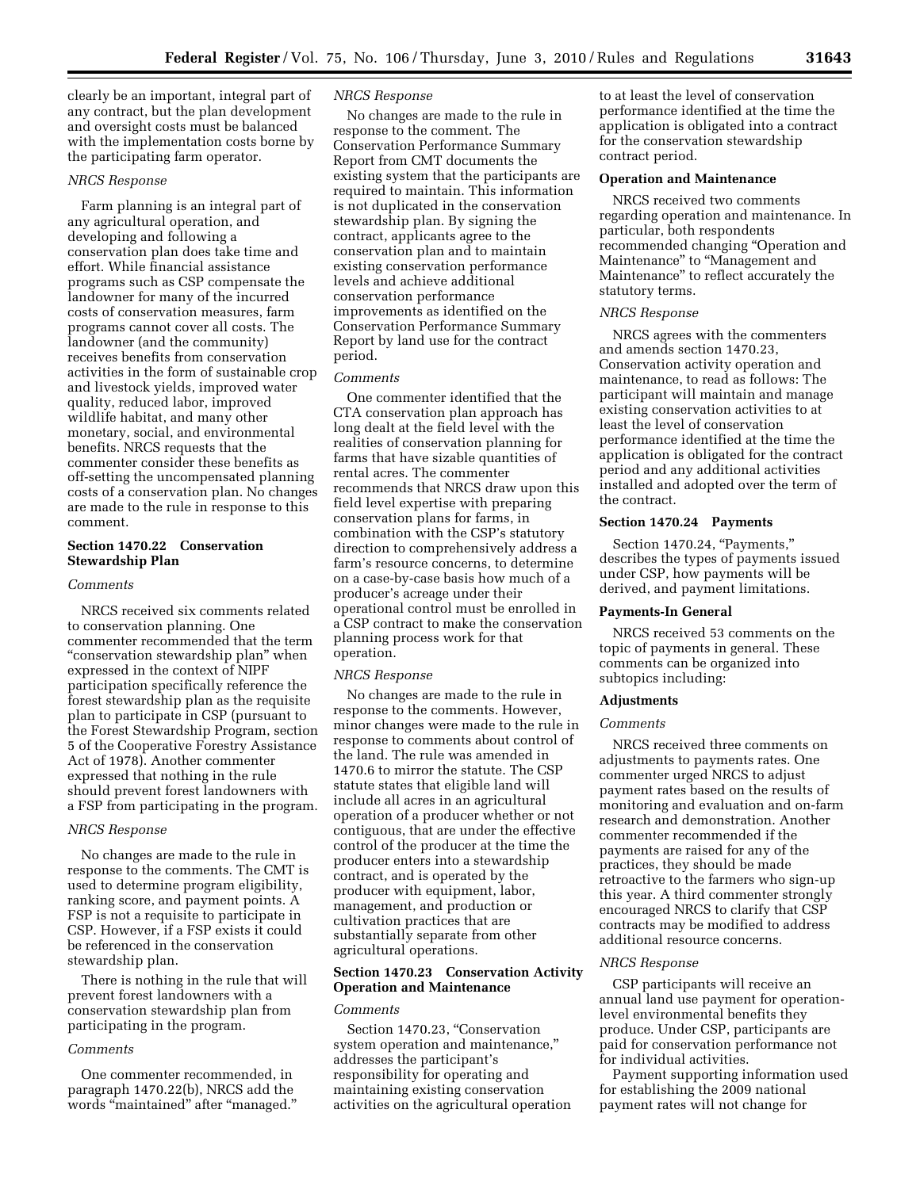clearly be an important, integral part of any contract, but the plan development and oversight costs must be balanced with the implementation costs borne by the participating farm operator.

*NRCS Response*

Farm planning is an integral part of any agricultural operation, and developing and following a conservation plan does take time and effort. While financial assistance programs such as CSP compensate the landowner for many of the incurred costs of conservation measures, farm programs cannot cover all costs. The landowner (and the community) receives benefits from conservation activities in the form of sustainable crop and livestock yields, improved water quality, reduced labor, improved wildlife habitat, and many other monetary, social, and environmental benefits. NRCS requests that the commenter consider these benefits as off-setting the uncompensated planning costs of a conservation plan. No changes are made to the rule in response to this comment.

**Section 1470.22 Conservation Stewardship Plan**

*Comments*

NRCS received six comments related to conservation planning. One commenter recommended that the term "conservation stewardship plan" when expressed in the context of NIPF participation specifically reference the forest stewardship plan as the requisite plan to participate in CSP (pursuant to the Forest Stewardship Program, section 5 of the Cooperative Forestry Assistance Act of 1978). Another commenter expressed that nothing in the rule should prevent forest landowners with a FSP from participating in the program.

*NRCS Response*

No changes are made to the rule in response to the comments. The CMT is used to determine program eligibility, ranking score, and payment points. A FSP is not a requisite to participate in CSP. However, if a FSP exists it could be referenced in the conservation stewardship plan.

There is nothing in the rule that will prevent forest landowners with a conservation stewardship plan from participating in the program.

*Comments*

One commenter recommended, in paragraph 1470.22(b), NRCS add the words "maintained" after "managed."

*NRCS Response*

No changes are made to the rule in response to the comment. The Conservation Performance Summary Report from CMT documents the existing system that the participants are required to maintain. This information is not duplicated in the conservation stewardship plan. By signing the contract, applicants agree to the conservation plan and to maintain existing conservation performance levels and achieve additional conservation performance improvements as identified on the Conservation Performance Summary Report by land use for the contract period.

*Comments*

One commenter identified that the CTA conservation plan approach has long dealt at the field level with the realities of conservation planning for farms that have sizable quantities of rental acres. The commenter recommends that NRCS draw upon this field level expertise with preparing conservation plans for farms, in combination with the CSP's statutory direction to comprehensively address a farm's resource concerns, to determine on a case-by-case basis how much of a producer's acreage under their operational control must be enrolled in a CSP contract to make the conservation planning process work for that operation.

*NRCS Response*

No changes are made to the rule in response to the comments. However, minor changes were made to the rule in response to comments about control of the land. The rule was amended in 1470.6 to mirror the statute. The CSP statute states that eligible land will include all acres in an agricultural operation of a producer whether or not contiguous, that are under the effective control of the producer at the time the producer enters into a stewardship contract, and is operated by the producer with equipment, labor, management, and production or cultivation practices that are substantially separate from other agricultural operations.

**Section 1470.23 Conservation Activity Operation and Maintenance**

*Comments*

Section 1470.23, "Conservation system operation and maintenance," addresses the participant's responsibility for operating and maintaining existing conservation activities on the agricultural operation to at least the level of conservation performance identified at the time the application is obligated into a contract for the conservation stewardship contract period.

**Operation and Maintenance**

NRCS received two comments regarding operation and maintenance. In particular, both respondents recommended changing "Operation and Maintenance" to "Management and Maintenance" to reflect accurately the statutory terms.

*NRCS Response*

NRCS agrees with the commenters and amends section 1470.23, Conservation activity operation and maintenance, to read as follows: The participant will maintain and manage existing conservation activities to at least the level of conservation performance identified at the time the application is obligated for the contract period and any additional activities installed and adopted over the term of the contract.

**Section 1470.24 Payments**

Section 1470.24, "Payments," describes the types of payments issued under CSP, how payments will be derived, and payment limitations.

**Payments-In General**

NRCS received 53 comments on the topic of payments in general. These comments can be organized into subtopics including:

**Adjustments**

*Comments*

NRCS received three comments on adjustments to payments rates. One commenter urged NRCS to adjust payment rates based on the results of monitoring and evaluation and on-farm research and demonstration. Another commenter recommended if the payments are raised for any of the practices, they should be made retroactive to the farmers who sign-up this year. A third commenter strongly encouraged NRCS to clarify that CSP contracts may be modified to address additional resource concerns.

*NRCS Response*

CSP participants will receive an annual land use payment for operation-level environmental benefits they produce. Under CSP, participants are paid for conservation performance not for individual activities.

Payment supporting information used for establishing the 2009 national payment rates will not change for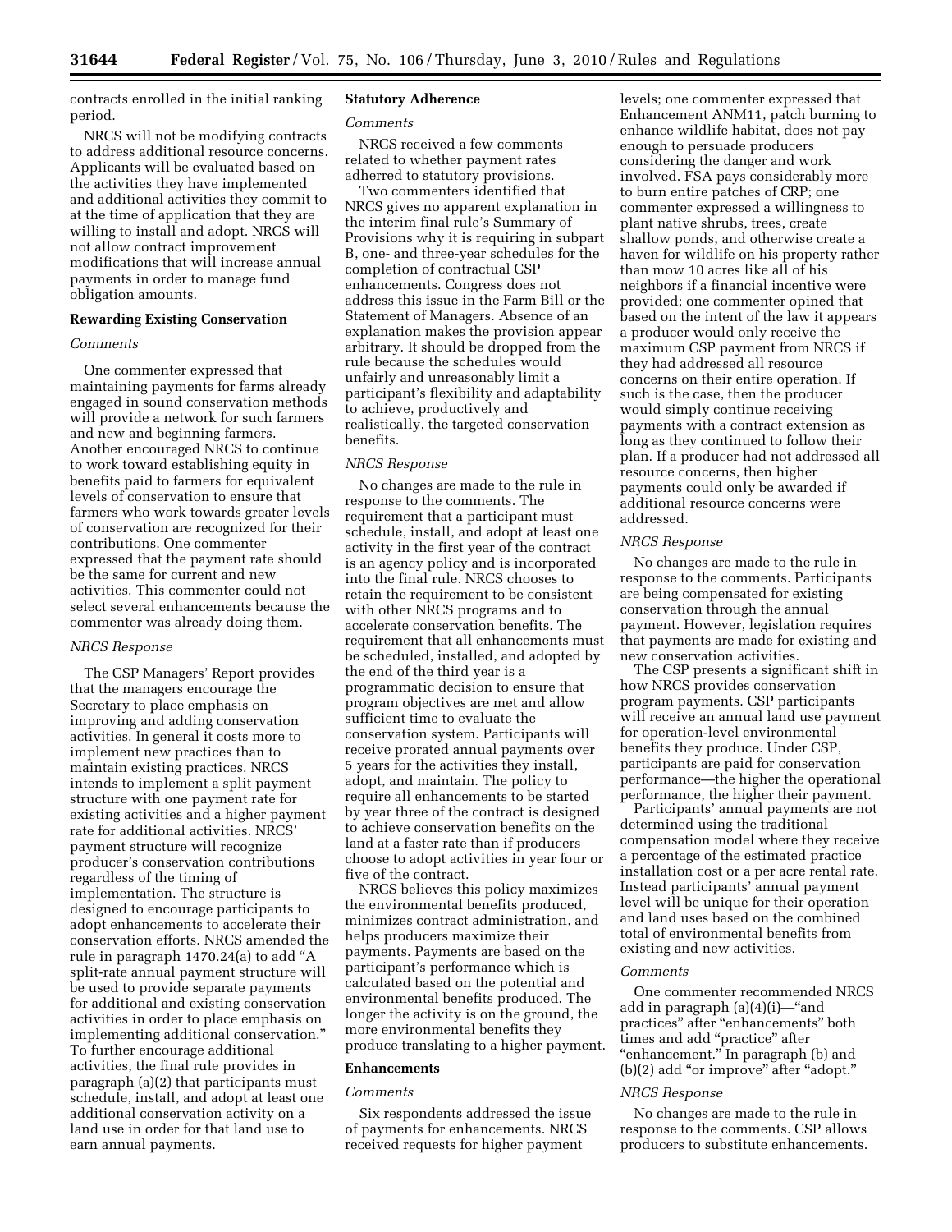contracts enrolled in the initial ranking period.

NRCS will not be modifying contracts to address additional resource concerns. Applicants will be evaluated based on the activities they have implemented and additional activities they commit to at the time of application that they are willing to install and adopt. NRCS will not allow contract improvement modifications that will increase annual payments in order to manage fund obligation amounts.

**Rewarding Existing Conservation**

*Comments*

One commenter expressed that maintaining payments for farms already engaged in sound conservation methods will provide a network for such farmers and new and beginning farmers. Another encouraged NRCS to continue to work toward establishing equity in benefits paid to farmers for equivalent levels of conservation to ensure that farmers who work towards greater levels of conservation are recognized for their contributions. One commenter expressed that the payment rate should be the same for current and new activities. This commenter could not select several enhancements because the commenter was already doing them.

*NRCS Response*

The CSP Managers' Report provides that the managers encourage the Secretary to place emphasis on improving and adding conservation activities. In general it costs more to implement new practices than to maintain existing practices. NRCS intends to implement a split payment structure with one payment rate for existing activities and a higher payment rate for additional activities. NRCS' payment structure will recognize producer's conservation contributions regardless of the timing of implementation. The structure is designed to encourage participants to adopt enhancements to accelerate their conservation efforts. NRCS amended the rule in paragraph 1470.24(a) to add "A split-rate annual payment structure will be used to provide separate payments for additional and existing conservation activities in order to place emphasis on implementing additional conservation." To further encourage additional activities, the final rule provides in paragraph (a)(2) that participants must schedule, install, and adopt at least one additional conservation activity on a land use in order for that land use to earn annual payments.

**Statutory Adherence**

*Comments*

NRCS received a few comments related to whether payment rates adhered to statutory provisions.

Two commenters identified that NRCS gives no apparent explanation in the interim final rule's Summary of Provisions why it is requiring in subpart B, one- and three-year schedules for the completion of contractual CSP enhancements. Congress does not address this issue in the Farm Bill or the Statement of Managers. Absence of an explanation makes the provision appear arbitrary. It should be dropped from the rule because the schedules would unfairly and unreasonably limit a participant's flexibility and adaptability to achieve, productively and realistically, the targeted conservation benefits.

*NRCS Response*

No changes are made to the rule in response to the comments. The requirement that a participant must schedule, install, and adopt at least one activity in the first year of the contract is an agency policy and is incorporated into the final rule. NRCS chooses to retain the requirement to be consistent with other NRCS programs and to accelerate conservation benefits. The requirement that all enhancements must be scheduled, installed, and adopted by the end of the third year is a programmatic decision to ensure that program objectives are met and allow sufficient time to evaluate the conservation system. Participants will receive prorated annual payments over 5 years for the activities they install, adopt, and maintain. The policy to require all enhancements to be started by year three of the contract is designed to achieve conservation benefits on the land at a faster rate than if producers choose to adopt activities in year four or five of the contract.

NRCS believes this policy maximizes the environmental benefits produced, minimizes contract administration, and helps producers maximize their payments. Payments are based on the participant's performance which is calculated based on the potential and environmental benefits produced. The longer the activity is on the ground, the more environmental benefits they produce translating to a higher payment.

**Enhancements**

*Comments*

Six respondents addressed the issue of payments for enhancements. NRCS received requests for higher payment levels; one commenter expressed that Enhancement ANM11, patch burning to enhance wildlife habitat, does not pay enough to persuade producers considering the danger and work involved. FSA pays considerably more to burn entire patches of CRP; one commenter expressed a willingness to plant native shrubs, trees, create shallow ponds, and otherwise create a haven for wildlife on his property rather than mow 10 acres like all of his neighbors if a financial incentive were provided; one commenter opined that based on the intent of the law it appears a producer would only receive the maximum CSP payment from NRCS if they had addressed all resource concerns on their entire operation. If such is the case, then the producer would simply continue receiving payments with a contract extension as long as they continued to follow their plan. If a producer had not addressed all resource concerns, then higher payments could only be awarded if additional resource concerns were addressed.

*NRCS Response*

No changes are made to the rule in response to the comments. Participants are being compensated for existing conservation through the annual payment. However, legislation requires that payments are made for existing and new conservation activities.

The CSP presents a significant shift in how NRCS provides conservation program payments. CSP participants will receive an annual land use payment for operation-level environmental benefits they produce. Under CSP, participants are paid for conservation performance—the higher the operational performance, the higher their payment.

Participants' annual payments are not determined using the traditional compensation model where they receive a percentage of the estimated practice installation cost or a per acre rental rate. Instead participants' annual payment level will be unique for their operation and land uses based on the combined total of environmental benefits from existing and new activities.

*Comments*

One commenter recommended NRCS add in paragraph (a)(4)(i)—"and practices" after "enhancements" both times and add "practice" after "enhancement." In paragraph (b) and (b)(2) add "or improve" after "adopt."

*NRCS Response*

No changes are made to the rule in response to the comments. CSP allows producers to substitute enhancements.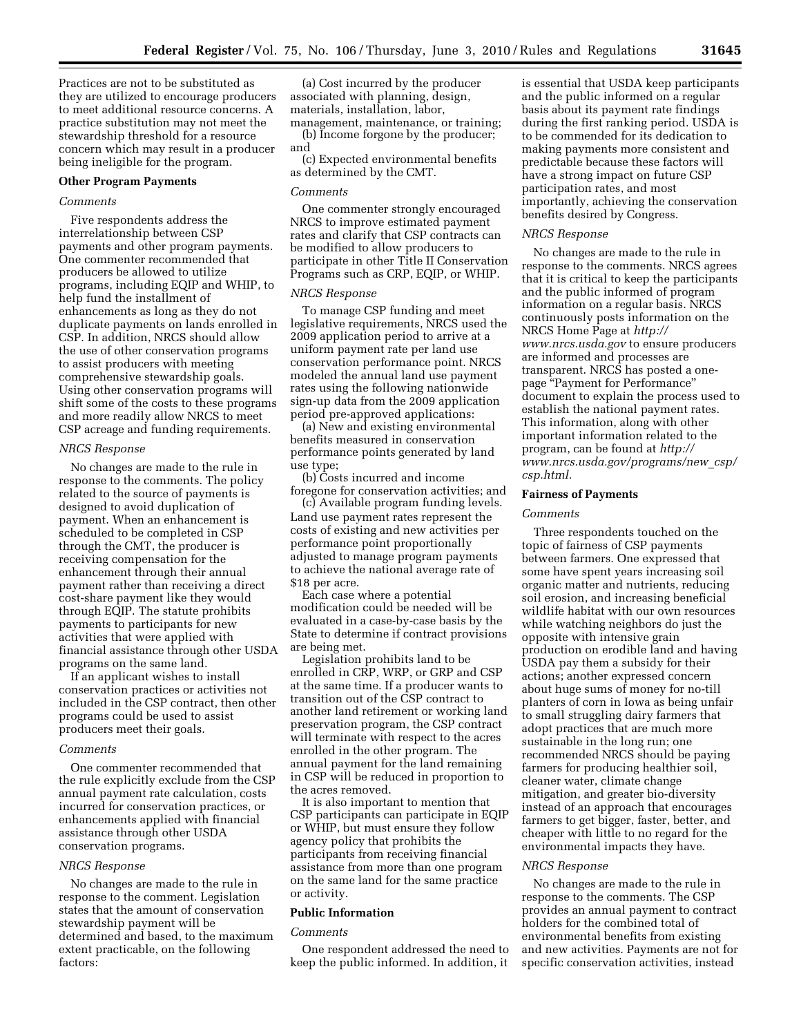Practices are not to be substituted as they are utilized to encourage producers to meet additional resource concerns. A practice substitution may not meet the stewardship threshold for a resource concern which may result in a producer being ineligible for the program.

**Other Program Payments**

*Comments*

Five respondents address the interrelationship between CSP payments and other program payments. One commenter recommended that producers be allowed to utilize programs, including EQIP and WHIP, to help fund the installment of enhancements as long as they do not duplicate payments on lands enrolled in CSP. In addition, NRCS should allow the use of other conservation programs to assist producers with meeting comprehensive stewardship goals. Using other conservation programs will shift some of the costs to these programs and more readily allow NRCS to meet CSP acreage and funding requirements.

*NRCS Response*

No changes are made to the rule in response to the comments. The policy related to the source of payments is designed to avoid duplication of payment. When an enhancement is scheduled to be completed in CSP through the CMT, the producer is receiving compensation for the enhancement through their annual payment rather than receiving a direct cost-share payment like they would through EQIP. The statute prohibits payments to participants for new activities that were applied with financial assistance through other USDA programs on the same land.

If an applicant wishes to install conservation practices or activities not included in the CSP contract, then other programs could be used to assist producers meet their goals.

*Comments*

One commenter recommended that the rule explicitly exclude from the CSP annual payment rate calculation, costs incurred for conservation practices, or enhancements applied with financial assistance through other USDA conservation programs.

*NRCS Response*

No changes are made to the rule in response to the comment. Legislation states that the amount of conservation stewardship payment will be determined and based, to the maximum extent practicable, on the following factors:

(a) Cost incurred by the producer associated with planning, design, materials, installation, labor, management, maintenance, or training;

(b) Income forgone by the producer; and

(c) Expected environmental benefits as determined by the CMT.

*Comments*

One commenter strongly encouraged NRCS to improve estimated payment rates and clarify that CSP contracts can be modified to allow producers to participate in other Title II Conservation Programs such as CRP, EQIP, or WHIP.

*NRCS Response*

To manage CSP funding and meet legislative requirements, NRCS used the 2009 application period to arrive at a uniform payment rate per land use conservation performance point. NRCS modeled the annual land use payment rates using the following nationwide sign-up data from the 2009 application period pre-approved applications:

(a) New and existing environmental benefits measured in conservation performance points generated by land use type;

(b) Costs incurred and income foregone for conservation activities; and

(c) Available program funding levels.

Land use payment rates represent the costs of existing and new activities per performance point proportionally adjusted to manage program payments to achieve the national average rate of $18 per acre.

Each case where a potential modification could be needed will be evaluated in a case-by-case basis by the State to determine if contract provisions are being met.

Legislation prohibits land to be enrolled in CRP, WRP, or GRP and CSP at the same time. If a producer wants to transition out of the CSP contract to another land retirement or working land preservation program, the CSP contract will terminate with respect to the acres enrolled in the other program. The annual payment for the land remaining in CSP will be reduced in proportion to the acres removed.

It is also important to mention that CSP participants can participate in EQIP or WHIP, but must ensure they follow agency policy that prohibits the participants from receiving financial assistance from more than one program on the same land for the same practice or activity.

**Public Information**

*Comments*

One respondent addressed the need to keep the public informed. In addition, it is essential that USDA keep participants and the public informed on a regular basis about its payment rate findings during the first ranking period. USDA is to be commended for its dedication to making payments more consistent and predictable because these factors will have a strong impact on future CSP participation rates, and most importantly, achieving the conservation benefits desired by Congress.

*NRCS Response*

No changes are made to the rule in response to the comments. NRCS agrees that it is critical to keep the participants and the public informed of program information on a regular basis. NRCS continuously posts information on the NRCS Home Page at *http://www.nrcs.usda.gov* to ensure producers are informed and processes are transparent. NRCS has posted a one-page "Payment for Performance" document to explain the process used to establish the national payment rates. This information, along with other important information related to the program, can be found at *http://www.nrcs.usda.gov/programs/new_csp/csp.html.*

**Fairness of Payments**

*Comments*

Three respondents touched on the topic of fairness of CSP payments between farmers. One expressed that some have spent years increasing soil organic matter and nutrients, reducing soil erosion, and increasing beneficial wildlife habitat with our own resources while watching neighbors do just the opposite with intensive grain production on erodible land and having USDA pay them a subsidy for their actions; another expressed concern about huge sums of money for no-till planters of corn in Iowa as being unfair to small struggling dairy farmers that adopt practices that are much more sustainable in the long run; one recommended NRCS should be paying farmers for producing healthier soil, cleaner water, climate change mitigation, and greater bio-diversity instead of an approach that encourages farmers to get bigger, faster, better, and cheaper with little to no regard for the environmental impacts they have.

*NRCS Response*

No changes are made to the rule in response to the comments. The CSP provides an annual payment to contract holders for the combined total of environmental benefits from existing and new activities. Payments are not for specific conservation activities, instead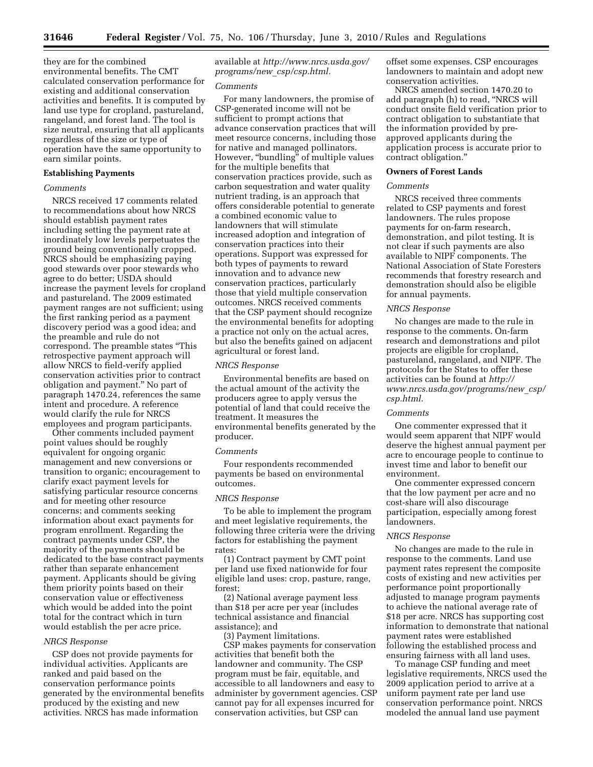they are for the combined environmental benefits. The CMT calculated conservation performance for existing and additional conservation activities and benefits. It is computed by land use type for cropland, pastureland, rangeland, and forest land. The tool is size neutral, ensuring that all applicants regardless of the size or type of operation have the same opportunity to earn similar points.

**Establishing Payments**

*Comments*

NRCS received 17 comments related to recommendations about how NRCS should establish payment rates including setting the payment rate at inordinately low levels perpetuates the ground being conventionally cropped. NRCS should be emphasizing paying good stewards over poor stewards who agree to do better; USDA should increase the payment levels for cropland and pastureland. The 2009 estimated payment ranges are not sufficient; using the first ranking period as a payment discovery period was a good idea; and the preamble and rule do not correspond. The preamble states "This retrospective payment approach will allow NRCS to field-verify applied conservation activities prior to contract obligation and payment." No part of paragraph 1470.24, references the same intent and procedure. A reference would clarify the rule for NRCS employees and program participants.

Other comments included payment point values should be roughly equivalent for ongoing organic management and new conversions or transition to organic; encouragement to clarify exact payment levels for satisfying particular resource concerns and for meeting other resource concerns; and comments seeking information about exact payments for program enrollment. Regarding the contract payments under CSP, the majority of the payments should be dedicated to the base contract payments rather than separate enhancement payment. Applicants should be giving them priority points based on their conservation value or effectiveness which would be added into the point total for the contract which in turn would establish the per acre price.

*NRCS Response*

CSP does not provide payments for individual activities. Applicants are ranked and paid based on the conservation performance points generated by the environmental benefits produced by the existing and new activities. NRCS has made information available at *http://www.nrcs.usda.gov/programs/new_csp/csp.html.*

*Comments*

For many landowners, the promise of CSP-generated income will not be sufficient to prompt actions that advance conservation practices that will meet resource concerns, including those for native and managed pollinators. However, "bundling" of multiple values for the multiple benefits that conservation practices provide, such as carbon sequestration and water quality nutrient trading, is an approach that offers considerable potential to generate a combined economic value to landowners that will stimulate increased adoption and integration of conservation practices into their operations. Support was expressed for both types of payments to reward innovation and to advance new conservation practices, particularly those that yield multiple conservation outcomes. NRCS received comments that the CSP payment should recognize the environmental benefits for adopting a practice not only on the actual acres, but also the benefits gained on adjacent agricultural or forest land.

*NRCS Response*

Environmental benefits are based on the actual amount of the activity the producers agree to apply versus the potential of land that could receive the treatment. It measures the environmental benefits generated by the producer.

*Comments*

Four respondents recommended payments be based on environmental outcomes.

*NRCS Response*

To be able to implement the program and meet legislative requirements, the following three criteria were the driving factors for establishing the payment rates:

(1) Contract payment by CMT point per land use fixed nationwide for four eligible land uses: crop, pasture, range, forest;

(2) National average payment less than $18 per acre per year (includes technical assistance and financial assistance); and

(3) Payment limitations.

CSP makes payments for conservation activities that benefit both the landowner and community. The CSP program must be fair, equitable, and accessible to all landowners and easy to administer by government agencies. CSP cannot pay for all expenses incurred for conservation activities, but CSP can offset some expenses. CSP encourages landowners to maintain and adopt new conservation activities.

NRCS amended section 1470.20 to add paragraph (h) to read, "NRCS will conduct onsite field verification prior to contract obligation to substantiate that the information provided by pre-approved applicants during the application process is accurate prior to contract obligation."

**Owners of Forest Lands**

*Comments*

NRCS received three comments related to CSP payments and forest landowners. The rules propose payments for on-farm research, demonstration, and pilot testing. It is not clear if such payments are also available to NIPF components. The National Association of State Foresters recommends that forestry research and demonstration should also be eligible for annual payments.

*NRCS Response*

No changes are made to the rule in response to the comments. On-farm research and demonstrations and pilot projects are eligible for cropland, pastureland, rangeland, and NIPF. The protocols for the States to offer these activities can be found at *http://www.nrcs.usda.gov/programs/new_csp/csp.html.*

*Comments*

One commenter expressed that it would seem apparent that NIPF would deserve the highest annual payment per acre to encourage people to continue to invest time and labor to benefit our environment.

One commenter expressed concern that the low payment per acre and no cost-share will also discourage participation, especially among forest landowners.

*NRCS Response*

No changes are made to the rule in response to the comments. Land use payment rates represent the composite costs of existing and new activities per performance point proportionally adjusted to manage program payments to achieve the national average rate of $18 per acre. NRCS has supporting cost information to demonstrate that national payment rates were established following the established process and ensuring fairness with all land uses.

To manage CSP funding and meet legislative requirements, NRCS used the 2009 application period to arrive at a uniform payment rate per land use conservation performance point. NRCS modeled the annual land use payment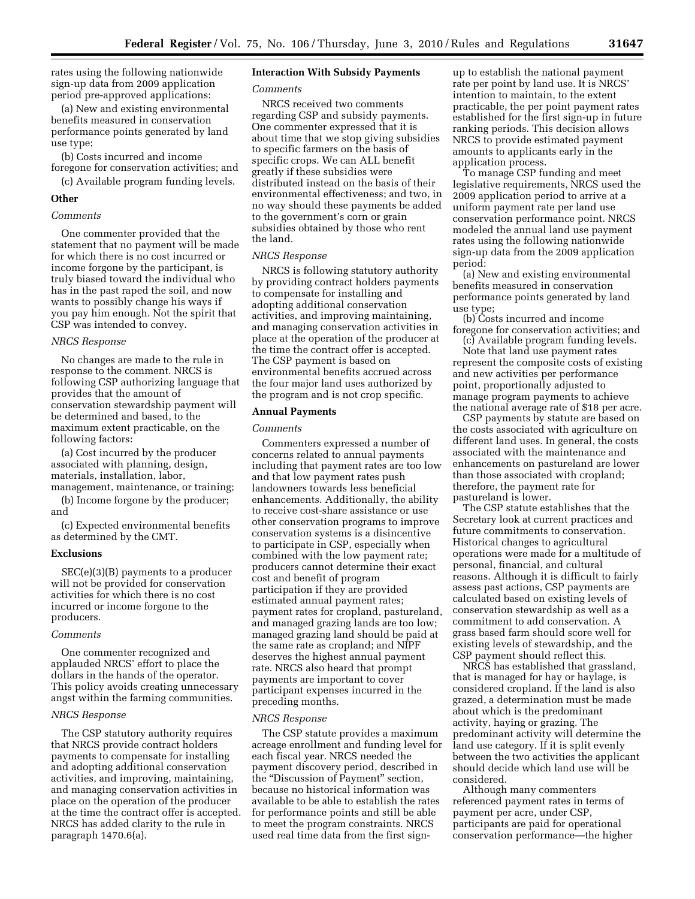rates using the following nationwide sign-up data from 2009 application period pre-approved applications:

(a) New and existing environmental benefits measured in conservation performance points generated by land use type;

(b) Costs incurred and income foregone for conservation activities; and

(c) Available program funding levels.

## Other

*Comments*

One commenter provided that the statement that no payment will be made for which there is no cost incurred or income forgone by the participant, is truly biased toward the individual who has in the past raped the soil, and now wants to possibly change his ways if you pay him enough. Not the spirit that CSP was intended to convey.

*NRCS Response*

No changes are made to the rule in response to the comment. NRCS is following CSP authorizing language that provides that the amount of conservation stewardship payment will be determined and based, to the maximum extent practicable, on the following factors:

(a) Cost incurred by the producer associated with planning, design, materials, installation, labor, management, maintenance, or training;

(b) Income forgone by the producer; and

(c) Expected environmental benefits as determined by the CMT.

## Exclusions

SEC(e)(3)(B) payments to a producer will not be provided for conservation activities for which there is no cost incurred or income forgone to the producers.

*Comments*

One commenter recognized and applauded NRCS' effort to place the dollars in the hands of the operator. This policy avoids creating unnecessary angst within the farming communities.

*NRCS Response*

The CSP statutory authority requires that NRCS provide contract holders payments to compensate for installing and adopting additional conservation activities, and improving, maintaining, and managing conservation activities in place on the operation of the producer at the time the contract offer is accepted. NRCS has added clarity to the rule in paragraph 1470.6(a).

## Interaction With Subsidy Payments

*Comments*

NRCS received two comments regarding CSP and subsidy payments. One commenter expressed that it is about time that we stop giving subsidies to specific farmers on the basis of specific crops. We can ALL benefit greatly if these subsidies were distributed instead on the basis of their environmental effectiveness; and two, in no way should these payments be added to the government's corn or grain subsidies obtained by those who rent the land.

*NRCS Response*

NRCS is following statutory authority by providing contract holders payments to compensate for installing and adopting additional conservation activities, and improving maintaining, and managing conservation activities in place at the operation of the producer at the time the contract offer is accepted. The CSP payment is based on environmental benefits accrued across the four major land uses authorized by the program and is not crop specific.

## Annual Payments

*Comments*

Commenters expressed a number of concerns related to annual payments including that payment rates are too low and that low payment rates push landowners towards less beneficial enhancements. Additionally, the ability to receive cost-share assistance or use other conservation programs to improve conservation systems is a disincentive to participate in CSP, especially when combined with the low payment rate; producers cannot determine their exact cost and benefit of program participation if they are provided estimated annual payment rates; payment rates for cropland, pastureland, and managed grazing lands are too low; managed grazing land should be paid at the same rate as cropland; and NIPF deserves the highest annual payment rate. NRCS also heard that prompt payments are important to cover participant expenses incurred in the preceding months.

*NRCS Response*

The CSP statute provides a maximum acreage enrollment and funding level for each fiscal year. NRCS needed the payment discovery period, described in the "Discussion of Payment" section, because no historical information was available to be able to establish the rates for performance points and still be able to meet the program constraints. NRCS used real time data from the first sign-up to establish the national payment rate per point by land use. It is NRCS' intention to maintain, to the extent practicable, the per point payment rates established for the first sign-up in future ranking periods. This decision allows NRCS to provide estimated payment amounts to applicants early in the application process.

To manage CSP funding and meet legislative requirements, NRCS used the 2009 application period to arrive at a uniform payment rate per land use conservation performance point. NRCS modeled the annual land use payment rates using the following nationwide sign-up data from the 2009 application period:

(a) New and existing environmental benefits measured in conservation performance points generated by land use type;

(b) Costs incurred and income foregone for conservation activities; and

(c) Available program funding levels.

Note that land use payment rates represent the composite costs of existing and new activities per performance point, proportionally adjusted to manage program payments to achieve the national average rate of $18 per acre.

CSP payments by statute are based on the costs associated with agriculture on different land uses. In general, the costs associated with the maintenance and enhancements on pastureland are lower than those associated with cropland; therefore, the payment rate for pastureland is lower.

The CSP statute establishes that the Secretary look at current practices and future commitments to conservation. Historical changes to agricultural operations were made for a multitude of personal, financial, and cultural reasons. Although it is difficult to fairly assess past actions, CSP payments are calculated based on existing levels of conservation stewardship as well as a commitment to add conservation. A grass based farm should score well for existing levels of stewardship, and the CSP payment should reflect this.

NRCS has established that grassland, that is managed for hay or haylage, is considered cropland. If the land is also grazed, a determination must be made about which is the predominant activity, haying or grazing. The predominant activity will determine the land use category. If it is split evenly between the two activities the applicant should decide which land use will be considered.

Although many commenters referenced payment rates in terms of payment per acre, under CSP, participants are paid for operational conservation performance—the higher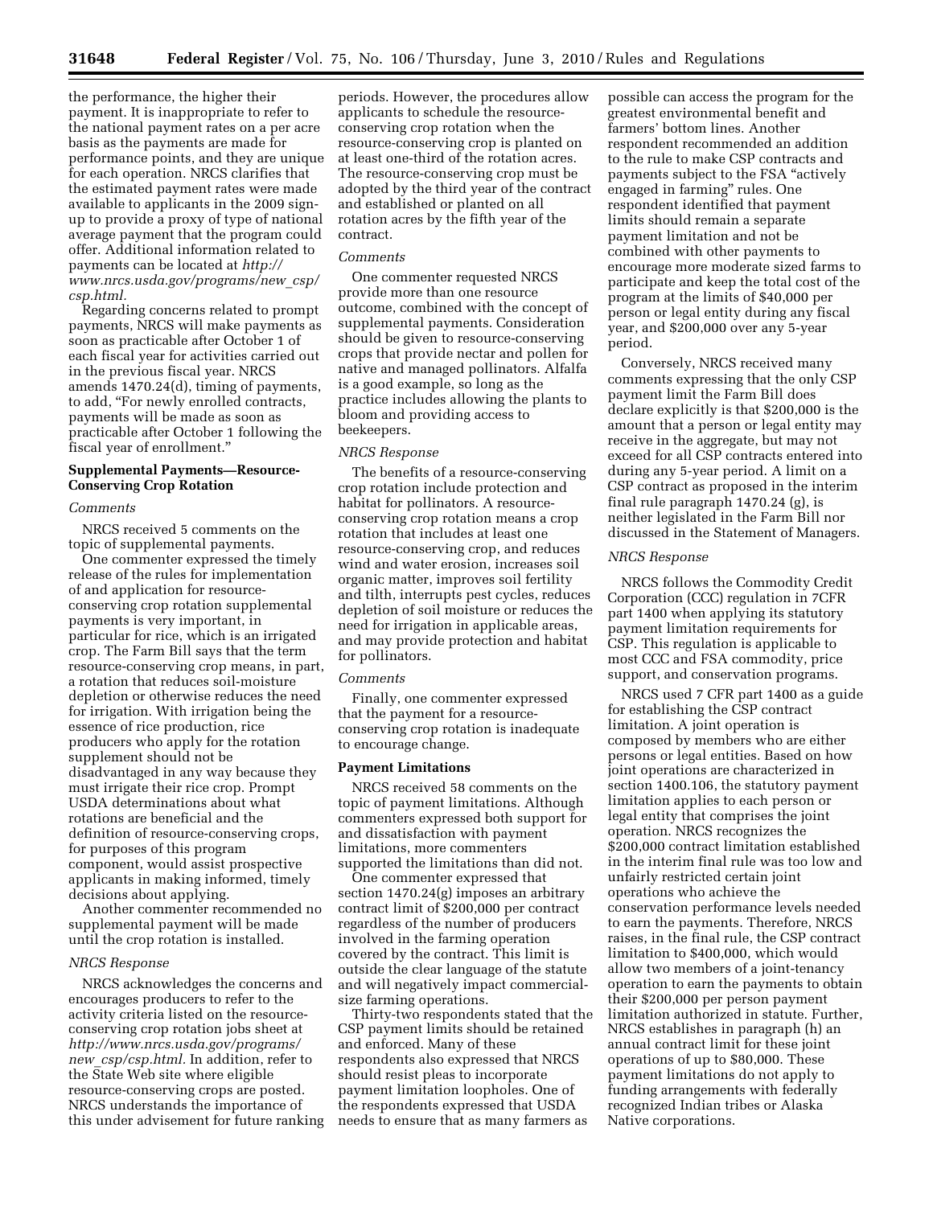the performance, the higher their payment. It is inappropriate to refer to the national payment rates on a per acre basis as the payments are made for performance points, and they are unique for each operation. NRCS clarifies that the estimated payment rates were made available to applicants in the 2009 sign-up to provide a proxy of type of national average payment that the program could offer. Additional information related to payments can be located at *http://www.nrcs.usda.gov/programs/new_csp/csp.html.*

Regarding concerns related to prompt payments, NRCS will make payments as soon as practicable after October 1 of each fiscal year for activities carried out in the previous fiscal year. NRCS amends 1470.24(d), timing of payments, to add, "For newly enrolled contracts, payments will be made as soon as practicable after October 1 following the fiscal year of enrollment."

**Supplemental Payments—Resource-Conserving Crop Rotation**

*Comments*

NRCS received 5 comments on the topic of supplemental payments.

One commenter expressed the timely release of the rules for implementation of and application for resource-conserving crop rotation supplemental payments is very important, in particular for rice, which is an irrigated crop. The Farm Bill says that the term resource-conserving crop means, in part, a rotation that reduces soil-moisture depletion or otherwise reduces the need for irrigation. With irrigation being the essence of rice production, rice producers who apply for the rotation supplement should not be disadvantaged in any way because they must irrigate their rice crop. Prompt USDA determinations about what rotations are beneficial and the definition of resource-conserving crops, for purposes of this program component, would assist prospective applicants in making informed, timely decisions about applying.

Another commenter recommended no supplemental payment will be made until the crop rotation is installed.

*NRCS Response*

NRCS acknowledges the concerns and encourages producers to refer to the activity criteria listed on the resource-conserving crop rotation jobs sheet at *http://www.nrcs.usda.gov/programs/new_csp/csp.html.* In addition, refer to the State Web site where eligible resource-conserving crops are posted. NRCS understands the importance of this under advisement for future ranking periods. However, the procedures allow applicants to schedule the resource-conserving crop rotation when the resource-conserving crop is planted on at least one-third of the rotation acres. The resource-conserving crop must be adopted by the third year of the contract and established or planted on all rotation acres by the fifth year of the contract.

*Comments*

One commenter requested NRCS provide more than one resource outcome, combined with the concept of supplemental payments. Consideration should be given to resource-conserving crops that provide nectar and pollen for native and managed pollinators. Alfalfa is a good example, so long as the practice includes allowing the plants to bloom and providing access to beekeepers.

*NRCS Response*

The benefits of a resource-conserving crop rotation include protection and habitat for pollinators. A resource-conserving crop rotation means a crop rotation that includes at least one resource-conserving crop, and reduces wind and water erosion, increases soil organic matter, improves soil fertility and tilth, interrupts pest cycles, reduces depletion of soil moisture or reduces the need for irrigation in applicable areas, and may provide protection and habitat for pollinators.

*Comments*

Finally, one commenter expressed that the payment for a resource-conserving crop rotation is inadequate to encourage change.

**Payment Limitations**

NRCS received 58 comments on the topic of payment limitations. Although commenters expressed both support for and dissatisfaction with payment limitations, more commenters supported the limitations than did not.

One commenter expressed that section 1470.24(g) imposes an arbitrary contract limit of $200,000 per contract regardless of the number of producers involved in the farming operation covered by the contract. This limit is outside the clear language of the statute and will negatively impact commercial-size farming operations.

Thirty-two respondents stated that the CSP payment limits should be retained and enforced. Many of these respondents also expressed that NRCS should resist pleas to incorporate payment limitation loopholes. One of the respondents expressed that USDA needs to ensure that as many farmers as possible can access the program for the greatest environmental benefit and farmers' bottom lines. Another respondent recommended an addition to the rule to make CSP contracts and payments subject to the FSA "actively engaged in farming" rules. One respondent identified that payment limits should remain a separate payment limitation and not be combined with other payments to encourage more moderate sized farms to participate and keep the total cost of the program at the limits of $40,000 per person or legal entity during any fiscal year, and $200,000 over any 5-year period.

Conversely, NRCS received many comments expressing that the only CSP payment limit the Farm Bill does declare explicitly is that $200,000 is the amount that a person or legal entity may receive in the aggregate, but may not exceed for all CSP contracts entered into during any 5-year period. A limit on a CSP contract as proposed in the interim final rule paragraph 1470.24 (g), is neither legislated in the Farm Bill nor discussed in the Statement of Managers.

*NRCS Response*

NRCS follows the Commodity Credit Corporation (CCC) regulation in 7CFR part 1400 when applying its statutory payment limitation requirements for CSP. This regulation is applicable to most CCC and FSA commodity, price support, and conservation programs.

NRCS used 7 CFR part 1400 as a guide for establishing the CSP contract limitation. A joint operation is composed by members who are either persons or legal entities. Based on how joint operations are characterized in section 1400.106, the statutory payment limitation applies to each person or legal entity that comprises the joint operation. NRCS recognizes the $200,000 contract limitation established in the interim final rule was too low and unfairly restricted certain joint operations who achieve the conservation performance levels needed to earn the payments. Therefore, NRCS raises, in the final rule, the CSP contract limitation to $400,000, which would allow two members of a joint-tenancy operation to earn the payments to obtain their $200,000 per person payment limitation authorized in statute. Further, NRCS establishes in paragraph (h) an annual contract limit for these joint operations of up to $80,000. These payment limitations do not apply to funding arrangements with federally recognized Indian tribes or Alaska Native corporations.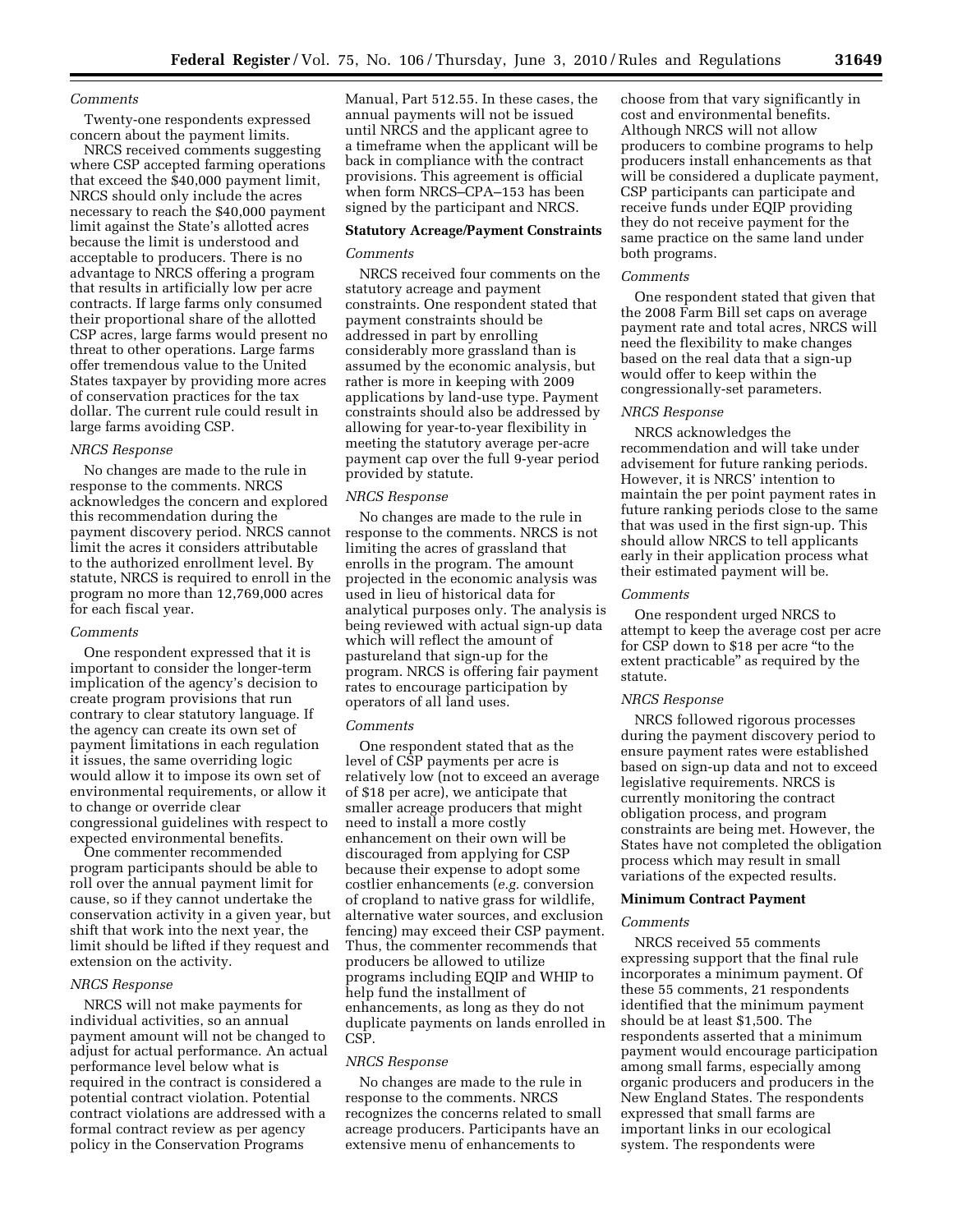*Comments*

Twenty-one respondents expressed concern about the payment limits.

NRCS received comments suggesting where CSP accepted farming operations that exceed the $40,000 payment limit, NRCS should only include the acres necessary to reach the $40,000 payment limit against the State's allotted acres because the limit is understood and acceptable to producers. There is no advantage to NRCS offering a program that results in artificially low per acre contracts. If large farms only consumed their proportional share of the allotted CSP acres, large farms would present no threat to other operations. Large farms offer tremendous value to the United States taxpayer by providing more acres of conservation practices for the tax dollar. The current rule could result in large farms avoiding CSP.

*NRCS Response*

No changes are made to the rule in response to the comments. NRCS acknowledges the concern and explored this recommendation during the payment discovery period. NRCS cannot limit the acres it considers attributable to the authorized enrollment level. By statute, NRCS is required to enroll in the program no more than 12,769,000 acres for each fiscal year.

*Comments*

One respondent expressed that it is important to consider the longer-term implication of the agency's decision to create program provisions that run contrary to clear statutory language. If the agency can create its own set of payment limitations in each regulation it issues, the same overriding logic would allow it to impose its own set of environmental requirements, or allow it to change or override clear congressional guidelines with respect to expected environmental benefits.

One commenter recommended program participants should be able to roll over the annual payment limit for cause, so if they cannot undertake the conservation activity in a given year, but shift that work into the next year, the limit should be lifted if they request and extension on the activity.

*NRCS Response*

NRCS will not make payments for individual activities, so an annual payment amount will not be changed to adjust for actual performance. An actual performance level below what is required in the contract is considered a potential contract violation. Potential contract violations are addressed with a formal contract review as per agency policy in the Conservation Programs Manual, Part 512.55. In these cases, the annual payments will not be issued until NRCS and the applicant agree to a timeframe when the applicant will be back in compliance with the contract provisions. This agreement is official when form NRCS–CPA–153 has been signed by the participant and NRCS.

**Statutory Acreage/Payment Constraints**

*Comments*

NRCS received four comments on the statutory acreage and payment constraints. One respondent stated that payment constraints should be addressed in part by enrolling considerably more grassland than is assumed by the economic analysis, but rather is more in keeping with 2009 applications by land-use type. Payment constraints should also be addressed by allowing for year-to-year flexibility in meeting the statutory average per-acre payment cap over the full 9-year period provided by statute.

*NRCS Response*

No changes are made to the rule in response to the comments. NRCS is not limiting the acres of grassland that enrolls in the program. The amount projected in the economic analysis was used in lieu of historical data for analytical purposes only. The analysis is being reviewed with actual sign-up data which will reflect the amount of pastureland that sign-up for the program. NRCS is offering fair payment rates to encourage participation by operators of all land uses.

*Comments*

One respondent stated that as the level of CSP payments per acre is relatively low (not to exceed an average of $18 per acre), we anticipate that smaller acreage producers that might need to install a more costly enhancement on their own will be discouraged from applying for CSP because their expense to adopt some costlier enhancements (*e.g.* conversion of cropland to native grass for wildlife, alternative water sources, and exclusion fencing) may exceed their CSP payment. Thus, the commenter recommends that producers be allowed to utilize programs including EQIP and WHIP to help fund the installment of enhancements, as long as they do not duplicate payments on lands enrolled in CSP.

*NRCS Response*

No changes are made to the rule in response to the comments. NRCS recognizes the concerns related to small acreage producers. Participants have an extensive menu of enhancements to choose from that vary significantly in cost and environmental benefits. Although NRCS will not allow producers to combine programs to help producers install enhancements as that will be considered a duplicate payment, CSP participants can participate and receive funds under EQIP providing they do not receive payment for the same practice on the same land under both programs.

*Comments*

One respondent stated that given that the 2008 Farm Bill set caps on average payment rate and total acres, NRCS will need the flexibility to make changes based on the real data that a sign-up would offer to keep within the congressionally-set parameters.

*NRCS Response*

NRCS acknowledges the recommendation and will take under advisement for future ranking periods. However, it is NRCS' intention to maintain the per point payment rates in future ranking periods close to the same that was used in the first sign-up. This should allow NRCS to tell applicants early in their application process what their estimated payment will be.

*Comments*

One respondent urged NRCS to attempt to keep the average cost per acre for CSP down to $18 per acre "to the extent practicable" as required by the statute.

*NRCS Response*

NRCS followed rigorous processes during the payment discovery period to ensure payment rates were established based on sign-up data and not to exceed legislative requirements. NRCS is currently monitoring the contract obligation process, and program constraints are being met. However, the States have not completed the obligation process which may result in small variations of the expected results.

**Minimum Contract Payment**

*Comments*

NRCS received 55 comments expressing support that the final rule incorporates a minimum payment. Of these 55 comments, 21 respondents identified that the minimum payment should be at least $1,500. The respondents asserted that a minimum payment would encourage participation among small farms, especially among organic producers and producers in the New England States. The respondents expressed that small farms are important links in our ecological system. The respondents were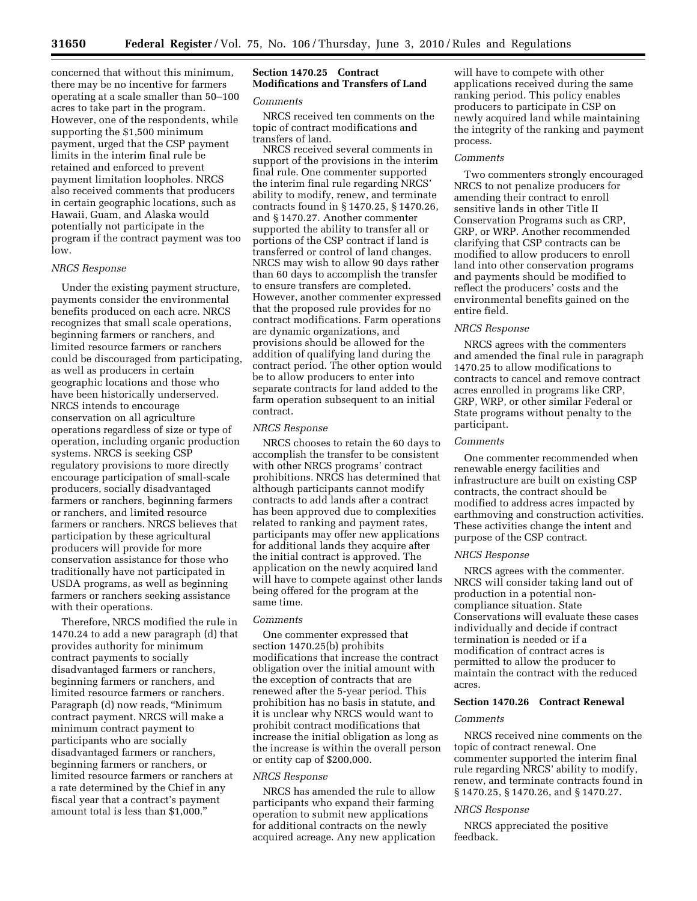concerned that without this minimum, there may be no incentive for farmers operating at a scale smaller than 50–100 acres to take part in the program. However, one of the respondents, while supporting the $1,500 minimum payment, urged that the CSP payment limits in the interim final rule be retained and enforced to prevent payment limitation loopholes. NRCS also received comments that producers in certain geographic locations, such as Hawaii, Guam, and Alaska would potentially not participate in the program if the contract payment was too low.

*NRCS Response*

Under the existing payment structure, payments consider the environmental benefits produced on each acre. NRCS recognizes that small scale operations, beginning farmers or ranchers, and limited resource farmers or ranchers could be discouraged from participating, as well as producers in certain geographic locations and those who have been historically underserved. NRCS intends to encourage conservation on all agriculture operations regardless of size or type of operation, including organic production systems. NRCS is seeking CSP regulatory provisions to more directly encourage participation of small-scale producers, socially disadvantaged farmers or ranchers, beginning farmers or ranchers, and limited resource farmers or ranchers. NRCS believes that participation by these agricultural producers will provide for more conservation assistance for those who traditionally have not participated in USDA programs, as well as beginning farmers or ranchers seeking assistance with their operations.

Therefore, NRCS modified the rule in 1470.24 to add a new paragraph (d) that provides authority for minimum contract payments to socially disadvantaged farmers or ranchers, beginning farmers or ranchers, and limited resource farmers or ranchers. Paragraph (d) now reads, "Minimum contract payment. NRCS will make a minimum contract payment to participants who are socially disadvantaged farmers or ranchers, beginning farmers or ranchers, or limited resource farmers or ranchers at a rate determined by the Chief in any fiscal year that a contract's payment amount total is less than $1,000."

### Section 1470.25 Contract Modifications and Transfers of Land

*Comments*

NRCS received ten comments on the topic of contract modifications and transfers of land.

NRCS received several comments in support of the provisions in the interim final rule. One commenter supported the interim final rule regarding NRCS' ability to modify, renew, and terminate contracts found in § 1470.25, § 1470.26, and § 1470.27. Another commenter supported the ability to transfer all or portions of the CSP contract if land is transferred or control of land changes. NRCS may wish to allow 90 days rather than 60 days to accomplish the transfer to ensure transfers are completed. However, another commenter expressed that the proposed rule provides for no contract modifications. Farm operations are dynamic organizations, and provisions should be allowed for the addition of qualifying land during the contract period. The other option would be to allow producers to enter into separate contracts for land added to the farm operation subsequent to an initial contract.

*NRCS Response*

NRCS chooses to retain the 60 days to accomplish the transfer to be consistent with other NRCS programs' contract prohibitions. NRCS has determined that although participants cannot modify contracts to add lands after a contract has been approved due to complexities related to ranking and payment rates, participants may offer new applications for additional lands they acquire after the initial contract is approved. The application on the newly acquired land will have to compete against other lands being offered for the program at the same time.

*Comments*

One commenter expressed that section 1470.25(b) prohibits modifications that increase the contract obligation over the initial amount with the exception of contracts that are renewed after the 5-year period. This prohibition has no basis in statute, and it is unclear why NRCS would want to prohibit contract modifications that increase the initial obligation as long as the increase is within the overall person or entity cap of $200,000.

*NRCS Response*

NRCS has amended the rule to allow participants who expand their farming operation to submit new applications for additional contracts on the newly acquired acreage. Any new application will have to compete with other applications received during the same ranking period. This policy enables producers to participate in CSP on newly acquired land while maintaining the integrity of the ranking and payment process.

*Comments*

Two commenters strongly encouraged NRCS to not penalize producers for amending their contract to enroll sensitive lands in other Title II Conservation Programs such as CRP, GRP, or WRP. Another recommended clarifying that CSP contracts can be modified to allow producers to enroll land into other conservation programs and payments should be modified to reflect the producers' costs and the environmental benefits gained on the entire field.

*NRCS Response*

NRCS agrees with the commenters and amended the final rule in paragraph 1470.25 to allow modifications to contracts to cancel and remove contract acres enrolled in programs like CRP, GRP, WRP, or other similar Federal or State programs without penalty to the participant.

*Comments*

One commenter recommended when renewable energy facilities and infrastructure are built on existing CSP contracts, the contract should be modified to address acres impacted by earthmoving and construction activities. These activities change the intent and purpose of the CSP contract.

*NRCS Response*

NRCS agrees with the commenter. NRCS will consider taking land out of production in a potential non-compliance situation. State Conservations will evaluate these cases individually and decide if contract termination is needed or if a modification of contract acres is permitted to allow the producer to maintain the contract with the reduced acres.

### Section 1470.26 Contract Renewal

*Comments*

NRCS received nine comments on the topic of contract renewal. One commenter supported the interim final rule regarding NRCS' ability to modify, renew, and terminate contracts found in § 1470.25, § 1470.26, and § 1470.27.

*NRCS Response*

NRCS appreciated the positive feedback.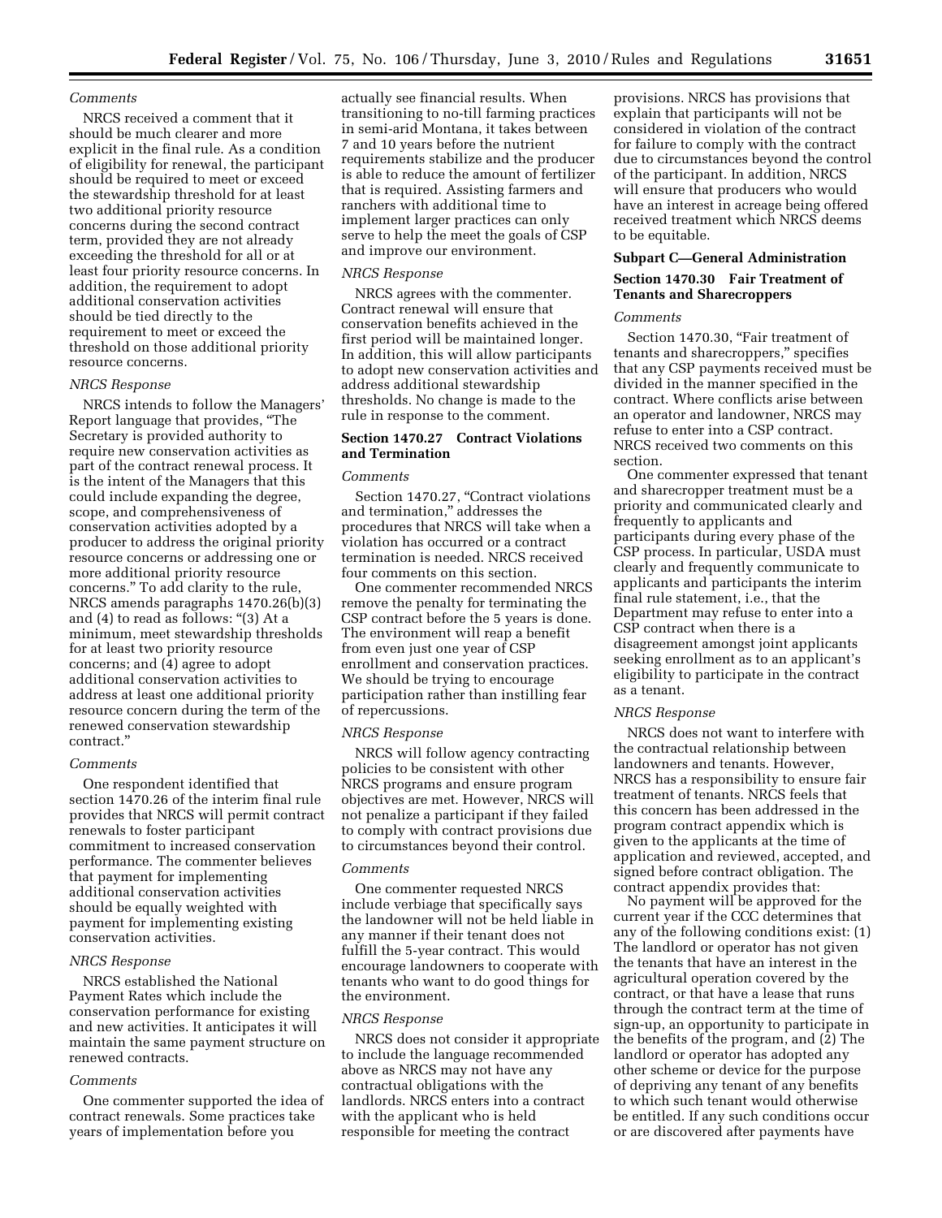*Comments*

NRCS received a comment that it should be much clearer and more explicit in the final rule. As a condition of eligibility for renewal, the participant should be required to meet or exceed the stewardship threshold for at least two additional priority resource concerns during the second contract term, provided they are not already exceeding the threshold for all or at least four priority resource concerns. In addition, the requirement to adopt additional conservation activities should be tied directly to the requirement to meet or exceed the threshold on those additional priority resource concerns.

*NRCS Response*

NRCS intends to follow the Managers' Report language that provides, "The Secretary is provided authority to require new conservation activities as part of the contract renewal process. It is the intent of the Managers that this could include expanding the degree, scope, and comprehensiveness of conservation activities adopted by a producer to address the original priority resource concerns or addressing one or more additional priority resource concerns." To add clarity to the rule, NRCS amends paragraphs 1470.26(b)(3) and (4) to read as follows: "(3) At a minimum, meet stewardship thresholds for at least two priority resource concerns; and (4) agree to adopt additional conservation activities to address at least one additional priority resource concern during the term of the renewed conservation stewardship contract."

*Comments*

One respondent identified that section 1470.26 of the interim final rule provides that NRCS will permit contract renewals to foster participant commitment to increased conservation performance. The commenter believes that payment for implementing additional conservation activities should be equally weighted with payment for implementing existing conservation activities.

*NRCS Response*

NRCS established the National Payment Rates which include the conservation performance for existing and new activities. It anticipates it will maintain the same payment structure on renewed contracts.

*Comments*

One commenter supported the idea of contract renewals. Some practices take years of implementation before you actually see financial results. When transitioning to no-till farming practices in semi-arid Montana, it takes between 7 and 10 years before the nutrient requirements stabilize and the producer is able to reduce the amount of fertilizer that is required. Assisting farmers and ranchers with additional time to implement larger practices can only serve to help the meet the goals of CSP and improve our environment.

*NRCS Response*

NRCS agrees with the commenter. Contract renewal will ensure that conservation benefits achieved in the first period will be maintained longer. In addition, this will allow participants to adopt new conservation activities and address additional stewardship thresholds. No change is made to the rule in response to the comment.

### Section 1470.27 Contract Violations and Termination

*Comments*

Section 1470.27, "Contract violations and termination," addresses the procedures that NRCS will take when a violation has occurred or a contract termination is needed. NRCS received four comments on this section.

One commenter recommended NRCS remove the penalty for terminating the CSP contract before the 5 years is done. The environment will reap a benefit from even just one year of CSP enrollment and conservation practices. We should be trying to encourage participation rather than instilling fear of repercussions.

*NRCS Response*

NRCS will follow agency contracting policies to be consistent with other NRCS programs and ensure program objectives are met. However, NRCS will not penalize a participant if they failed to comply with contract provisions due to circumstances beyond their control.

*Comments*

One commenter requested NRCS include verbiage that specifically says the landowner will not be held liable in any manner if their tenant does not fulfill the 5-year contract. This would encourage landowners to cooperate with tenants who want to do good things for the environment.

*NRCS Response*

NRCS does not consider it appropriate to include the language recommended above as NRCS may not have any contractual obligations with the landlords. NRCS enters into a contract with the applicant who is held responsible for meeting the contract provisions. NRCS has provisions that explain that participants will not be considered in violation of the contract for failure to comply with the contract due to circumstances beyond the control of the participant. In addition, NRCS will ensure that producers who would have an interest in acreage being offered received treatment which NRCS deems to be equitable.

## Subpart C—General Administration

### Section 1470.30 Fair Treatment of Tenants and Sharecroppers

*Comments*

Section 1470.30, "Fair treatment of tenants and sharecroppers," specifies that any CSP payments received must be divided in the manner specified in the contract. Where conflicts arise between an operator and landowner, NRCS may refuse to enter into a CSP contract. NRCS received two comments on this section.

One commenter expressed that tenant and sharecropper treatment must be a priority and communicated clearly and frequently to applicants and participants during every phase of the CSP process. In particular, USDA must clearly and frequently communicate to applicants and participants the interim final rule statement, i.e., that the Department may refuse to enter into a CSP contract when there is a disagreement amongst joint applicants seeking enrollment as to an applicant's eligibility to participate in the contract as a tenant.

*NRCS Response*

NRCS does not want to interfere with the contractual relationship between landowners and tenants. However, NRCS has a responsibility to ensure fair treatment of tenants. NRCS feels that this concern has been addressed in the program contract appendix which is given to the applicants at the time of application and reviewed, accepted, and signed before contract obligation. The contract appendix provides that:

No payment will be approved for the current year if the CCC determines that any of the following conditions exist: (1) The landlord or operator has not given the tenants that have an interest in the agricultural operation covered by the contract, or that have a lease that runs through the contract term at the time of sign-up, an opportunity to participate in the benefits of the program, and (2) The landlord or operator has adopted any other scheme or device for the purpose of depriving any tenant of any benefits to which such tenant would otherwise be entitled. If any such conditions occur or are discovered after payments have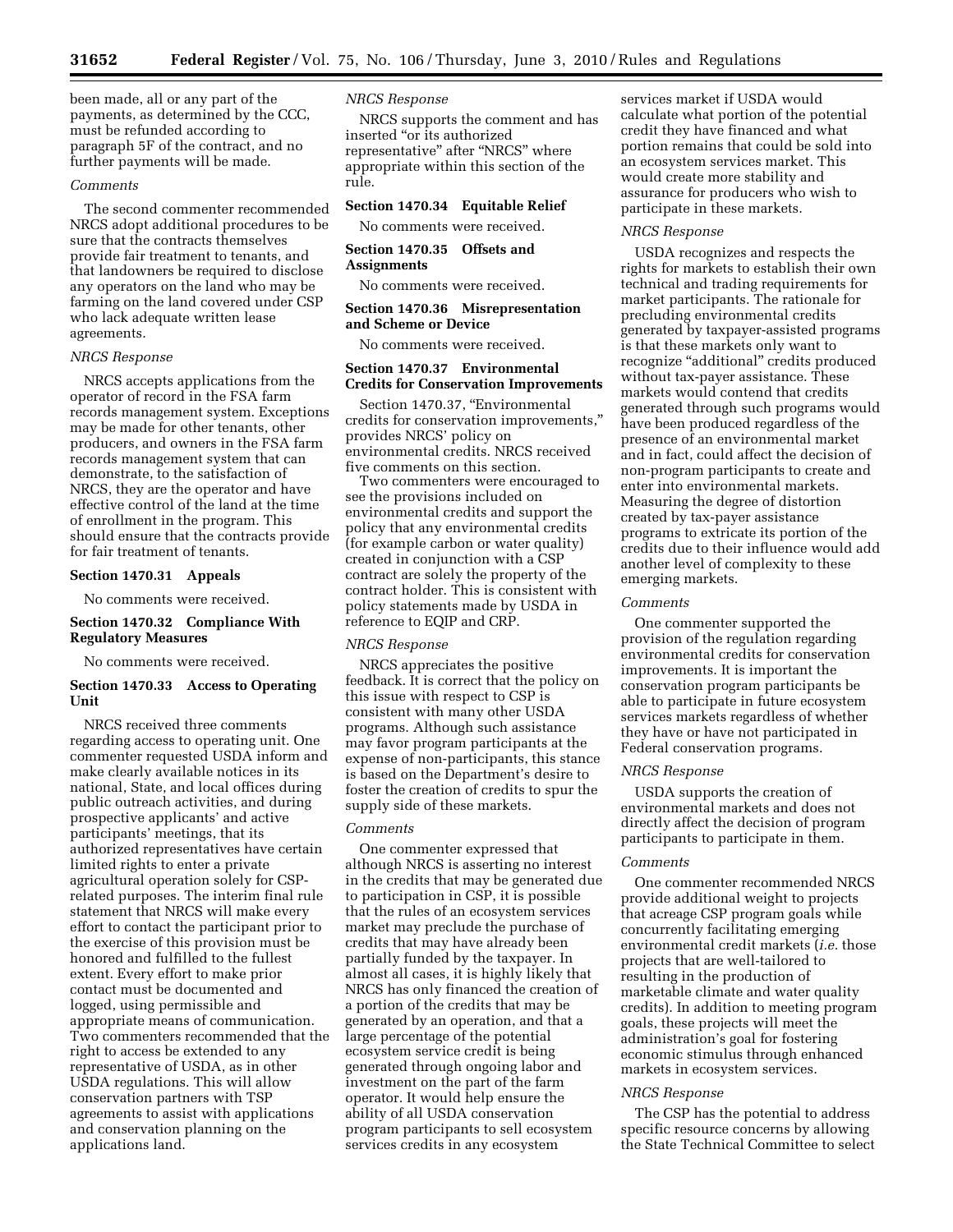been made, all or any part of the payments, as determined by the CCC, must be refunded according to paragraph 5F of the contract, and no further payments will be made.

*Comments*

The second commenter recommended NRCS adopt additional procedures to be sure that the contracts themselves provide fair treatment to tenants, and that landowners be required to disclose any operators on the land who may be farming on the land covered under CSP who lack adequate written lease agreements.

*NRCS Response*

NRCS accepts applications from the operator of record in the FSA farm records management system. Exceptions may be made for other tenants, other producers, and owners in the FSA farm records management system that can demonstrate, to the satisfaction of NRCS, they are the operator and have effective control of the land at the time of enrollment in the program. This should ensure that the contracts provide for fair treatment of tenants.

**Section 1470.31 Appeals**

No comments were received.

**Section 1470.32 Compliance With Regulatory Measures**

No comments were received.

**Section 1470.33 Access to Operating Unit**

NRCS received three comments regarding access to operating unit. One commenter requested USDA inform and make clearly available notices in its national, State, and local offices during public outreach activities, and during prospective applicants' and active participants' meetings, that its authorized representatives have certain limited rights to enter a private agricultural operation solely for CSP-related purposes. The interim final rule statement that NRCS will make every effort to contact the participant prior to the exercise of this provision must be honored and fulfilled to the fullest extent. Every effort to make prior contact must be documented and logged, using permissible and appropriate means of communication. Two commenters recommended that the right to access be extended to any representative of USDA, as in other USDA regulations. This will allow conservation partners with TSP agreements to assist with applications and conservation planning on the applications land.

*NRCS Response*

NRCS supports the comment and has inserted "or its authorized representative" after "NRCS" where appropriate within this section of the rule.

**Section 1470.34 Equitable Relief**

No comments were received.

**Section 1470.35 Offsets and Assignments**

No comments were received.

**Section 1470.36 Misrepresentation and Scheme or Device**

No comments were received.

**Section 1470.37 Environmental Credits for Conservation Improvements**

Section 1470.37, "Environmental credits for conservation improvements," provides NRCS' policy on environmental credits. NRCS received five comments on this section.

Two commenters were encouraged to see the provisions included on environmental credits and support the policy that any environmental credits (for example carbon or water quality) created in conjunction with a CSP contract are solely the property of the contract holder. This is consistent with policy statements made by USDA in reference to EQIP and CRP.

*NRCS Response*

NRCS appreciates the positive feedback. It is correct that the policy on this issue with respect to CSP is consistent with many other USDA programs. Although such assistance may favor program participants at the expense of non-participants, this stance is based on the Department's desire to foster the creation of credits to spur the supply side of these markets.

*Comments*

One commenter expressed that although NRCS is asserting no interest in the credits that may be generated due to participation in CSP, it is possible that the rules of an ecosystem services market may preclude the purchase of credits that may have already been partially funded by the taxpayer. In almost all cases, it is highly likely that NRCS has only financed the creation of a portion of the credits that may be generated by an operation, and that a large percentage of the potential ecosystem service credit is being generated through ongoing labor and investment on the part of the farm operator. It would help ensure the ability of all USDA conservation program participants to sell ecosystem services credits in any ecosystem services market if USDA would calculate what portion of the potential credit they have financed and what portion remains that could be sold into an ecosystem services market. This would create more stability and assurance for producers who wish to participate in these markets.

*NRCS Response*

USDA recognizes and respects the rights for markets to establish their own technical and trading requirements for market participants. The rationale for precluding environmental credits generated by taxpayer-assisted programs is that these markets only want to recognize "additional" credits produced without tax-payer assistance. These markets would contend that credits generated through such programs would have been produced regardless of the presence of an environmental market and in fact, could affect the decision of non-program participants to create and enter into environmental markets. Measuring the degree of distortion created by tax-payer assistance programs to extricate its portion of the credits due to their influence would add another level of complexity to these emerging markets.

*Comments*

One commenter supported the provision of the regulation regarding environmental credits for conservation improvements. It is important the conservation program participants be able to participate in future ecosystem services markets regardless of whether they have or have not participated in Federal conservation programs.

*NRCS Response*

USDA supports the creation of environmental markets and does not directly affect the decision of program participants to participate in them.

*Comments*

One commenter recommended NRCS provide additional weight to projects that acreage CSP program goals while concurrently facilitating emerging environmental credit markets (*i.e.* those projects that are well-tailored to resulting in the production of marketable climate and water quality credits). In addition to meeting program goals, these projects will meet the administration's goal for fostering economic stimulus through enhanced markets in ecosystem services.

*NRCS Response*

The CSP has the potential to address specific resource concerns by allowing the State Technical Committee to select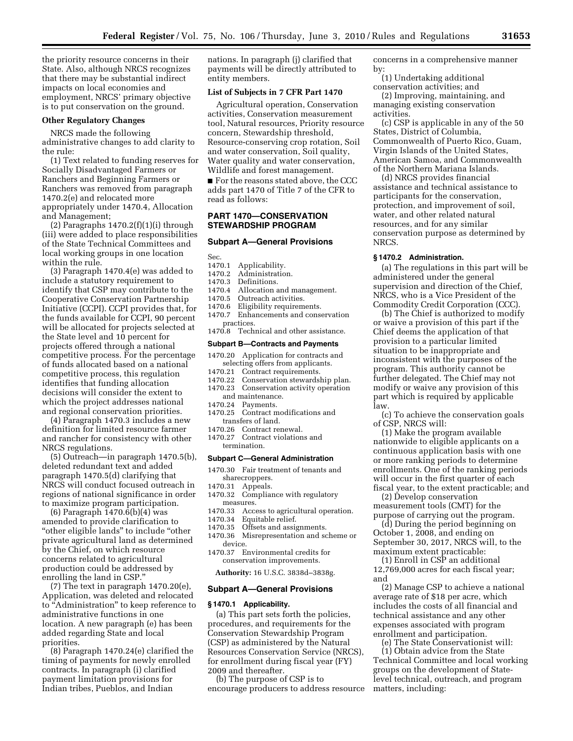the priority resource concerns in their State. Also, although NRCS recognizes that there may be substantial indirect impacts on local economies and employment, NRCS' primary objective is to put conservation on the ground.

**Other Regulatory Changes**

NRCS made the following administrative changes to add clarity to the rule:

(1) Text related to funding reserves for Socially Disadvantaged Farmers or Ranchers and Beginning Farmers or Ranchers was removed from paragraph 1470.2(e) and relocated more appropriately under 1470.4, Allocation and Management;

(2) Paragraphs 1470.2(f)(1)(i) through (iii) were added to place responsibilities of the State Technical Committees and local working groups in one location within the rule.

(3) Paragraph 1470.4(e) was added to include a statutory requirement to identify that CSP may contribute to the Cooperative Conservation Partnership Initiative (CCPI). CCPI provides that, for the funds available for CCPI, 90 percent will be allocated for projects selected at the State level and 10 percent for projects offered through a national competitive process. For the percentage of funds allocated based on a national competitive process, this regulation identifies that funding allocation decisions will consider the extent to which the project addresses national and regional conservation priorities.

(4) Paragraph 1470.3 includes a new definition for limited resource farmer and rancher for consistency with other NRCS regulations.

(5) Outreach—in paragraph 1470.5(b), deleted redundant text and added paragraph 1470.5(d) clarifying that NRCS will conduct focused outreach in regions of national significance in order to maximize program participation.

(6) Paragraph 1470.6(b)(4) was amended to provide clarification to "other eligible lands" to include "other private agricultural land as determined by the Chief, on which resource concerns related to agricultural production could be addressed by enrolling the land in CSP."

(7) The text in paragraph 1470.20(e), Application, was deleted and relocated to "Administration" to keep reference to administrative functions in one location. A new paragraph (e) has been added regarding State and local priorities.

(8) Paragraph 1470.24(e) clarified the timing of payments for newly enrolled contracts. In paragraph (i) clarified payment limitation provisions for Indian tribes, Pueblos, and Indian nations. In paragraph (j) clarified that payments will be directly attributed to entity members.

**List of Subjects in 7 CFR Part 1470**

Agricultural operation, Conservation activities, Conservation measurement tool, Natural resources, Priority resource concern, Stewardship threshold, Resource-conserving crop rotation, Soil and water conservation, Soil quality, Water quality and water conservation, Wildlife and forest management.

■ For the reasons stated above, the CCC adds part 1470 of Title 7 of the CFR to read as follows:

## PART 1470—CONSERVATION STEWARDSHIP PROGRAM

### Subpart A—General Provisions

Sec.
1470.1 Applicability.
1470.2 Administration.
1470.3 Definitions.
1470.4 Allocation and management.
1470.5 Outreach activities.
1470.6 Eligibility requirements.
1470.7 Enhancements and conservation practices.
1470.8 Technical and other assistance.

### Subpart B—Contracts and Payments

1470.20 Application for contracts and selecting offers from applicants.
1470.21 Contract requirements.
1470.22 Conservation stewardship plan.
1470.23 Conservation activity operation and maintenance.
1470.24 Payments.
1470.25 Contract modifications and transfers of land.
1470.26 Contract renewal.
1470.27 Contract violations and termination.

### Subpart C—General Administration

1470.30 Fair treatment of tenants and sharecroppers.
1470.31 Appeals.
1470.32 Compliance with regulatory measures.
1470.33 Access to agricultural operation.
1470.34 Equitable relief.
1470.35 Offsets and assignments.
1470.36 Misrepresentation and scheme or device.
1470.37 Environmental credits for conservation improvements.

**Authority:** 16 U.S.C. 3838d–3838g.

### Subpart A—General Provisions

**§ 1470.1 Applicability.**

(a) This part sets forth the policies, procedures, and requirements for the Conservation Stewardship Program (CSP) as administered by the Natural Resources Conservation Service (NRCS), for enrollment during fiscal year (FY) 2009 and thereafter.

(b) The purpose of CSP is to encourage producers to address resource concerns in a comprehensive manner by:

(1) Undertaking additional conservation activities; and

(2) Improving, maintaining, and managing existing conservation activities.

(c) CSP is applicable in any of the 50 States, District of Columbia, Commonwealth of Puerto Rico, Guam, Virgin Islands of the United States, American Samoa, and Commonwealth of the Northern Mariana Islands.

(d) NRCS provides financial assistance and technical assistance to participants for the conservation, protection, and improvement of soil, water, and other related natural resources, and for any similar conservation purpose as determined by NRCS.

**§ 1470.2 Administration.**

(a) The regulations in this part will be administered under the general supervision and direction of the Chief, NRCS, who is a Vice President of the Commodity Credit Corporation (CCC).

(b) The Chief is authorized to modify or waive a provision of this part if the Chief deems the application of that provision to a particular limited situation to be inappropriate and inconsistent with the purposes of the program. This authority cannot be further delegated. The Chief may not modify or waive any provision of this part which is required by applicable law.

(c) To achieve the conservation goals of CSP, NRCS will:

(1) Make the program available nationwide to eligible applicants on a continuous application basis with one or more ranking periods to determine enrollments. One of the ranking periods will occur in the first quarter of each fiscal year, to the extent practicable; and

(2) Develop conservation measurement tools (CMT) for the purpose of carrying out the program.

(d) During the period beginning on October 1, 2008, and ending on September 30, 2017, NRCS will, to the maximum extent practicable:

(1) Enroll in CSP an additional 12,769,000 acres for each fiscal year; and

(2) Manage CSP to achieve a national average rate of $18 per acre, which includes the costs of all financial and technical assistance and any other expenses associated with program enrollment and participation.

(e) The State Conservationist will:

(1) Obtain advice from the State Technical Committee and local working groups on the development of State-level technical, outreach, and program matters, including: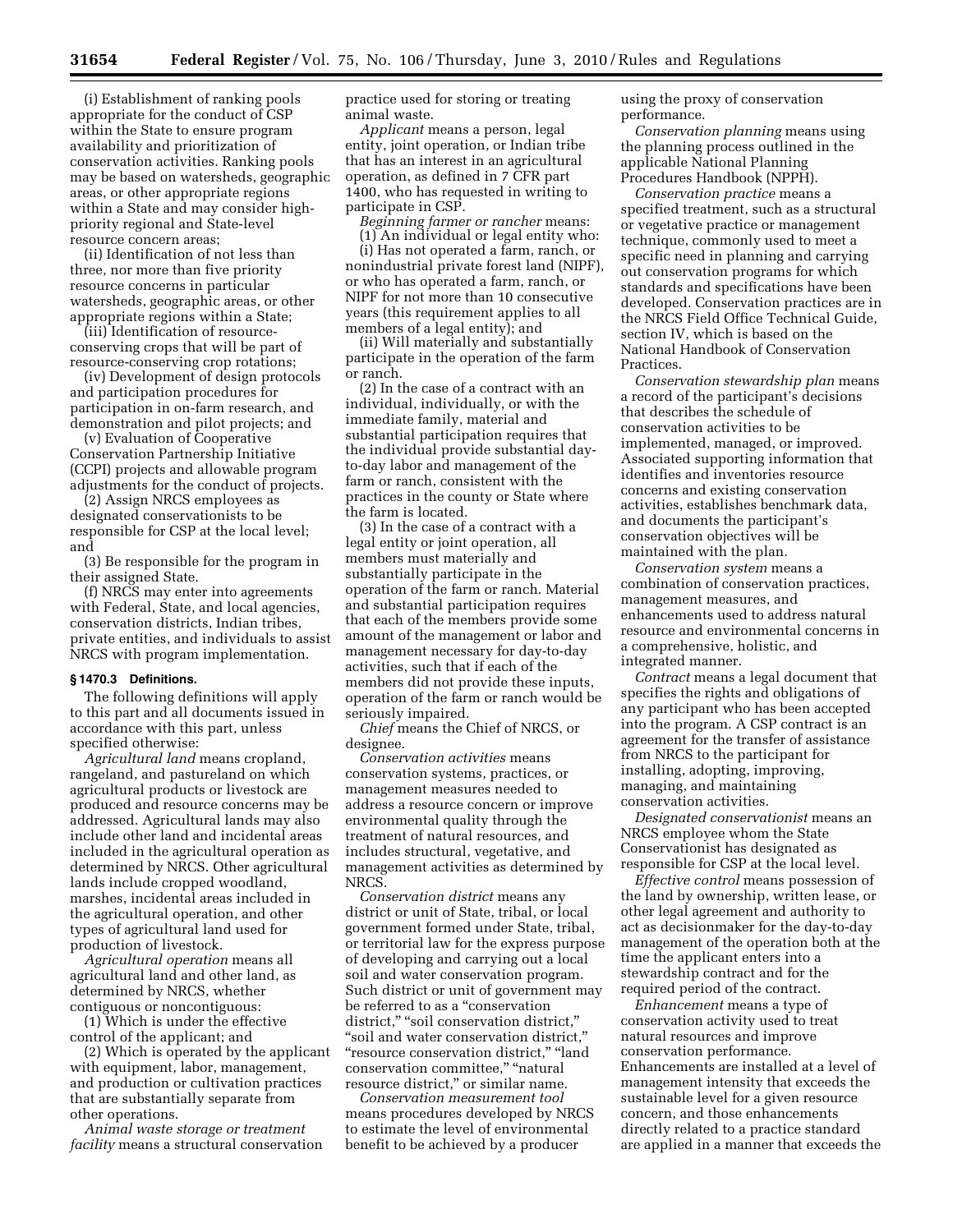(i) Establishment of ranking pools appropriate for the conduct of CSP within the State to ensure program availability and prioritization of conservation activities. Ranking pools may be based on watersheds, geographic areas, or other appropriate regions within a State and may consider high-priority regional and State-level resource concern areas;

(ii) Identification of not less than three, nor more than five priority resource concerns in particular watersheds, geographic areas, or other appropriate regions within a State;

(iii) Identification of resource-conserving crops that will be part of resource-conserving crop rotations;

(iv) Development of design protocols and participation procedures for participation in on-farm research, and demonstration and pilot projects; and

(v) Evaluation of Cooperative Conservation Partnership Initiative (CCPI) projects and allowable program adjustments for the conduct of projects.

(2) Assign NRCS employees as designated conservationists to be responsible for CSP at the local level; and

(3) Be responsible for the program in their assigned State.

(f) NRCS may enter into agreements with Federal, State, and local agencies, conservation districts, Indian tribes, private entities, and individuals to assist NRCS with program implementation.

### § 1470.3 Definitions.

The following definitions will apply to this part and all documents issued in accordance with this part, unless specified otherwise:

*Agricultural land* means cropland, rangeland, and pastureland on which agricultural products or livestock are produced and resource concerns may be addressed. Agricultural lands may also include other land and incidental areas included in the agricultural operation as determined by NRCS. Other agricultural lands include cropped woodland, marshes, incidental areas included in the agricultural operation, and other types of agricultural land used for production of livestock.

*Agricultural operation* means all agricultural land and other land, as determined by NRCS, whether contiguous or noncontiguous:

(1) Which is under the effective control of the applicant; and

(2) Which is operated by the applicant with equipment, labor, management, and production or cultivation practices that are substantially separate from other operations.

*Animal waste storage or treatment facility* means a structural conservation practice used for storing or treating animal waste.

*Applicant* means a person, legal entity, joint operation, or Indian tribe that has an interest in an agricultural operation, as defined in 7 CFR part 1400, who has requested in writing to participate in CSP.

*Beginning farmer or rancher* means:

(1) An individual or legal entity who:

(i) Has not operated a farm, ranch, or nonindustrial private forest land (NIPF), or who has operated a farm, ranch, or NIPF for not more than 10 consecutive years (this requirement applies to all members of a legal entity); and

(ii) Will materially and substantially participate in the operation of the farm or ranch.

(2) In the case of a contract with an individual, individually, or with the immediate family, material and substantial participation requires that the individual provide substantial day-to-day labor and management of the farm or ranch, consistent with the practices in the county or State where the farm is located.

(3) In the case of a contract with a legal entity or joint operation, all members must materially and substantially participate in the operation of the farm or ranch. Material and substantial participation requires that each of the members provide some amount of the management or labor and management necessary for day-to-day activities, such that if each of the members did not provide these inputs, operation of the farm or ranch would be seriously impaired.

*Chief* means the Chief of NRCS, or designee.

*Conservation activities* means conservation systems, practices, or management measures needed to address a resource concern or improve environmental quality through the treatment of natural resources, and includes structural, vegetative, and management activities as determined by NRCS.

*Conservation district* means any district or unit of State, tribal, or local government formed under State, tribal, or territorial law for the express purpose of developing and carrying out a local soil and water conservation program. Such district or unit of government may be referred to as a "conservation district," "soil conservation district," "soil and water conservation district," "resource conservation district," "land conservation committee," "natural resource district," or similar name.

*Conservation measurement tool* means procedures developed by NRCS to estimate the level of environmental benefit to be achieved by a producer using the proxy of conservation performance.

*Conservation planning* means using the planning process outlined in the applicable National Planning Procedures Handbook (NPPH).

*Conservation practice* means a specified treatment, such as a structural or vegetative practice or management technique, commonly used to meet a specific need in planning and carrying out conservation programs for which standards and specifications have been developed. Conservation practices are in the NRCS Field Office Technical Guide, section IV, which is based on the National Handbook of Conservation Practices.

*Conservation stewardship plan* means a record of the participant's decisions that describes the schedule of conservation activities to be implemented, managed, or improved. Associated supporting information that identifies and inventories resource concerns and existing conservation activities, establishes benchmark data, and documents the participant's conservation objectives will be maintained with the plan.

*Conservation system* means a combination of conservation practices, management measures, and enhancements used to address natural resource and environmental concerns in a comprehensive, holistic, and integrated manner.

*Contract* means a legal document that specifies the rights and obligations of any participant who has been accepted into the program. A CSP contract is an agreement for the transfer of assistance from NRCS to the participant for installing, adopting, improving, managing, and maintaining conservation activities.

*Designated conservationist* means an NRCS employee whom the State Conservationist has designated as responsible for CSP at the local level.

*Effective control* means possession of the land by ownership, written lease, or other legal agreement and authority to act as decisionmaker for the day-to-day management of the operation both at the time the applicant enters into a stewardship contract and for the required period of the contract.

*Enhancement* means a type of conservation activity used to treat natural resources and improve conservation performance. Enhancements are installed at a level of management intensity that exceeds the sustainable level for a given resource concern, and those enhancements directly related to a practice standard are applied in a manner that exceeds the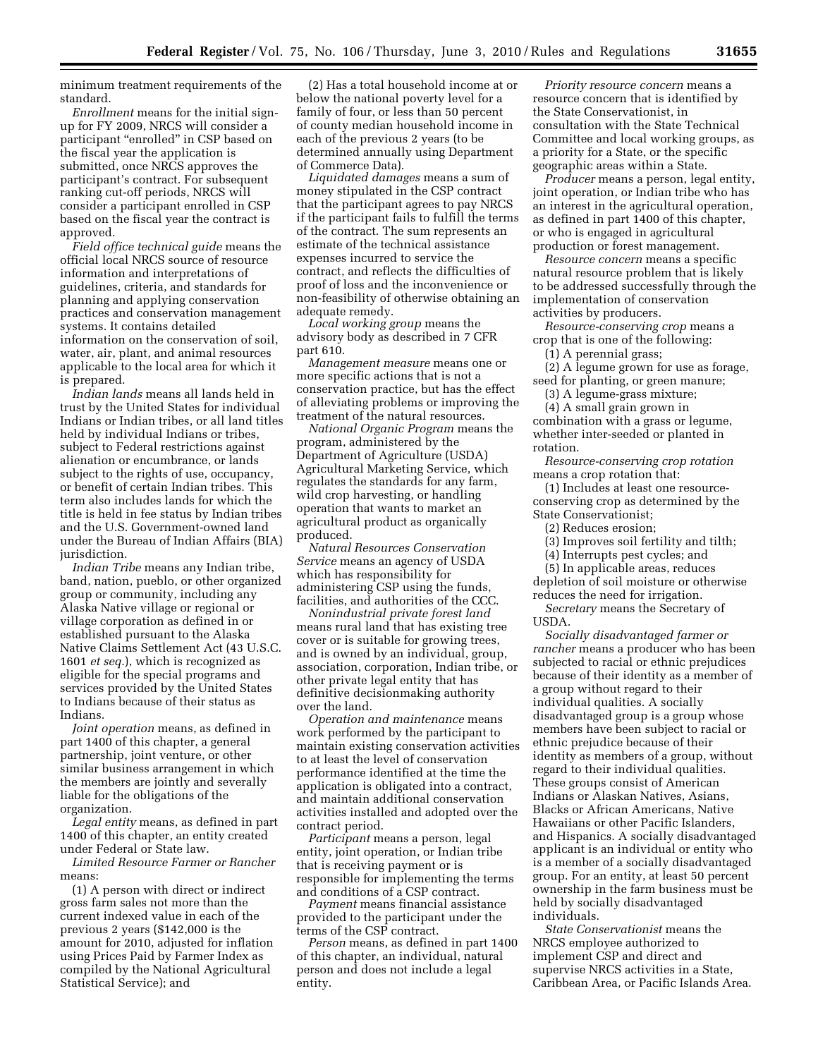minimum treatment requirements of the standard.

*Enrollment* means for the initial sign-up for FY 2009, NRCS will consider a participant "enrolled" in CSP based on the fiscal year the application is submitted, once NRCS approves the participant's contract. For subsequent ranking cut-off periods, NRCS will consider a participant enrolled in CSP based on the fiscal year the contract is approved.

*Field office technical guide* means the official local NRCS source of resource information and interpretations of guidelines, criteria, and standards for planning and applying conservation practices and conservation management systems. It contains detailed information on the conservation of soil, water, air, plant, and animal resources applicable to the local area for which it is prepared.

*Indian lands* means all lands held in trust by the United States for individual Indians or Indian tribes, or all land titles held by individual Indians or tribes, subject to Federal restrictions against alienation or encumbrance, or lands subject to the rights of use, occupancy, or benefit of certain Indian tribes. This term also includes lands for which the title is held in fee status by Indian tribes and the U.S. Government-owned land under the Bureau of Indian Affairs (BIA) jurisdiction.

*Indian Tribe* means any Indian tribe, band, nation, pueblo, or other organized group or community, including any Alaska Native village or regional or village corporation as defined in or established pursuant to the Alaska Native Claims Settlement Act (43 U.S.C. 1601 *et seq.*), which is recognized as eligible for the special programs and services provided by the United States to Indians because of their status as Indians.

*Joint operation* means, as defined in part 1400 of this chapter, a general partnership, joint venture, or other similar business arrangement in which the members are jointly and severally liable for the obligations of the organization.

*Legal entity* means, as defined in part 1400 of this chapter, an entity created under Federal or State law.

*Limited Resource Farmer or Rancher* means:

(1) A person with direct or indirect gross farm sales not more than the current indexed value in each of the previous 2 years ($142,000 is the amount for 2010, adjusted for inflation using Prices Paid by Farmer Index as compiled by the National Agricultural Statistical Service); and

(2) Has a total household income at or below the national poverty level for a family of four, or less than 50 percent of county median household income in each of the previous 2 years (to be determined annually using Department of Commerce Data).

*Liquidated damages* means a sum of money stipulated in the CSP contract that the participant agrees to pay NRCS if the participant fails to fulfill the terms of the contract. The sum represents an estimate of the technical assistance expenses incurred to service the contract, and reflects the difficulties of proof of loss and the inconvenience or non-feasibility of otherwise obtaining an adequate remedy.

*Local working group* means the advisory body as described in 7 CFR part 610.

*Management measure* means one or more specific actions that is not a conservation practice, but has the effect of alleviating problems or improving the treatment of the natural resources.

*National Organic Program* means the program, administered by the Department of Agriculture (USDA) Agricultural Marketing Service, which regulates the standards for any farm, wild crop harvesting, or handling operation that wants to market an agricultural product as organically produced.

*Natural Resources Conservation Service* means an agency of USDA which has responsibility for administering CSP using the funds, facilities, and authorities of the CCC.

*Nonindustrial private forest land* means rural land that has existing tree cover or is suitable for growing trees, and is owned by an individual, group, association, corporation, Indian tribe, or other private legal entity that has definitive decisionmaking authority over the land.

*Operation and maintenance* means work performed by the participant to maintain existing conservation activities to at least the level of conservation performance identified at the time the application is obligated into a contract, and maintain additional conservation activities installed and adopted over the contract period.

*Participant* means a person, legal entity, joint operation, or Indian tribe that is receiving payment or is responsible for implementing the terms and conditions of a CSP contract.

*Payment* means financial assistance provided to the participant under the terms of the CSP contract.

*Person* means, as defined in part 1400 of this chapter, an individual, natural person and does not include a legal entity.

*Priority resource concern* means a resource concern that is identified by the State Conservationist, in consultation with the State Technical Committee and local working groups, as a priority for a State, or the specific geographic areas within a State.

*Producer* means a person, legal entity, joint operation, or Indian tribe who has an interest in the agricultural operation, as defined in part 1400 of this chapter, or who is engaged in agricultural production or forest management.

*Resource concern* means a specific natural resource problem that is likely to be addressed successfully through the implementation of conservation activities by producers.

*Resource-conserving crop* means a crop that is one of the following:

(1) A perennial grass;

(2) A legume grown for use as forage, seed for planting, or green manure;

(3) A legume-grass mixture;

(4) A small grain grown in combination with a grass or legume, whether inter-seeded or planted in rotation.

*Resource-conserving crop rotation* means a crop rotation that:

(1) Includes at least one resource-conserving crop as determined by the State Conservationist;

(2) Reduces erosion;

(3) Improves soil fertility and tilth;

(4) Interrupts pest cycles; and

(5) In applicable areas, reduces depletion of soil moisture or otherwise reduces the need for irrigation.

*Secretary* means the Secretary of USDA.

*Socially disadvantaged farmer or rancher* means a producer who has been subjected to racial or ethnic prejudices because of their identity as a member of a group without regard to their individual qualities. A socially disadvantaged group is a group whose members have been subject to racial or ethnic prejudice because of their identity as members of a group, without regard to their individual qualities. These groups consist of American Indians or Alaskan Natives, Asians, Blacks or African Americans, Native Hawaiians or other Pacific Islanders, and Hispanics. A socially disadvantaged applicant is an individual or entity who is a member of a socially disadvantaged group. For an entity, at least 50 percent ownership in the farm business must be held by socially disadvantaged individuals.

*State Conservationist* means the NRCS employee authorized to implement CSP and direct and supervise NRCS activities in a State, Caribbean Area, or Pacific Islands Area.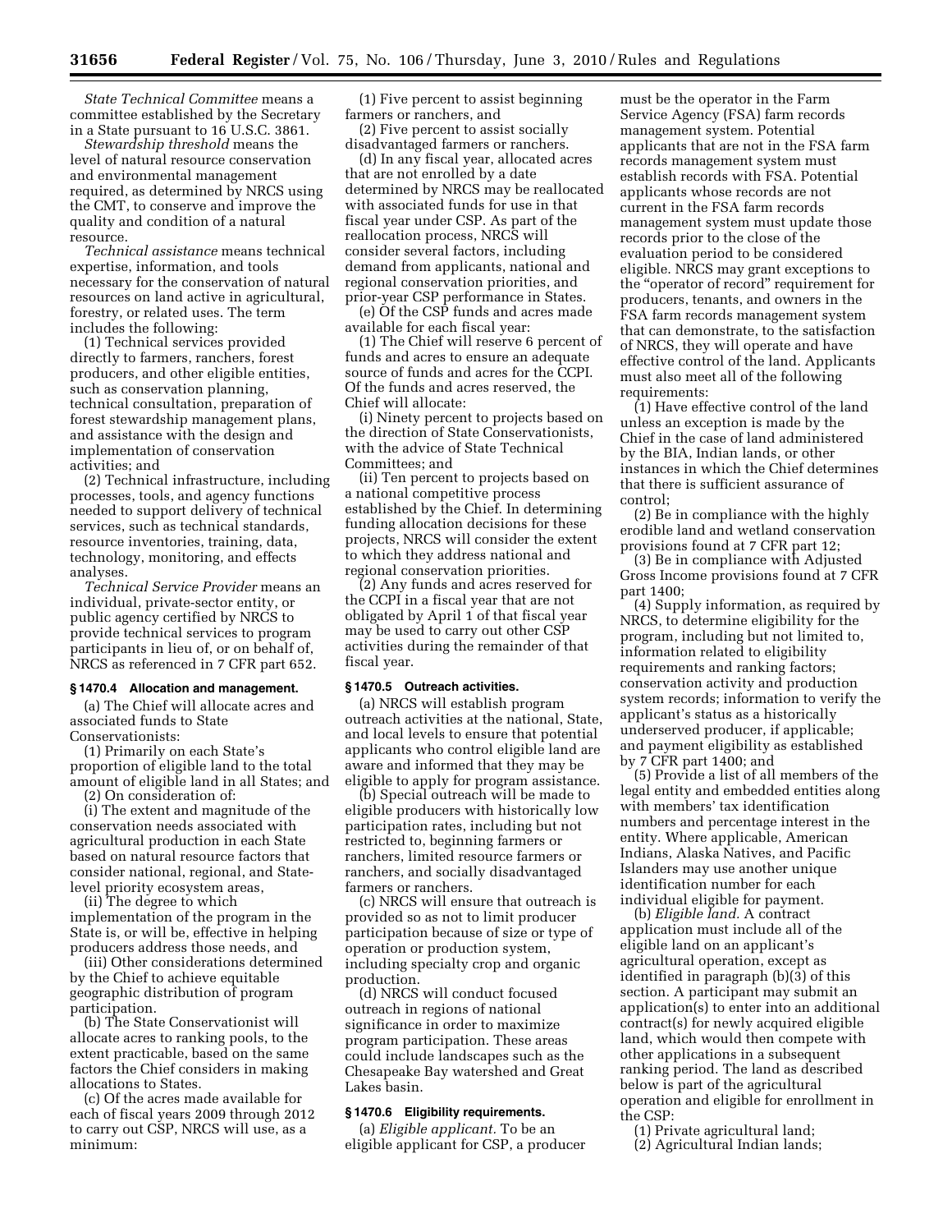*State Technical Committee* means a committee established by the Secretary in a State pursuant to 16 U.S.C. 3861.

*Stewardship threshold* means the level of natural resource conservation and environmental management required, as determined by NRCS using the CMT, to conserve and improve the quality and condition of a natural resource.

*Technical assistance* means technical expertise, information, and tools necessary for the conservation of natural resources on land active in agricultural, forestry, or related uses. The term includes the following:

(1) Technical services provided directly to farmers, ranchers, forest producers, and other eligible entities, such as conservation planning, technical consultation, preparation of forest stewardship management plans, and assistance with the design and implementation of conservation activities; and

(2) Technical infrastructure, including processes, tools, and agency functions needed to support delivery of technical services, such as technical standards, resource inventories, training, data, technology, monitoring, and effects analyses.

*Technical Service Provider* means an individual, private-sector entity, or public agency certified by NRCS to provide technical services to program participants in lieu of, or on behalf of, NRCS as referenced in 7 CFR part 652.

### § 1470.4 Allocation and management.

(a) The Chief will allocate acres and associated funds to State Conservationists:

(1) Primarily on each State's proportion of eligible land to the total amount of eligible land in all States; and

(2) On consideration of:

(i) The extent and magnitude of the conservation needs associated with agricultural production in each State based on natural resource factors that consider national, regional, and State-level priority ecosystem areas,

(ii) The degree to which implementation of the program in the State is, or will be, effective in helping producers address those needs, and

(iii) Other considerations determined by the Chief to achieve equitable geographic distribution of program participation.

(b) The State Conservationist will allocate acres to ranking pools, to the extent practicable, based on the same factors the Chief considers in making allocations to States.

(c) Of the acres made available for each of fiscal years 2009 through 2012 to carry out CSP, NRCS will use, as a minimum:

(1) Five percent to assist beginning farmers or ranchers, and

(2) Five percent to assist socially disadvantaged farmers or ranchers.

(d) In any fiscal year, allocated acres that are not enrolled by a date determined by NRCS may be reallocated with associated funds for use in that fiscal year under CSP. As part of the reallocation process, NRCS will consider several factors, including demand from applicants, national and regional conservation priorities, and prior-year CSP performance in States.

(e) Of the CSP funds and acres made available for each fiscal year:

(1) The Chief will reserve 6 percent of funds and acres to ensure an adequate source of funds and acres for the CCPI. Of the funds and acres reserved, the Chief will allocate:

(i) Ninety percent to projects based on the direction of State Conservationists, with the advice of State Technical Committees; and

(ii) Ten percent to projects based on a national competitive process established by the Chief. In determining funding allocation decisions for these projects, NRCS will consider the extent to which they address national and regional conservation priorities.

(2) Any funds and acres reserved for the CCPI in a fiscal year that are not obligated by April 1 of that fiscal year may be used to carry out other CSP activities during the remainder of that fiscal year.

### § 1470.5 Outreach activities.

(a) NRCS will establish program outreach activities at the national, State, and local levels to ensure that potential applicants who control eligible land are aware and informed that they may be eligible to apply for program assistance.

(b) Special outreach will be made to eligible producers with historically low participation rates, including but not restricted to, beginning farmers or ranchers, limited resource farmers or ranchers, and socially disadvantaged farmers or ranchers.

(c) NRCS will ensure that outreach is provided so as not to limit producer participation because of size or type of operation or production system, including specialty crop and organic production.

(d) NRCS will conduct focused outreach in regions of national significance in order to maximize program participation. These areas could include landscapes such as the Chesapeake Bay watershed and Great Lakes basin.

### § 1470.6 Eligibility requirements.

(a) *Eligible applicant.* To be an eligible applicant for CSP, a producer must be the operator in the Farm Service Agency (FSA) farm records management system. Potential applicants that are not in the FSA farm records management system must establish records with FSA. Potential applicants whose records are not current in the FSA farm records management system must update those records prior to the close of the evaluation period to be considered eligible. NRCS may grant exceptions to the "operator of record" requirement for producers, tenants, and owners in the FSA farm records management system that can demonstrate, to the satisfaction of NRCS, they will operate and have effective control of the land. Applicants must also meet all of the following requirements:

(1) Have effective control of the land unless an exception is made by the Chief in the case of land administered by the BIA, Indian lands, or other instances in which the Chief determines that there is sufficient assurance of control;

(2) Be in compliance with the highly erodible land and wetland conservation provisions found at 7 CFR part 12;

(3) Be in compliance with Adjusted Gross Income provisions found at 7 CFR part 1400;

(4) Supply information, as required by NRCS, to determine eligibility for the program, including but not limited to, information related to eligibility requirements and ranking factors; conservation activity and production system records; information to verify the applicant's status as a historically underserved producer, if applicable; and payment eligibility as established by 7 CFR part 1400; and

(5) Provide a list of all members of the legal entity and embedded entities along with members' tax identification numbers and percentage interest in the entity. Where applicable, American Indians, Alaska Natives, and Pacific Islanders may use another unique identification number for each individual eligible for payment.

(b) *Eligible land.* A contract application must include all of the eligible land on an applicant's agricultural operation, except as identified in paragraph (b)(3) of this section. A participant may submit an application(s) to enter into an additional contract(s) for newly acquired eligible land, which would then compete with other applications in a subsequent ranking period. The land as described below is part of the agricultural operation and eligible for enrollment in the CSP:

(1) Private agricultural land;

(2) Agricultural Indian lands;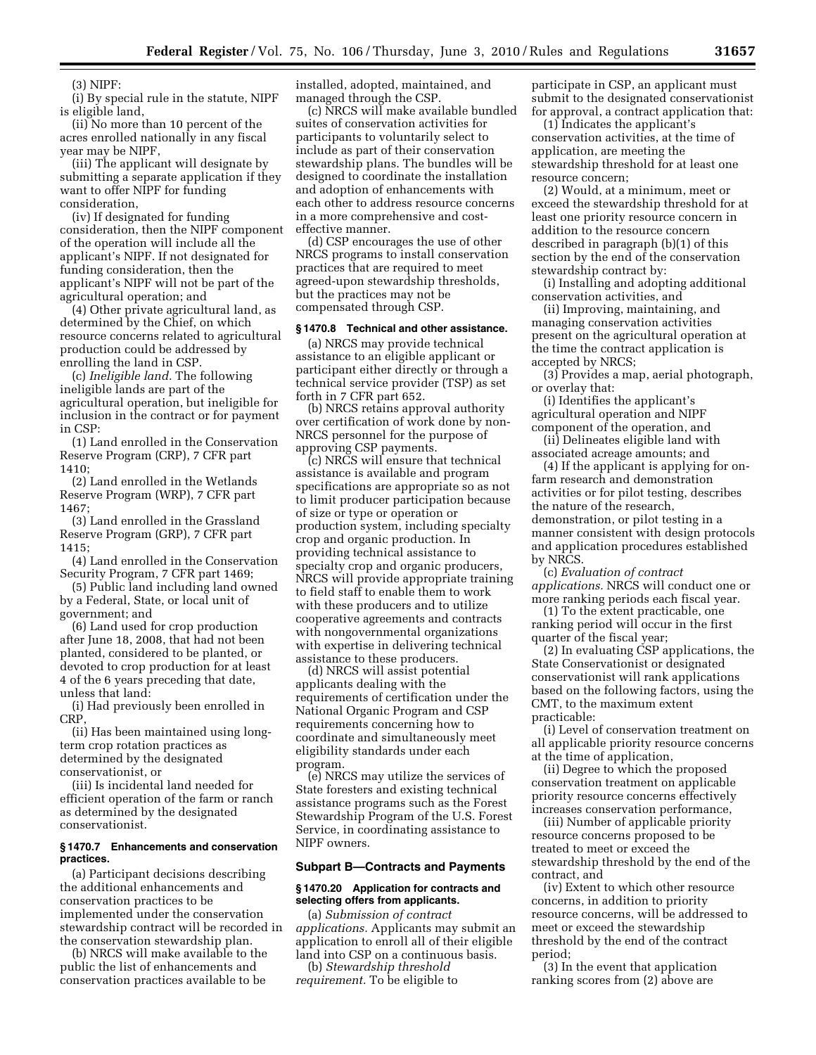(3) NIPF:

(i) By special rule in the statute, NIPF is eligible land,

(ii) No more than 10 percent of the acres enrolled nationally in any fiscal year may be NIPF,

(iii) The applicant will designate by submitting a separate application if they want to offer NIPF for funding consideration,

(iv) If designated for funding consideration, then the NIPF component of the operation will include all the applicant's NIPF. If not designated for funding consideration, then the applicant's NIPF will not be part of the agricultural operation; and

(4) Other private agricultural land, as determined by the Chief, on which resource concerns related to agricultural production could be addressed by enrolling the land in CSP.

(c) *Ineligible land.* The following ineligible lands are part of the agricultural operation, but ineligible for inclusion in the contract or for payment in CSP:

(1) Land enrolled in the Conservation Reserve Program (CRP), 7 CFR part 1410;

(2) Land enrolled in the Wetlands Reserve Program (WRP), 7 CFR part 1467;

(3) Land enrolled in the Grassland Reserve Program (GRP), 7 CFR part 1415;

(4) Land enrolled in the Conservation Security Program, 7 CFR part 1469;

(5) Public land including land owned by a Federal, State, or local unit of government; and

(6) Land used for crop production after June 18, 2008, that had not been planted, considered to be planted, or devoted to crop production for at least 4 of the 6 years preceding that date, unless that land:

(i) Had previously been enrolled in CRP,

(ii) Has been maintained using long-term crop rotation practices as determined by the designated conservationist, or

(iii) Is incidental land needed for efficient operation of the farm or ranch as determined by the designated conservationist.

### § 1470.7 Enhancements and conservation practices.

(a) Participant decisions describing the additional enhancements and conservation practices to be implemented under the conservation stewardship contract will be recorded in the conservation stewardship plan.

(b) NRCS will make available to the public the list of enhancements and conservation practices available to be installed, adopted, maintained, and managed through the CSP.

(c) NRCS will make available bundled suites of conservation activities for participants to voluntarily select to include as part of their conservation stewardship plans. The bundles will be designed to coordinate the installation and adoption of enhancements with each other to address resource concerns in a more comprehensive and cost-effective manner.

(d) CSP encourages the use of other NRCS programs to install conservation practices that are required to meet agreed-upon stewardship thresholds, but the practices may not be compensated through CSP.

### § 1470.8 Technical and other assistance.

(a) NRCS may provide technical assistance to an eligible applicant or participant either directly or through a technical service provider (TSP) as set forth in 7 CFR part 652.

(b) NRCS retains approval authority over certification of work done by non-NRCS personnel for the purpose of approving CSP payments.

(c) NRCS will ensure that technical assistance is available and program specifications are appropriate so as not to limit producer participation because of size or type or operation or production system, including specialty crop and organic production. In providing technical assistance to specialty crop and organic producers, NRCS will provide appropriate training to field staff to enable them to work with these producers and to utilize cooperative agreements and contracts with nongovernmental organizations with expertise in delivering technical assistance to these producers.

(d) NRCS will assist potential applicants dealing with the requirements of certification under the National Organic Program and CSP requirements concerning how to coordinate and simultaneously meet eligibility standards under each program.

(e) NRCS may utilize the services of State foresters and existing technical assistance programs such as the Forest Stewardship Program of the U.S. Forest Service, in coordinating assistance to NIPF owners.

## Subpart B—Contracts and Payments

### § 1470.20 Application for contracts and selecting offers from applicants.

(a) *Submission of contract applications.* Applicants may submit an application to enroll all of their eligible land into CSP on a continuous basis.

(b) *Stewardship threshold requirement.* To be eligible to participate in CSP, an applicant must submit to the designated conservationist for approval, a contract application that:

(1) Indicates the applicant's conservation activities, at the time of application, are meeting the stewardship threshold for at least one resource concern;

(2) Would, at a minimum, meet or exceed the stewardship threshold for at least one priority resource concern in addition to the resource concern described in paragraph (b)(1) of this section by the end of the conservation stewardship contract by:

(i) Installing and adopting additional conservation activities, and

(ii) Improving, maintaining, and managing conservation activities present on the agricultural operation at the time the contract application is accepted by NRCS;

(3) Provides a map, aerial photograph, or overlay that:

(i) Identifies the applicant's agricultural operation and NIPF component of the operation, and

(ii) Delineates eligible land with associated acreage amounts; and

(4) If the applicant is applying for on-farm research and demonstration activities or for pilot testing, describes the nature of the research, demonstration, or pilot testing in a manner consistent with design protocols and application procedures established by NRCS.

(c) *Evaluation of contract applications.* NRCS will conduct one or more ranking periods each fiscal year.

(1) To the extent practicable, one ranking period will occur in the first quarter of the fiscal year;

(2) In evaluating CSP applications, the State Conservationist or designated conservationist will rank applications based on the following factors, using the CMT, to the maximum extent practicable:

(i) Level of conservation treatment on all applicable priority resource concerns at the time of application,

(ii) Degree to which the proposed conservation treatment on applicable priority resource concerns effectively increases conservation performance,

(iii) Number of applicable priority resource concerns proposed to be treated to meet or exceed the stewardship threshold by the end of the contract, and

(iv) Extent to which other resource concerns, in addition to priority resource concerns, will be addressed to meet or exceed the stewardship threshold by the end of the contract period;

(3) In the event that application ranking scores from (2) above are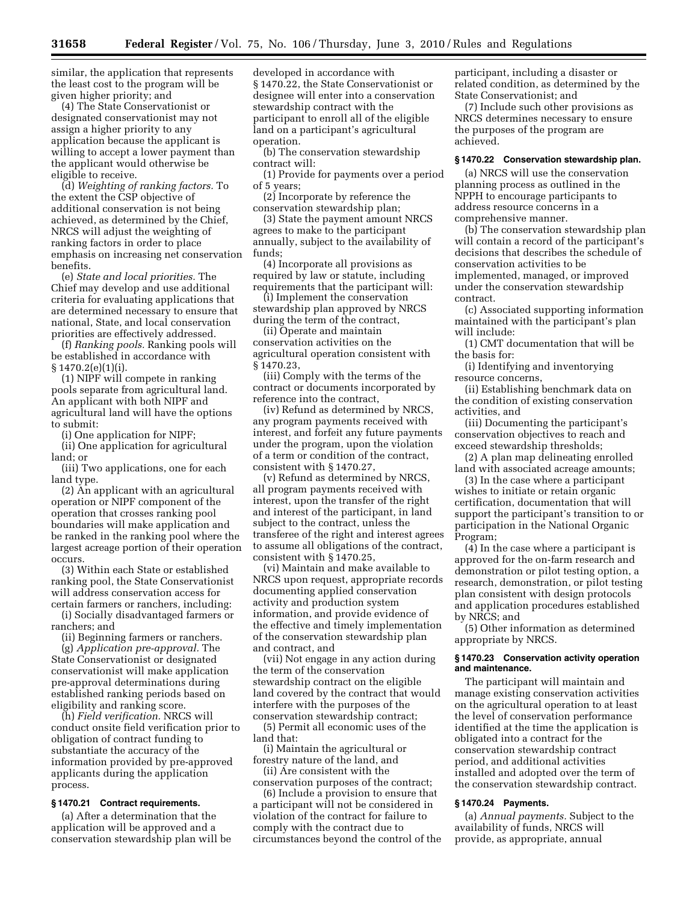similar, the application that represents the least cost to the program will be given higher priority; and

(4) The State Conservationist or designated conservationist may not assign a higher priority to any application because the applicant is willing to accept a lower payment than the applicant would otherwise be eligible to receive.

(d) *Weighting of ranking factors.* To the extent the CSP objective of additional conservation is not being achieved, as determined by the Chief, NRCS will adjust the weighting of ranking factors in order to place emphasis on increasing net conservation benefits.

(e) *State and local priorities.* The Chief may develop and use additional criteria for evaluating applications that are determined necessary to ensure that national, State, and local conservation priorities are effectively addressed.

(f) *Ranking pools.* Ranking pools will be established in accordance with § 1470.2(e)(1)(i).

(1) NIPF will compete in ranking pools separate from agricultural land. An applicant with both NIPF and agricultural land will have the options to submit:

(i) One application for NIPF;

(ii) One application for agricultural land; or

(iii) Two applications, one for each land type.

(2) An applicant with an agricultural operation or NIPF component of the operation that crosses ranking pool boundaries will make application and be ranked in the ranking pool where the largest acreage portion of their operation occurs.

(3) Within each State or established ranking pool, the State Conservationist will address conservation access for certain farmers or ranchers, including:

(i) Socially disadvantaged farmers or ranchers; and

(ii) Beginning farmers or ranchers.

(g) *Application pre-approval.* The State Conservationist or designated conservationist will make application pre-approval determinations during established ranking periods based on eligibility and ranking score.

(h) *Field verification.* NRCS will conduct onsite field verification prior to obligation of contract funding to substantiate the accuracy of the information provided by pre-approved applicants during the application process.

### § 1470.21 Contract requirements.

(a) After a determination that the application will be approved and a conservation stewardship plan will be developed in accordance with § 1470.22, the State Conservationist or designee will enter into a conservation stewardship contract with the participant to enroll all of the eligible land on a participant's agricultural operation.

(b) The conservation stewardship contract will:

(1) Provide for payments over a period of 5 years;

(2) Incorporate by reference the conservation stewardship plan;

(3) State the payment amount NRCS agrees to make to the participant annually, subject to the availability of funds;

(4) Incorporate all provisions as required by law or statute, including requirements that the participant will:

(i) Implement the conservation stewardship plan approved by NRCS during the term of the contract,

(ii) Operate and maintain conservation activities on the agricultural operation consistent with § 1470.23,

(iii) Comply with the terms of the contract or documents incorporated by reference into the contract,

(iv) Refund as determined by NRCS, any program payments received with interest, and forfeit any future payments under the program, upon the violation of a term or condition of the contract, consistent with § 1470.27,

(v) Refund as determined by NRCS, all program payments received with interest, upon the transfer of the right and interest of the participant, in land subject to the contract, unless the transferee of the right and interest agrees to assume all obligations of the contract, consistent with § 1470.25,

(vi) Maintain and make available to NRCS upon request, appropriate records documenting applied conservation activity and production system information, and provide evidence of the effective and timely implementation of the conservation stewardship plan and contract, and

(vii) Not engage in any action during the term of the conservation stewardship contract on the eligible land covered by the contract that would interfere with the purposes of the conservation stewardship contract;

(5) Permit all economic uses of the land that:

(i) Maintain the agricultural or forestry nature of the land, and

(ii) Are consistent with the conservation purposes of the contract;

(6) Include a provision to ensure that a participant will not be considered in violation of the contract for failure to comply with the contract due to circumstances beyond the control of the participant, including a disaster or related condition, as determined by the State Conservationist; and

(7) Include such other provisions as NRCS determines necessary to ensure the purposes of the program are achieved.

### § 1470.22 Conservation stewardship plan.

(a) NRCS will use the conservation planning process as outlined in the NPPH to encourage participants to address resource concerns in a comprehensive manner.

(b) The conservation stewardship plan will contain a record of the participant's decisions that describes the schedule of conservation activities to be implemented, managed, or improved under the conservation stewardship contract.

(c) Associated supporting information maintained with the participant's plan will include:

(1) CMT documentation that will be the basis for:

(i) Identifying and inventorying resource concerns,

(ii) Establishing benchmark data on the condition of existing conservation activities, and

(iii) Documenting the participant's conservation objectives to reach and exceed stewardship thresholds;

(2) A plan map delineating enrolled land with associated acreage amounts;

(3) In the case where a participant wishes to initiate or retain organic certification, documentation that will support the participant's transition to or participation in the National Organic Program;

(4) In the case where a participant is approved for the on-farm research and demonstration or pilot testing option, a research, demonstration, or pilot testing plan consistent with design protocols and application procedures established by NRCS; and

(5) Other information as determined appropriate by NRCS.

### § 1470.23 Conservation activity operation and maintenance.

The participant will maintain and manage existing conservation activities on the agricultural operation to at least the level of conservation performance identified at the time the application is obligated into a contract for the conservation stewardship contract period, and additional activities installed and adopted over the term of the conservation stewardship contract.

### § 1470.24 Payments.

(a) *Annual payments.* Subject to the availability of funds, NRCS will provide, as appropriate, annual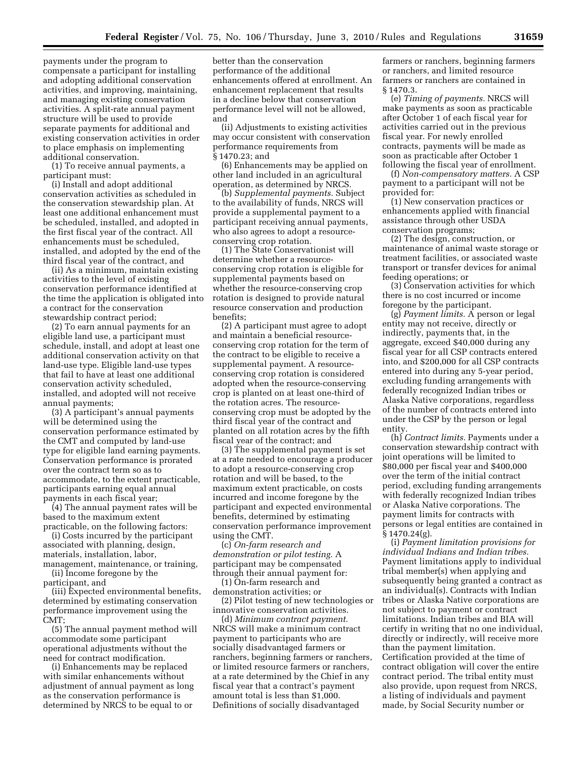payments under the program to compensate a participant for installing and adopting additional conservation activities, and improving, maintaining, and managing existing conservation activities. A split-rate annual payment structure will be used to provide separate payments for additional and existing conservation activities in order to place emphasis on implementing additional conservation.

(1) To receive annual payments, a participant must:

(i) Install and adopt additional conservation activities as scheduled in the conservation stewardship plan. At least one additional enhancement must be scheduled, installed, and adopted in the first fiscal year of the contract. All enhancements must be scheduled, installed, and adopted by the end of the third fiscal year of the contract, and

(ii) As a minimum, maintain existing activities to the level of existing conservation performance identified at the time the application is obligated into a contract for the conservation stewardship contract period;

(2) To earn annual payments for an eligible land use, a participant must schedule, install, and adopt at least one additional conservation activity on that land-use type. Eligible land-use types that fail to have at least one additional conservation activity scheduled, installed, and adopted will not receive annual payments;

(3) A participant's annual payments will be determined using the conservation performance estimated by the CMT and computed by land-use type for eligible land earning payments. Conservation performance is prorated over the contract term so as to accommodate, to the extent practicable, participants earning equal annual payments in each fiscal year;

(4) The annual payment rates will be based to the maximum extent practicable, on the following factors:

(i) Costs incurred by the participant associated with planning, design, materials, installation, labor, management, maintenance, or training,

(ii) Income foregone by the participant, and

(iii) Expected environmental benefits, determined by estimating conservation performance improvement using the CMT;

(5) The annual payment method will accommodate some participant operational adjustments without the need for contract modification.

(i) Enhancements may be replaced with similar enhancements without adjustment of annual payment as long as the conservation performance is determined by NRCS to be equal to or better than the conservation performance of the additional enhancements offered at enrollment. An enhancement replacement that results in a decline below that conservation performance level will not be allowed, and

(ii) Adjustments to existing activities may occur consistent with conservation performance requirements from § 1470.23; and

(6) Enhancements may be applied on other land included in an agricultural operation, as determined by NRCS.

(b) *Supplemental payments.* Subject to the availability of funds, NRCS will provide a supplemental payment to a participant receiving annual payments, who also agrees to adopt a resource-conserving crop rotation.

(1) The State Conservationist will determine whether a resource-conserving crop rotation is eligible for supplemental payments based on whether the resource-conserving crop rotation is designed to provide natural resource conservation and production benefits;

(2) A participant must agree to adopt and maintain a beneficial resource-conserving crop rotation for the term of the contract to be eligible to receive a supplemental payment. A resource-conserving crop rotation is considered adopted when the resource-conserving crop is planted on at least one-third of the rotation acres. The resource-conserving crop must be adopted by the third fiscal year of the contract and planted on all rotation acres by the fifth fiscal year of the contract; and

(3) The supplemental payment is set at a rate needed to encourage a producer to adopt a resource-conserving crop rotation and will be based, to the maximum extent practicable, on costs incurred and income foregone by the participant and expected environmental benefits, determined by estimating conservation performance improvement using the CMT.

(c) *On-farm research and demonstration or pilot testing.* A participant may be compensated through their annual payment for:

(1) On-farm research and demonstration activities; or

(2) Pilot testing of new technologies or innovative conservation activities.

(d) *Minimum contract payment.* NRCS will make a minimum contract payment to participants who are socially disadvantaged farmers or ranchers, beginning farmers or ranchers, or limited resource farmers or ranchers, at a rate determined by the Chief in any fiscal year that a contract's payment amount total is less than $1,000. Definitions of socially disadvantaged farmers or ranchers, beginning farmers or ranchers, and limited resource farmers or ranchers are contained in § 1470.3.

(e) *Timing of payments.* NRCS will make payments as soon as practicable after October 1 of each fiscal year for activities carried out in the previous fiscal year. For newly enrolled contracts, payments will be made as soon as practicable after October 1 following the fiscal year of enrollment.

(f) *Non-compensatory matters.* A CSP payment to a participant will not be provided for:

(1) New conservation practices or enhancements applied with financial assistance through other USDA conservation programs;

(2) The design, construction, or maintenance of animal waste storage or treatment facilities, or associated waste transport or transfer devices for animal feeding operations; or

(3) Conservation activities for which there is no cost incurred or income foregone by the participant.

(g) *Payment limits.* A person or legal entity may not receive, directly or indirectly, payments that, in the aggregate, exceed $40,000 during any fiscal year for all CSP contracts entered into, and $200,000 for all CSP contracts entered into during any 5-year period, excluding funding arrangements with federally recognized Indian tribes or Alaska Native corporations, regardless of the number of contracts entered into under the CSP by the person or legal entity.

(h) *Contract limits.* Payments under a conservation stewardship contract with joint operations will be limited to $80,000 per fiscal year and $400,000 over the term of the initial contract period, excluding funding arrangements with federally recognized Indian tribes or Alaska Native corporations. The payment limits for contracts with persons or legal entities are contained in § 1470.24(g).

(i) *Payment limitation provisions for individual Indians and Indian tribes.* Payment limitations apply to individual tribal member(s) when applying and subsequently being granted a contract as an individual(s). Contracts with Indian tribes or Alaska Native corporations are not subject to payment or contract limitations. Indian tribes and BIA will certify in writing that no one individual, directly or indirectly, will receive more than the payment limitation. Certification provided at the time of contract obligation will cover the entire contract period. The tribal entity must also provide, upon request from NRCS, a listing of individuals and payment made, by Social Security number or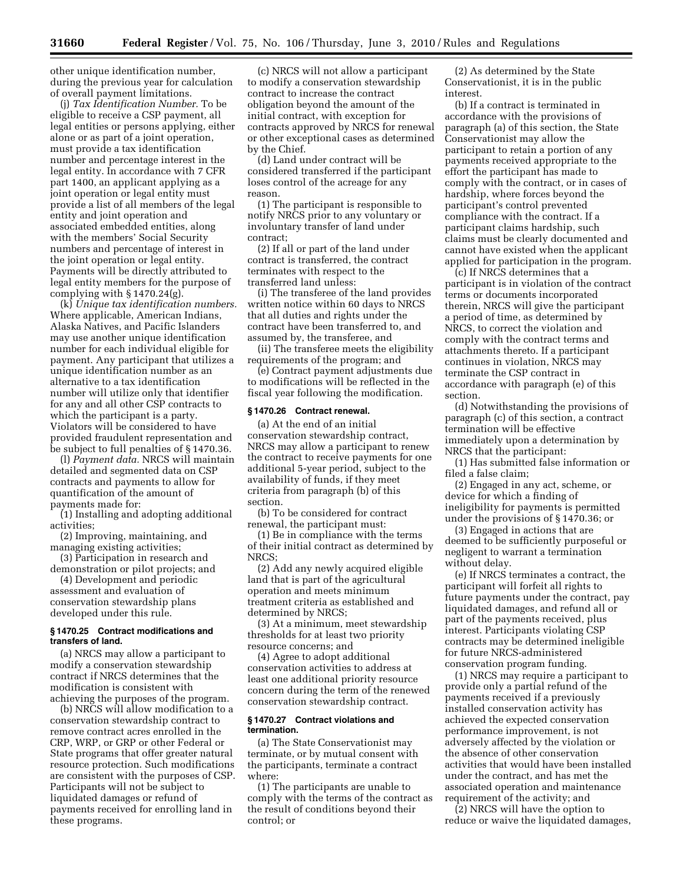other unique identification number, during the previous year for calculation of overall payment limitations.

(j) *Tax Identification Number.* To be eligible to receive a CSP payment, all legal entities or persons applying, either alone or as part of a joint operation, must provide a tax identification number and percentage interest in the legal entity. In accordance with 7 CFR part 1400, an applicant applying as a joint operation or legal entity must provide a list of all members of the legal entity and joint operation and associated embedded entities, along with the members' Social Security numbers and percentage of interest in the joint operation or legal entity. Payments will be directly attributed to legal entity members for the purpose of complying with § 1470.24(g).

(k) *Unique tax identification numbers.* Where applicable, American Indians, Alaska Natives, and Pacific Islanders may use another unique identification number for each individual eligible for payment. Any participant that utilizes a unique identification number as an alternative to a tax identification number will utilize only that identifier for any and all other CSP contracts to which the participant is a party. Violators will be considered to have provided fraudulent representation and be subject to full penalties of § 1470.36.

(l) *Payment data.* NRCS will maintain detailed and segmented data on CSP contracts and payments to allow for quantification of the amount of payments made for:

(1) Installing and adopting additional activities;

(2) Improving, maintaining, and managing existing activities;

(3) Participation in research and demonstration or pilot projects; and

(4) Development and periodic assessment and evaluation of conservation stewardship plans developed under this rule.

#### § 1470.25 Contract modifications and transfers of land.

(a) NRCS may allow a participant to modify a conservation stewardship contract if NRCS determines that the modification is consistent with achieving the purposes of the program.

(b) NRCS will allow modification to a conservation stewardship contract to remove contract acres enrolled in the CRP, WRP, or GRP or other Federal or State programs that offer greater natural resource protection. Such modifications are consistent with the purposes of CSP. Participants will not be subject to liquidated damages or refund of payments received for enrolling land in these programs.

(c) NRCS will not allow a participant to modify a conservation stewardship contract to increase the contract obligation beyond the amount of the initial contract, with exception for contracts approved by NRCS for renewal or other exceptional cases as determined by the Chief.

(d) Land under contract will be considered transferred if the participant loses control of the acreage for any reason.

(1) The participant is responsible to notify NRCS prior to any voluntary or involuntary transfer of land under contract;

(2) If all or part of the land under contract is transferred, the contract terminates with respect to the transferred land unless:

(i) The transferee of the land provides written notice within 60 days to NRCS that all duties and rights under the contract have been transferred to, and assumed by, the transferee, and

(ii) The transferee meets the eligibility requirements of the program; and

(e) Contract payment adjustments due to modifications will be reflected in the fiscal year following the modification.

#### § 1470.26 Contract renewal.

(a) At the end of an initial conservation stewardship contract, NRCS may allow a participant to renew the contract to receive payments for one additional 5-year period, subject to the availability of funds, if they meet criteria from paragraph (b) of this section.

(b) To be considered for contract renewal, the participant must:

(1) Be in compliance with the terms of their initial contract as determined by NRCS;

(2) Add any newly acquired eligible land that is part of the agricultural operation and meets minimum treatment criteria as established and determined by NRCS;

(3) At a minimum, meet stewardship thresholds for at least two priority resource concerns; and

(4) Agree to adopt additional conservation activities to address at least one additional priority resource concern during the term of the renewed conservation stewardship contract.

#### § 1470.27 Contract violations and termination.

(a) The State Conservationist may terminate, or by mutual consent with the participants, terminate a contract where:

(1) The participants are unable to comply with the terms of the contract as the result of conditions beyond their control; or

(2) As determined by the State Conservationist, it is in the public interest.

(b) If a contract is terminated in accordance with the provisions of paragraph (a) of this section, the State Conservationist may allow the participant to retain a portion of any payments received appropriate to the effort the participant has made to comply with the contract, or in cases of hardship, where forces beyond the participant's control prevented compliance with the contract. If a participant claims hardship, such claims must be clearly documented and cannot have existed when the applicant applied for participation in the program.

(c) If NRCS determines that a participant is in violation of the contract terms or documents incorporated therein, NRCS will give the participant a period of time, as determined by NRCS, to correct the violation and comply with the contract terms and attachments thereto. If a participant continues in violation, NRCS may terminate the CSP contract in accordance with paragraph (e) of this section.

(d) Notwithstanding the provisions of paragraph (c) of this section, a contract termination will be effective immediately upon a determination by NRCS that the participant:

(1) Has submitted false information or filed a false claim;

(2) Engaged in any act, scheme, or device for which a finding of ineligibility for payments is permitted under the provisions of § 1470.36; or

(3) Engaged in actions that are deemed to be sufficiently purposeful or negligent to warrant a termination without delay.

(e) If NRCS terminates a contract, the participant will forfeit all rights to future payments under the contract, pay liquidated damages, and refund all or part of the payments received, plus interest. Participants violating CSP contracts may be determined ineligible for future NRCS-administered conservation program funding.

(1) NRCS may require a participant to provide only a partial refund of the payments received if a previously installed conservation activity has achieved the expected conservation performance improvement, is not adversely affected by the violation or the absence of other conservation activities that would have been installed under the contract, and has met the associated operation and maintenance requirement of the activity; and

(2) NRCS will have the option to reduce or waive the liquidated damages,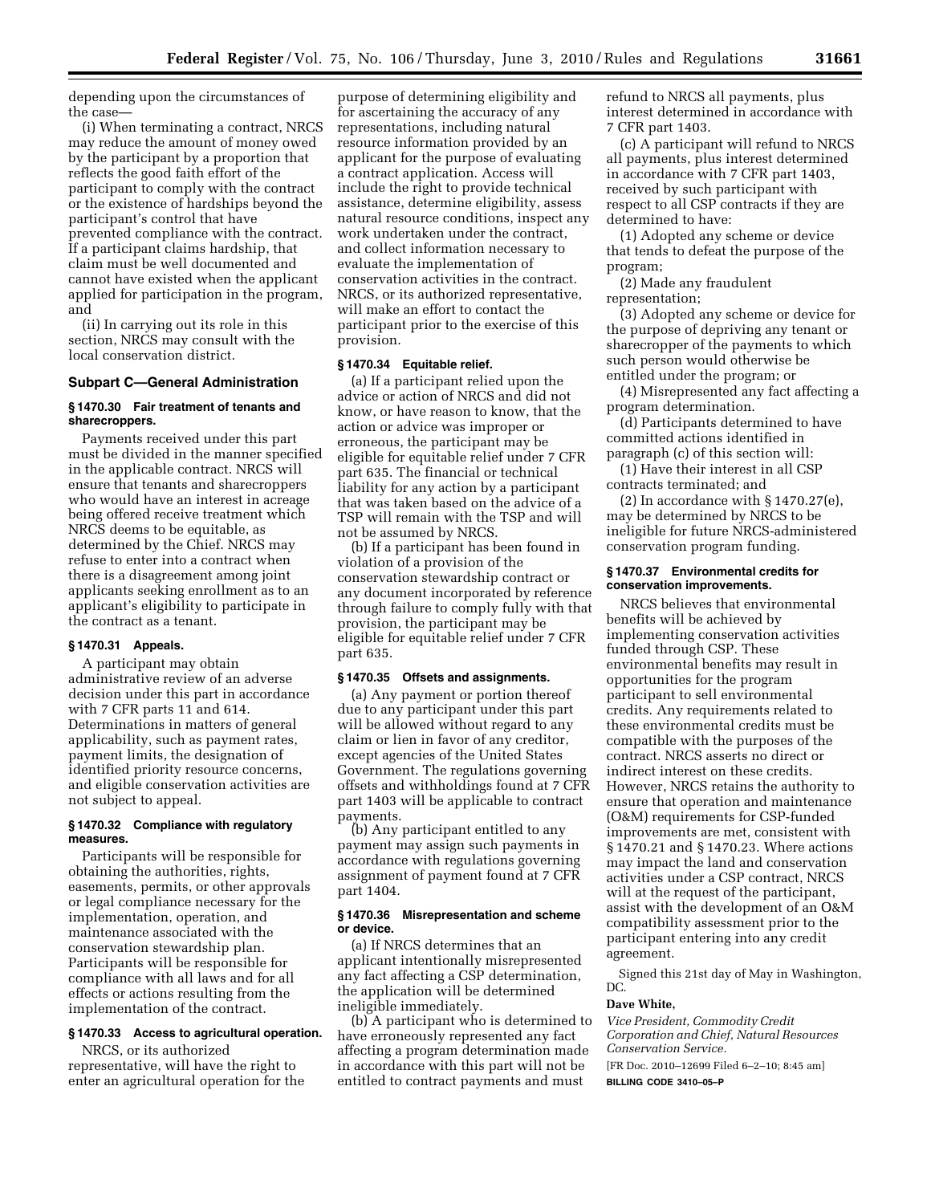depending upon the circumstances of the case—

(i) When terminating a contract, NRCS may reduce the amount of money owed by the participant by a proportion that reflects the good faith effort of the participant to comply with the contract or the existence of hardships beyond the participant's control that have prevented compliance with the contract. If a participant claims hardship, that claim must be well documented and cannot have existed when the applicant applied for participation in the program, and

(ii) In carrying out its role in this section, NRCS may consult with the local conservation district.

## Subpart C—General Administration

### § 1470.30 Fair treatment of tenants and sharecroppers.

Payments received under this part must be divided in the manner specified in the applicable contract. NRCS will ensure that tenants and sharecroppers who would have an interest in acreage being offered receive treatment which NRCS deems to be equitable, as determined by the Chief. NRCS may refuse to enter into a contract when there is a disagreement among joint applicants seeking enrollment as to an applicant's eligibility to participate in the contract as a tenant.

### § 1470.31 Appeals.

A participant may obtain administrative review of an adverse decision under this part in accordance with 7 CFR parts 11 and 614. Determinations in matters of general applicability, such as payment rates, payment limits, the designation of identified priority resource concerns, and eligible conservation activities are not subject to appeal.

### § 1470.32 Compliance with regulatory measures.

Participants will be responsible for obtaining the authorities, rights, easements, permits, or other approvals or legal compliance necessary for the implementation, operation, and maintenance associated with the conservation stewardship plan. Participants will be responsible for compliance with all laws and for all effects or actions resulting from the implementation of the contract.

### § 1470.33 Access to agricultural operation.

NRCS, or its authorized representative, will have the right to enter an agricultural operation for the purpose of determining eligibility and for ascertaining the accuracy of any representations, including natural resource information provided by an applicant for the purpose of evaluating a contract application. Access will include the right to provide technical assistance, determine eligibility, assess natural resource conditions, inspect any work undertaken under the contract, and collect information necessary to evaluate the implementation of conservation activities in the contract. NRCS, or its authorized representative, will make an effort to contact the participant prior to the exercise of this provision.

### § 1470.34 Equitable relief.

(a) If a participant relied upon the advice or action of NRCS and did not know, or have reason to know, that the action or advice was improper or erroneous, the participant may be eligible for equitable relief under 7 CFR part 635. The financial or technical liability for any action by a participant that was taken based on the advice of a TSP will remain with the TSP and will not be assumed by NRCS.

(b) If a participant has been found in violation of a provision of the conservation stewardship contract or any document incorporated by reference through failure to comply fully with that provision, the participant may be eligible for equitable relief under 7 CFR part 635.

### § 1470.35 Offsets and assignments.

(a) Any payment or portion thereof due to any participant under this part will be allowed without regard to any claim or lien in favor of any creditor, except agencies of the United States Government. The regulations governing offsets and withholdings found at 7 CFR part 1403 will be applicable to contract payments.

(b) Any participant entitled to any payment may assign such payments in accordance with regulations governing assignment of payment found at 7 CFR part 1404.

### § 1470.36 Misrepresentation and scheme or device.

(a) If NRCS determines that an applicant intentionally misrepresented any fact affecting a CSP determination, the application will be determined ineligible immediately.

(b) A participant who is determined to have erroneously represented any fact affecting a program determination made in accordance with this part will not be entitled to contract payments and must refund to NRCS all payments, plus interest determined in accordance with 7 CFR part 1403.

(c) A participant will refund to NRCS all payments, plus interest determined in accordance with 7 CFR part 1403, received by such participant with respect to all CSP contracts if they are determined to have:

(1) Adopted any scheme or device that tends to defeat the purpose of the program;

(2) Made any fraudulent representation;

(3) Adopted any scheme or device for the purpose of depriving any tenant or sharecropper of the payments to which such person would otherwise be entitled under the program; or

(4) Misrepresented any fact affecting a program determination.

(d) Participants determined to have committed actions identified in paragraph (c) of this section will:

(1) Have their interest in all CSP contracts terminated; and

(2) In accordance with § 1470.27(e), may be determined by NRCS to be ineligible for future NRCS-administered conservation program funding.

### § 1470.37 Environmental credits for conservation improvements.

NRCS believes that environmental benefits will be achieved by implementing conservation activities funded through CSP. These environmental benefits may result in opportunities for the program participant to sell environmental credits. Any requirements related to these environmental credits must be compatible with the purposes of the contract. NRCS asserts no direct or indirect interest on these credits. However, NRCS retains the authority to ensure that operation and maintenance (O&M) requirements for CSP-funded improvements are met, consistent with § 1470.21 and § 1470.23. Where actions may impact the land and conservation activities under a CSP contract, NRCS will at the request of the participant, assist with the development of an O&M compatibility assessment prior to the participant entering into any credit agreement.

Signed this 21st day of May in Washington, DC.

**Dave White,**

*Vice President, Commodity Credit Corporation and Chief, Natural Resources Conservation Service.*

[FR Doc. 2010–12699 Filed 6–2–10; 8:45 am]

**BILLING CODE 3410–05–P**